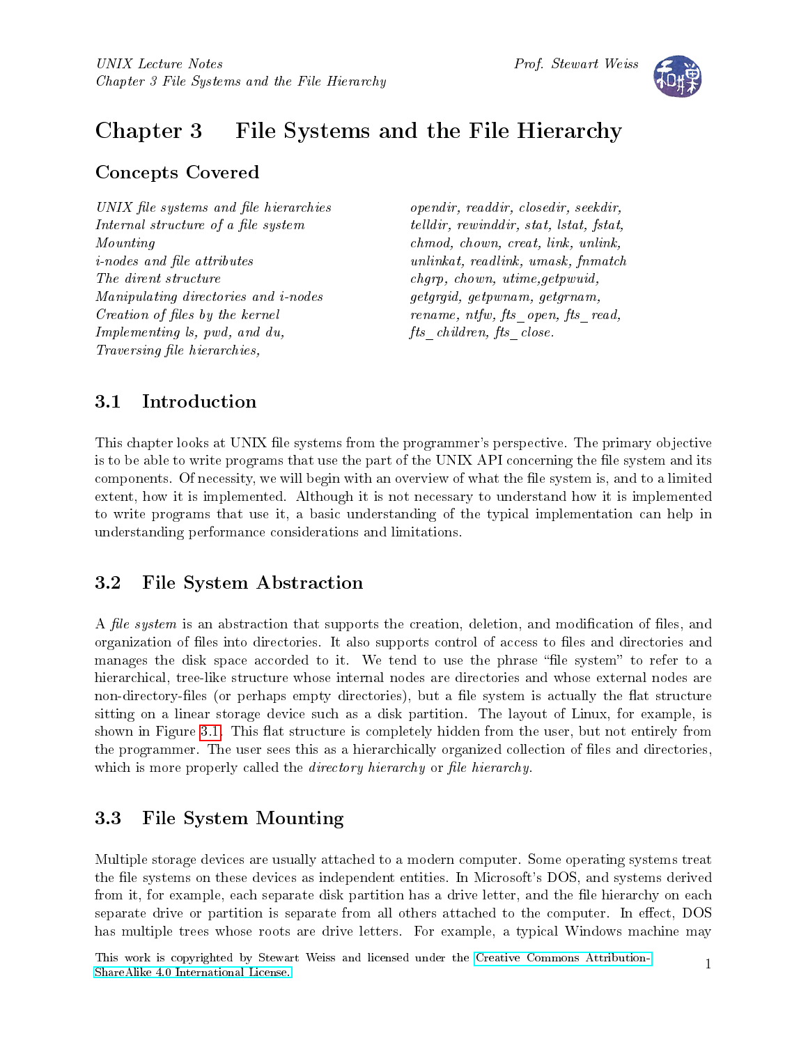# Chapter 3 File Systems and the File Hierarchy

## Concepts Covered

*UNIX file systems and file hierarchies*
*Internal structure of a file system*
*Mounting*
*i-nodes and file attributes*
*The dirent structure*
*Manipulating directories and i-nodes*
*Creation of files by the kernel*
*Implementing ls, pwd, and du,*
*Traversing file hierarchies,*

*opendir, readdir, closedir, seekdir, telldir, rewinddir, stat, lstat, fstat, chmod, chown, creat, link, unlink, unlinkat, readlink, umask, fnmatch chgrp, chown, utime,getpwuid, getgrgid, getpwnam, getgrnam, rename, ntfw, fts_open, fts_read, fts_children, fts_close.*

## 3.1 Introduction

This chapter looks at UNIX file systems from the programmer's perspective. The primary objective is to be able to write programs that use the part of the UNIX API concerning the file system and its components. Of necessity, we will begin with an overview of what the file system is, and to a limited extent, how it is implemented. Although it is not necessary to understand how it is implemented to write programs that use it, a basic understanding of the typical implementation can help in understanding performance considerations and limitations.

## 3.2 File System Abstraction

A *file system* is an abstraction that supports the creation, deletion, and modification of files, and organization of files into directories. It also supports control of access to files and directories and manages the disk space accorded to it. We tend to use the phrase "file system" to refer to a hierarchical, tree-like structure whose internal nodes are directories and whose external nodes are non-directory-files (or perhaps empty directories), but a file system is actually the flat structure sitting on a linear storage device such as a disk partition. The layout of Linux, for example, is shown in Figure 3.1. This flat structure is completely hidden from the user, but not entirely from the programmer. The user sees this as a hierarchically organized collection of files and directories, which is more properly called the *directory hierarchy* or *file hierarchy*.

## 3.3 File System Mounting

Multiple storage devices are usually attached to a modern computer. Some operating systems treat the file systems on these devices as independent entities. In Microsoft's DOS, and systems derived from it, for example, each separate disk partition has a drive letter, and the file hierarchy on each separate drive or partition is separate from all others attached to the computer. In effect, DOS has multiple trees whose roots are drive letters. For example, a typical Windows machine may

This work is copyrighted by Stewart Weiss and licensed under the Creative Commons Attribution-ShareAlike 4.0 International License.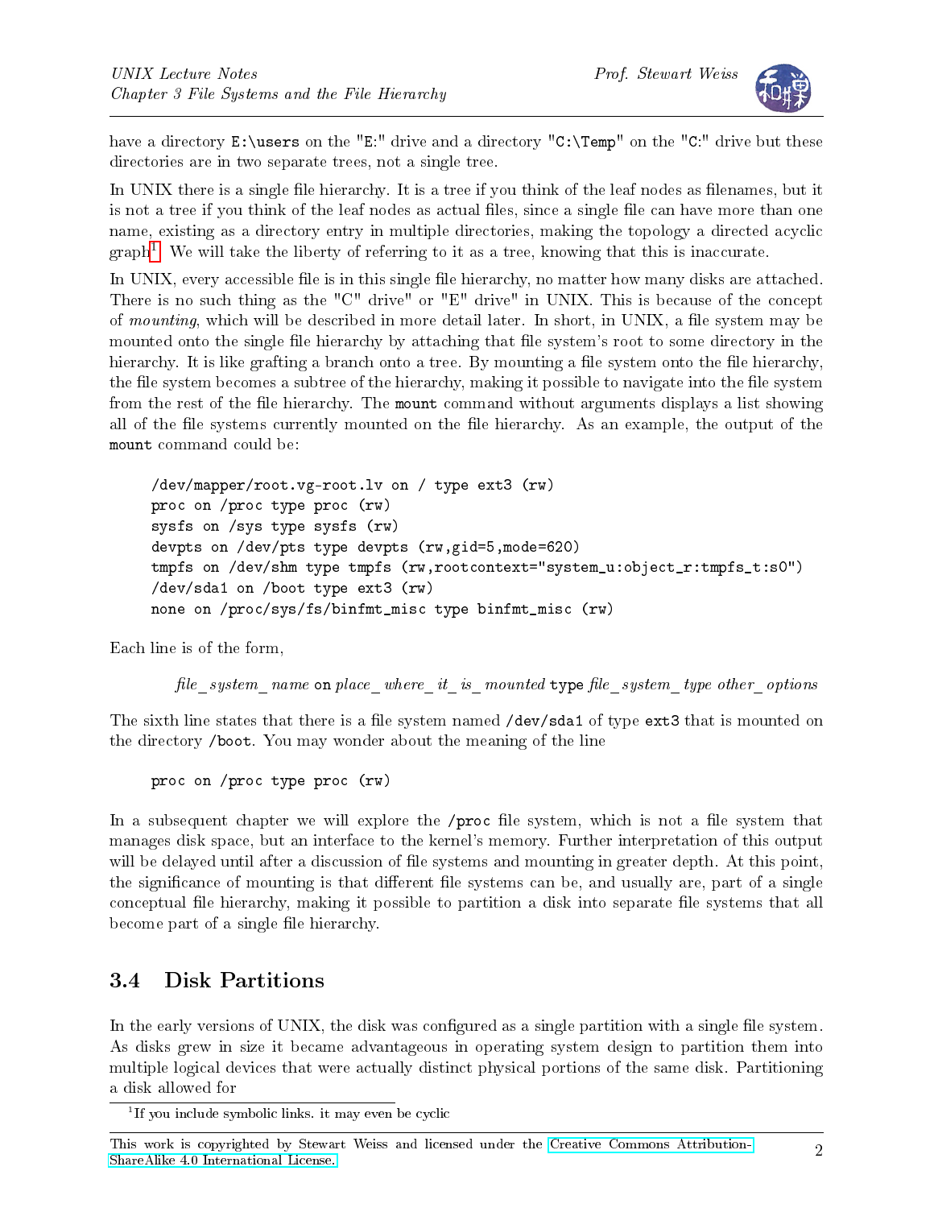have a directory `E:\users` on the "E:" drive and a directory "`C:\Temp`" on the "C:" drive but these directories are in two separate trees, not a single tree.

In UNIX there is a single file hierarchy. It is a tree if you think of the leaf nodes as filenames, but it is not a tree if you think of the leaf nodes as actual files, since a single file can have more than one name, existing as a directory entry in multiple directories, making the topology a directed acyclic graph[1]. We will take the liberty of referring to it as a tree, knowing that this is inaccurate.

In UNIX, every accessible file is in this single file hierarchy, no matter how many disks are attached. There is no such thing as the "C" drive" or "E" drive" in UNIX. This is because of the concept of *mounting*, which will be described in more detail later. In short, in UNIX, a file system may be mounted onto the single file hierarchy by attaching that file system's root to some directory in the hierarchy. It is like grafting a branch onto a tree. By mounting a file system onto the file hierarchy, the file system becomes a subtree of the hierarchy, making it possible to navigate into the file system from the rest of the file hierarchy. The `mount` command without arguments displays a list showing all of the file systems currently mounted on the file hierarchy. As an example, the output of the `mount` command could be:

```
/dev/mapper/root.vg-root.lv on / type ext3 (rw)
proc on /proc type proc (rw)
sysfs on /sys type sysfs (rw)
devpts on /dev/pts type devpts (rw,gid=5,mode=620)
tmpfs on /dev/shm type tmpfs (rw,rootcontext="system_u:object_r:tmpfs_t:s0")
/dev/sda1 on /boot type ext3 (rw)
none on /proc/sys/fs/binfmt_misc type binfmt_misc (rw)
```

Each line is of the form,

*file_system_name* `on` *place_where_it_is_mounted* `type` *file_system_type other_options*

The sixth line states that there is a file system named `/dev/sda1` of type `ext3` that is mounted on the directory `/boot`. You may wonder about the meaning of the line

```
proc on /proc type proc (rw)
```

In a subsequent chapter we will explore the `/proc` file system, which is not a file system that manages disk space, but an interface to the kernel's memory. Further interpretation of this output will be delayed until after a discussion of file systems and mounting in greater depth. At this point, the significance of mounting is that different file systems can be, and usually are, part of a single conceptual file hierarchy, making it possible to partition a disk into separate file systems that all become part of a single file hierarchy.

## 3.4 Disk Partitions

In the early versions of UNIX, the disk was configured as a single partition with a single file system. As disks grew in size it became advantageous in operating system design to partition them into multiple logical devices that were actually distinct physical portions of the same disk. Partitioning a disk allowed for

[1] If you include symbolic links. it may even be cyclic

This work is copyrighted by Stewart Weiss and licensed under the Creative Commons Attribution-ShareAlike 4.0 International License.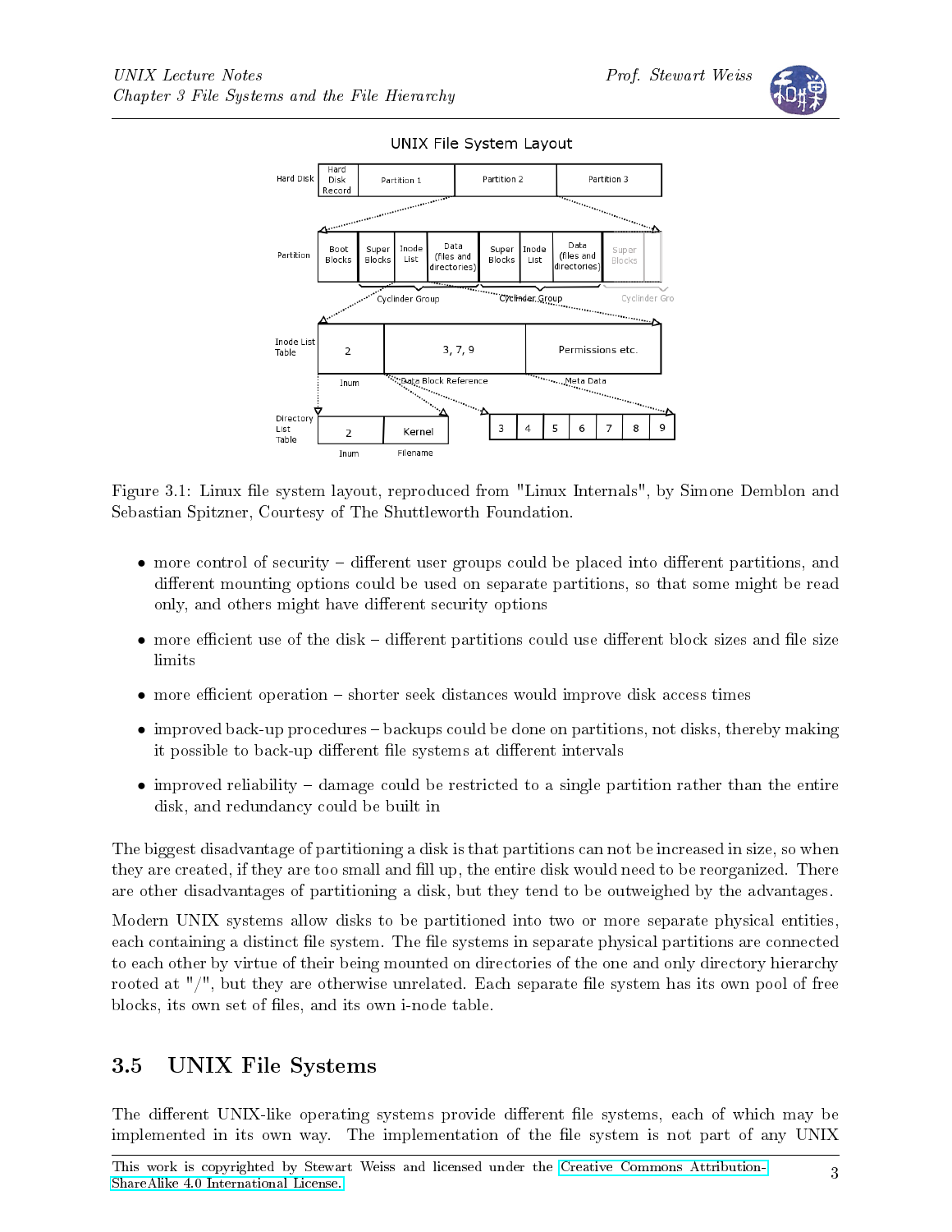Figure 3.1: Linux file system layout, reproduced from "Linux Internals", by Simone Demblon and Sebastian Spitzner, Courtesy of The Shuttleworth Foundation.

- more control of security – different user groups could be placed into different partitions, and different mounting options could be used on separate partitions, so that some might be read only, and others might have different security options
- more efficient use of the disk – different partitions could use different block sizes and file size limits
- more efficient operation – shorter seek distances would improve disk access times
- improved back-up procedures – backups could be done on partitions, not disks, thereby making it possible to back-up different file systems at different intervals
- improved reliability – damage could be restricted to a single partition rather than the entire disk, and redundancy could be built in

The biggest disadvantage of partitioning a disk is that partitions can not be increased in size, so when they are created, if they are too small and fill up, the entire disk would need to be reorganized. There are other disadvantages of partitioning a disk, but they tend to be outweighed by the advantages.

Modern UNIX systems allow disks to be partitioned into two or more separate physical entities, each containing a distinct file system. The file systems in separate physical partitions are connected to each other by virtue of their being mounted on directories of the one and only directory hierarchy rooted at "/", but they are otherwise unrelated. Each separate file system has its own pool of free blocks, its own set of files, and its own i-node table.

## 3.5 UNIX File Systems

The different UNIX-like operating systems provide different file systems, each of which may be implemented in its own way. The implementation of the file system is not part of any UNIX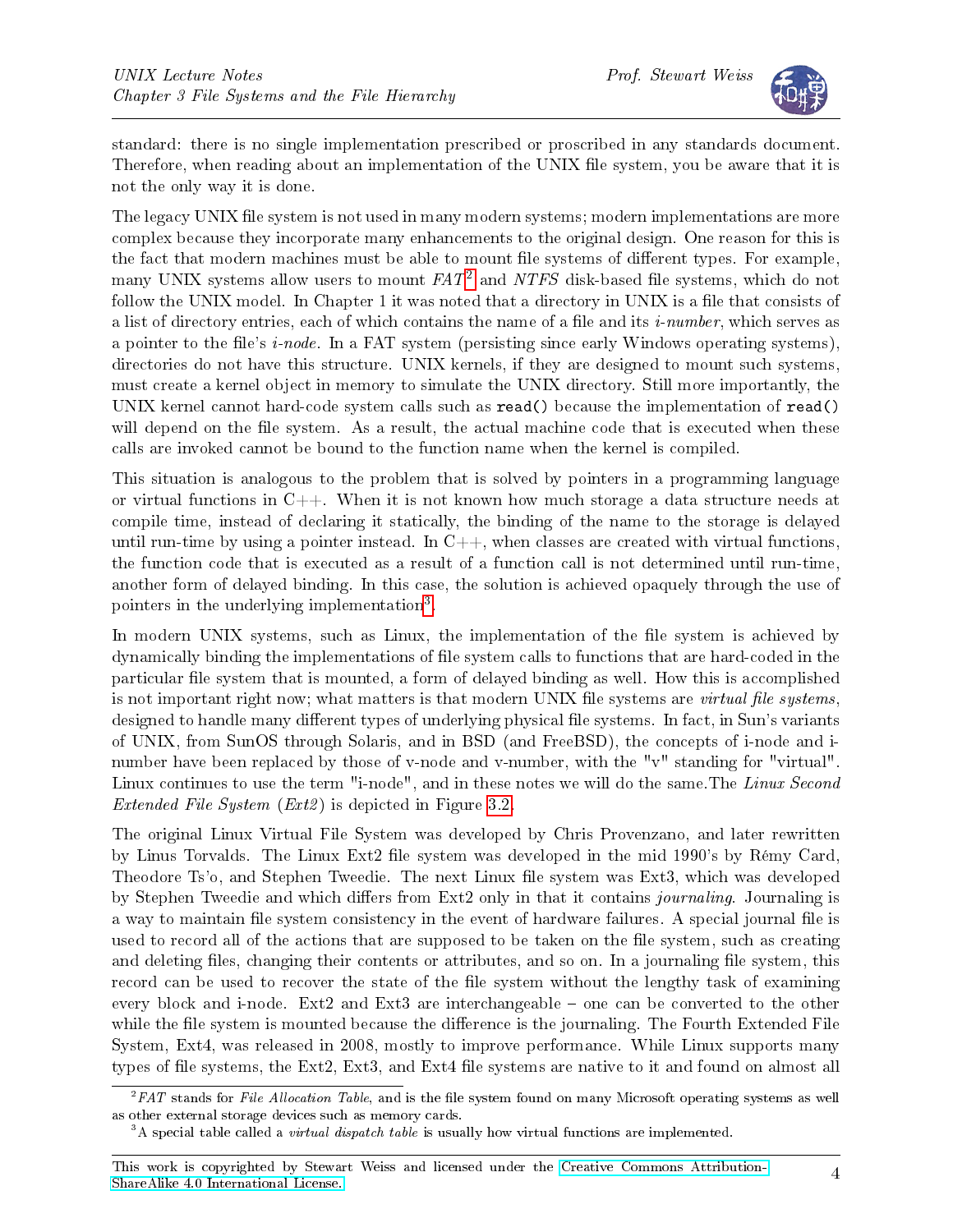standard: there is no single implementation prescribed or proscribed in any standards document. Therefore, when reading about an implementation of the UNIX file system, you be aware that it is not the only way it is done.

The legacy UNIX file system is not used in many modern systems; modern implementations are more complex because they incorporate many enhancements to the original design. One reason for this is the fact that modern machines must be able to mount file systems of different types. For example, many UNIX systems allow users to mount *FAT*[2] and *NTFS* disk-based file systems, which do not follow the UNIX model. In Chapter 1 it was noted that a directory in UNIX is a file that consists of a list of directory entries, each of which contains the name of a file and its *i-number*, which serves as a pointer to the file's *i-node*. In a FAT system (persisting since early Windows operating systems), directories do not have this structure. UNIX kernels, if they are designed to mount such systems, must create a kernel object in memory to simulate the UNIX directory. Still more importantly, the UNIX kernel cannot hard-code system calls such as `read()` because the implementation of `read()` will depend on the file system. As a result, the actual machine code that is executed when these calls are invoked cannot be bound to the function name when the kernel is compiled.

This situation is analogous to the problem that is solved by pointers in a programming language or virtual functions in C++. When it is not known how much storage a data structure needs at compile time, instead of declaring it statically, the binding of the name to the storage is delayed until run-time by using a pointer instead. In C++, when classes are created with virtual functions, the function code that is executed as a result of a function call is not determined until run-time, another form of delayed binding. In this case, the solution is achieved opaquely through the use of pointers in the underlying implementation[3].

In modern UNIX systems, such as Linux, the implementation of the file system is achieved by dynamically binding the implementations of file system calls to functions that are hard-coded in the particular file system that is mounted, a form of delayed binding as well. How this is accomplished is not important right now; what matters is that modern UNIX file systems are *virtual file systems*, designed to handle many different types of underlying physical file systems. In fact, in Sun's variants of UNIX, from SunOS through Solaris, and in BSD (and FreeBSD), the concepts of i-node and i-number have been replaced by those of v-node and v-number, with the "v" standing for "virtual". Linux continues to use the term "i-node", and in these notes we will do the same.The *Linux Second Extended File System* (*Ext2*) is depicted in Figure 3.2.

The original Linux Virtual File System was developed by Chris Provenzano, and later rewritten by Linus Torvalds. The Linux Ext2 file system was developed in the mid 1990's by Rémy Card, Theodore Ts'o, and Stephen Tweedie. The next Linux file system was Ext3, which was developed by Stephen Tweedie and which differs from Ext2 only in that it contains *journaling*. Journaling is a way to maintain file system consistency in the event of hardware failures. A special journal file is used to record all of the actions that are supposed to be taken on the file system, such as creating and deleting files, changing their contents or attributes, and so on. In a journaling file system, this record can be used to recover the state of the file system without the lengthy task of examining every block and i-node. Ext2 and Ext3 are interchangeable – one can be converted to the other while the file system is mounted because the difference is the journaling. The Fourth Extended File System, Ext4, was released in 2008, mostly to improve performance. While Linux supports many types of file systems, the Ext2, Ext3, and Ext4 file systems are native to it and found on almost all

[2] *FAT* stands for *File Allocation Table*, and is the file system found on many Microsoft operating systems as well as other external storage devices such as memory cards.

[3] A special table called a *virtual dispatch table* is usually how virtual functions are implemented.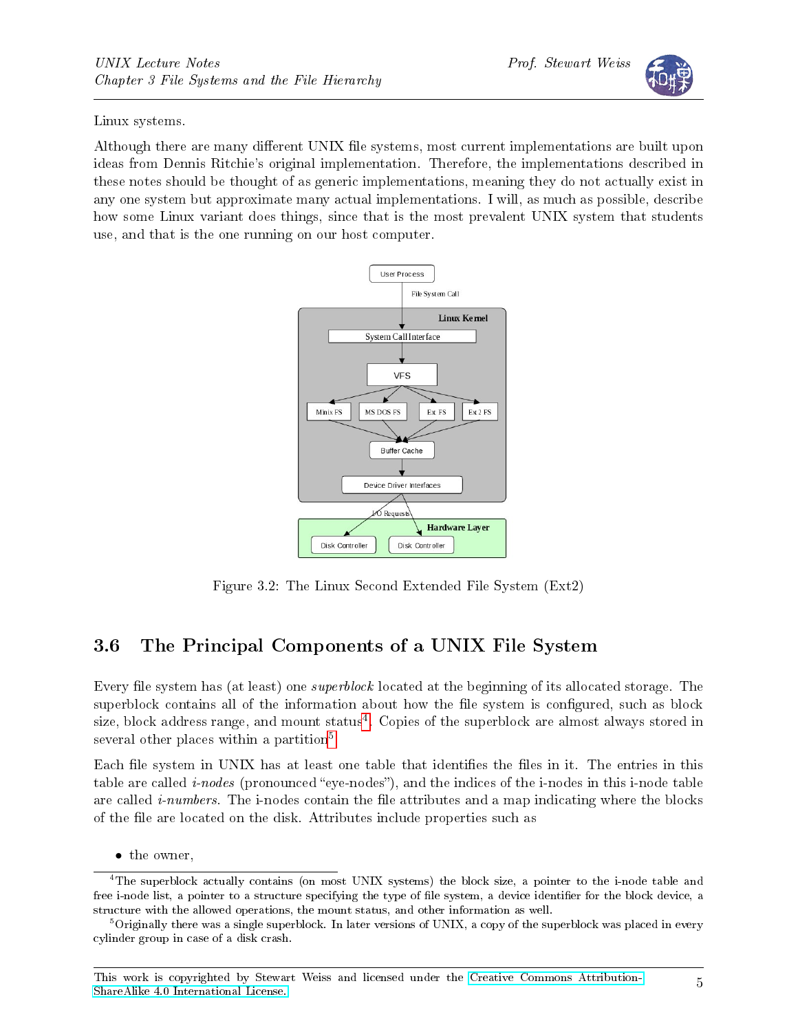Linux systems.

Although there are many different UNIX file systems, most current implementations are built upon ideas from Dennis Ritchie's original implementation. Therefore, the implementations described in these notes should be thought of as generic implementations, meaning they do not actually exist in any one system but approximate many actual implementations. I will, as much as possible, describe how some Linux variant does things, since that is the most prevalent UNIX system that students use, and that is the one running on our host computer.

Figure 3.2: The Linux Second Extended File System (Ext2)

## 3.6 The Principal Components of a UNIX File System

Every file system has (at least) one *superblock* located at the beginning of its allocated storage. The superblock contains all of the information about how the file system is configured, such as block size, block address range, and mount status[4]. Copies of the superblock are almost always stored in several other places within a partition[5].

Each file system in UNIX has at least one table that identifies the files in it. The entries in this table are called *i-nodes* (pronounced "eye-nodes"), and the indices of the i-nodes in this i-node table are called *i-numbers*. The i-nodes contain the file attributes and a map indicating where the blocks of the file are located on the disk. Attributes include properties such as

- the owner,

---

[4] The superblock actually contains (on most UNIX systems) the block size, a pointer to the i-node table and free i-node list, a pointer to a structure specifying the type of file system, a device identifier for the block device, a structure with the allowed operations, the mount status, and other information as well.

[5] Originally there was a single superblock. In later versions of UNIX, a copy of the superblock was placed in every cylinder group in case of a disk crash.

This work is copyrighted by Stewart Weiss and licensed under the Creative Commons Attribution-ShareAlike 4.0 International License.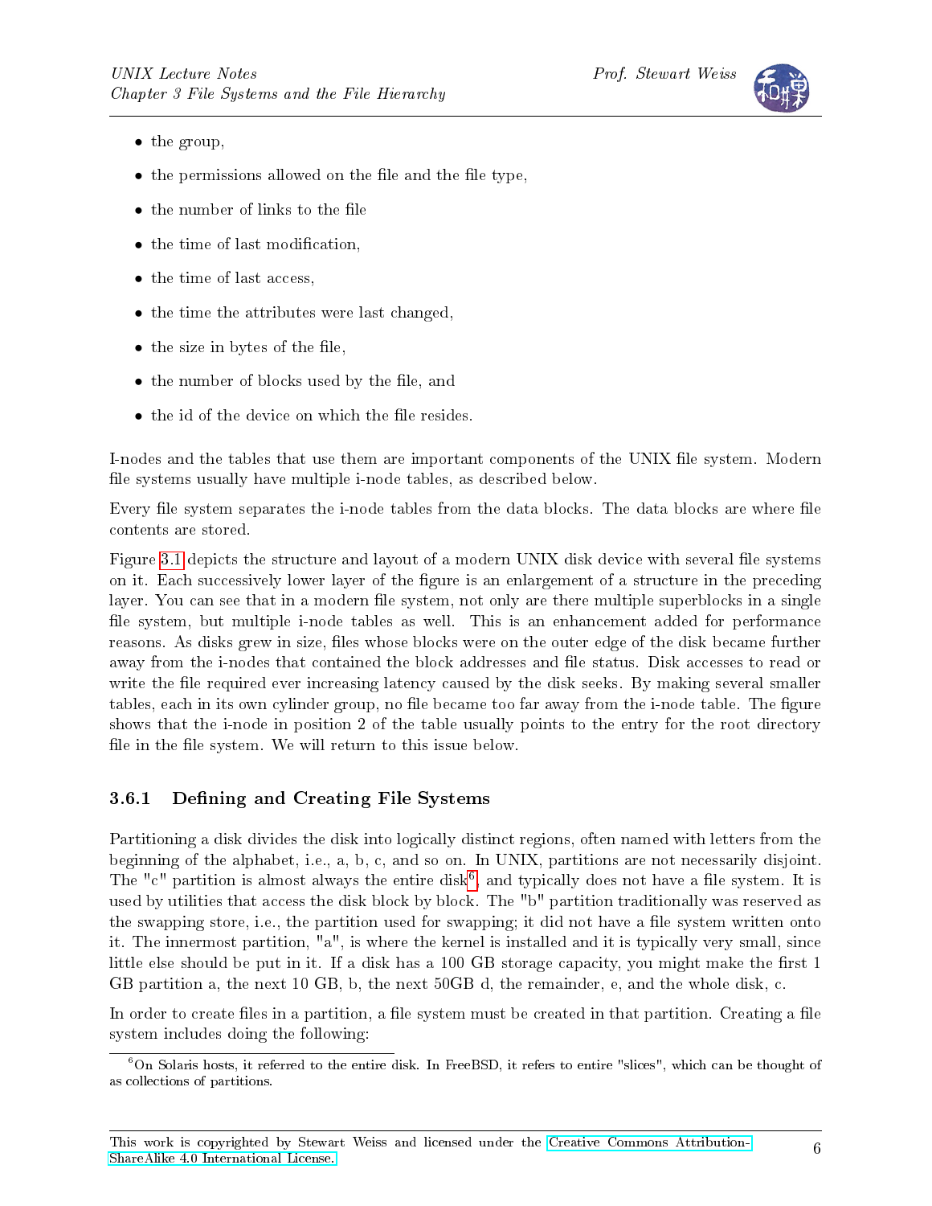- the group,
- the permissions allowed on the file and the file type,
- the number of links to the file
- the time of last modification,
- the time of last access,
- the time the attributes were last changed,
- the size in bytes of the file,
- the number of blocks used by the file, and
- the id of the device on which the file resides.

I-nodes and the tables that use them are important components of the UNIX file system. Modern file systems usually have multiple i-node tables, as described below.

Every file system separates the i-node tables from the data blocks. The data blocks are where file contents are stored.

Figure 3.1 depicts the structure and layout of a modern UNIX disk device with several file systems on it. Each successively lower layer of the figure is an enlargement of a structure in the preceding layer. You can see that in a modern file system, not only are there multiple superblocks in a single file system, but multiple i-node tables as well. This is an enhancement added for performance reasons. As disks grew in size, files whose blocks were on the outer edge of the disk became further away from the i-nodes that contained the block addresses and file status. Disk accesses to read or write the file required ever increasing latency caused by the disk seeks. By making several smaller tables, each in its own cylinder group, no file became too far away from the i-node table. The figure shows that the i-node in position 2 of the table usually points to the entry for the root directory file in the file system. We will return to this issue below.

### 3.6.1 Defining and Creating File Systems

Partitioning a disk divides the disk into logically distinct regions, often named with letters from the beginning of the alphabet, i.e., a, b, c, and so on. In UNIX, partitions are not necessarily disjoint. The "c" partition is almost always the entire disk[6], and typically does not have a file system. It is used by utilities that access the disk block by block. The "b" partition traditionally was reserved as the swapping store, i.e., the partition used for swapping; it did not have a file system written onto it. The innermost partition, "a", is where the kernel is installed and it is typically very small, since little else should be put in it. If a disk has a 100 GB storage capacity, you might make the first 1 GB partition a, the next 10 GB, b, the next 50GB d, the remainder, e, and the whole disk, c.

In order to create files in a partition, a file system must be created in that partition. Creating a file system includes doing the following:

[6] On Solaris hosts, it referred to the entire disk. In FreeBSD, it refers to entire "slices", which can be thought of as collections of partitions.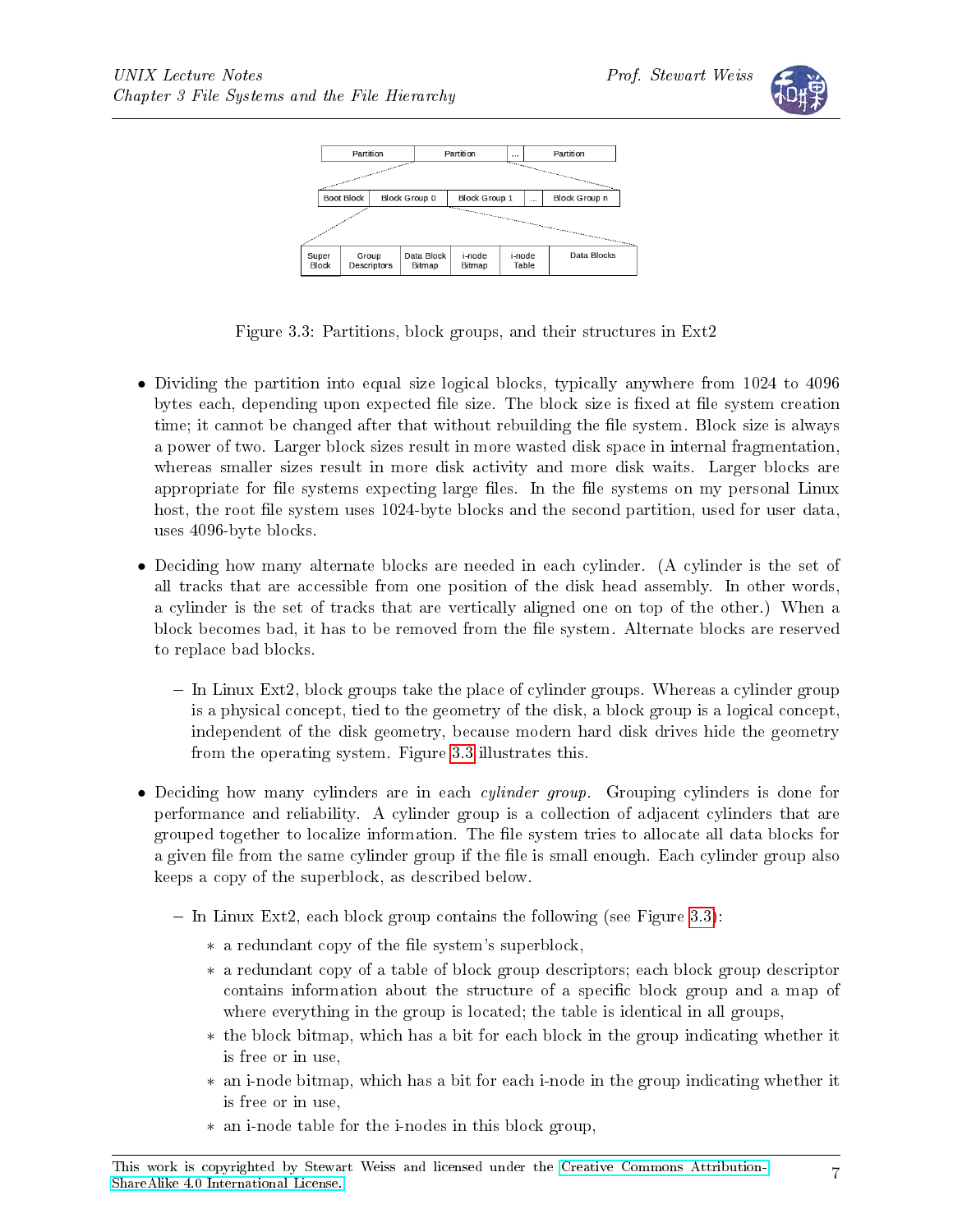Figure 3.3: Partitions, block groups, and their structures in Ext2

- Dividing the partition into equal size logical blocks, typically anywhere from 1024 to 4096 bytes each, depending upon expected file size. The block size is fixed at file system creation time; it cannot be changed after that without rebuilding the file system. Block size is always a power of two. Larger block sizes result in more wasted disk space in internal fragmentation, whereas smaller sizes result in more disk activity and more disk waits. Larger blocks are appropriate for file systems expecting large files. In the file systems on my personal Linux host, the root file system uses 1024-byte blocks and the second partition, used for user data, uses 4096-byte blocks.

- Deciding how many alternate blocks are needed in each cylinder. (A cylinder is the set of all tracks that are accessible from one position of the disk head assembly. In other words, a cylinder is the set of tracks that are vertically aligned one on top of the other.) When a block becomes bad, it has to be removed from the file system. Alternate blocks are reserved to replace bad blocks.

  - In Linux Ext2, block groups take the place of cylinder groups. Whereas a cylinder group is a physical concept, tied to the geometry of the disk, a block group is a logical concept, independent of the disk geometry, because modern hard disk drives hide the geometry from the operating system. Figure 3.3 illustrates this.

- Deciding how many cylinders are in each *cylinder group*. Grouping cylinders is done for performance and reliability. A cylinder group is a collection of adjacent cylinders that are grouped together to localize information. The file system tries to allocate all data blocks for a given file from the same cylinder group if the file is small enough. Each cylinder group also keeps a copy of the superblock, as described below.

  - In Linux Ext2, each block group contains the following (see Figure 3.3):
    - a redundant copy of the file system's superblock,
    - a redundant copy of a table of block group descriptors; each block group descriptor contains information about the structure of a specific block group and a map of where everything in the group is located; the table is identical in all groups,
    - the block bitmap, which has a bit for each block in the group indicating whether it is free or in use,
    - an i-node bitmap, which has a bit for each i-node in the group indicating whether it is free or in use,
    - an i-node table for the i-nodes in this block group,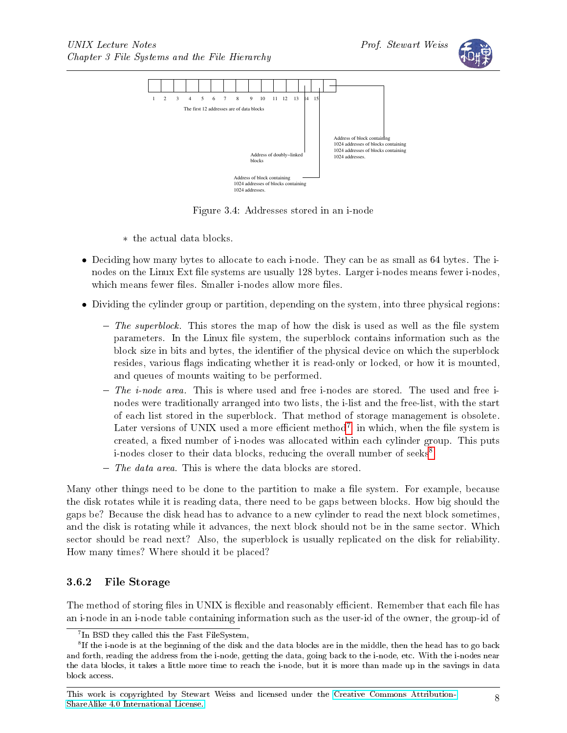1 2 3 4 5 6 7 8 9 10 11 12 13 14 15

The first 12 addresses are of data blocks

Address of doubly−linked blocks

Address of block containing 1024 addresses of blocks containing 1024 addresses.

Address of block containing 1024 addresses of blocks containing 1024 addresses of blocks containing 1024 addresses.

Figure 3.4: Addresses stored in an i-node

  * the actual data blocks.

- Deciding how many bytes to allocate to each i-node. They can be as small as 64 bytes. The i-nodes on the Linux Ext file systems are usually 128 bytes. Larger i-nodes means fewer i-nodes, which means fewer files. Smaller i-nodes allow more files.
- Dividing the cylinder group or partition, depending on the system, into three physical regions:
  - *The superblock.* This stores the map of how the disk is used as well as the file system parameters. In the Linux file system, the superblock contains information such as the block size in bits and bytes, the identifier of the physical device on which the superblock resides, various flags indicating whether it is read-only or locked, or how it is mounted, and queues of mounts waiting to be performed.
  - *The i-node area.* This is where used and free i-nodes are stored. The used and free i-nodes were traditionally arranged into two lists, the i-list and the free-list, with the start of each list stored in the superblock. That method of storage management is obsolete. Later versions of UNIX used a more efficient method[7] in which, when the file system is created, a fixed number of i-nodes was allocated within each cylinder group. This puts i-nodes closer to their data blocks, reducing the overall number of seeks[8].
  - *The data area.* This is where the data blocks are stored.

Many other things need to be done to the partition to make a file system. For example, because the disk rotates while it is reading data, there need to be gaps between blocks. How big should the gaps be? Because the disk head has to advance to a new cylinder to read the next block sometimes, and the disk is rotating while it advances, the next block should not be in the same sector. Which sector should be read next? Also, the superblock is usually replicated on the disk for reliability. How many times? Where should it be placed?

### 3.6.2 File Storage

The method of storing files in UNIX is flexible and reasonably efficient. Remember that each file has an i-node in an i-node table containing information such as the user-id of the owner, the group-id of

[7] In BSD they called this the Fast FileSystem,

[8] If the i-node is at the beginning of the disk and the data blocks are in the middle, then the head has to go back and forth, reading the address from the i-node, getting the data, going back to the i-node, etc. With the i-nodes near the data blocks, it takes a little more time to reach the i-node, but it is more than made up in the savings in data block access.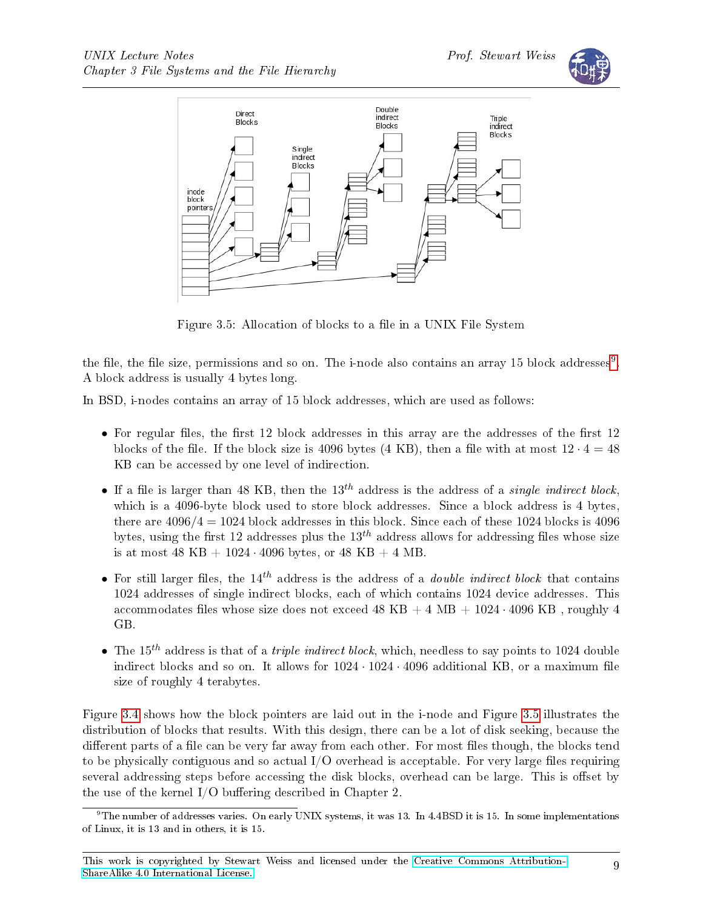Figure 3.5: Allocation of blocks to a file in a UNIX File System

the file, the file size, permissions and so on. The i-node also contains an array 15 block addresses[9]. A block address is usually 4 bytes long.

In BSD, i-nodes contains an array of 15 block addresses, which are used as follows:

- For regular files, the first 12 block addresses in this array are the addresses of the first 12 blocks of the file. If the block size is 4096 bytes (4 KB), then a file with at most $12 \cdot 4 = 48$ KB can be accessed by one level of indirection.
- If a file is larger than 48 KB, then the $13^{th}$ address is the address of a *single indirect block*, which is a 4096-byte block used to store block addresses. Since a block address is 4 bytes, there are $4096/4 = 1024$ block addresses in this block. Since each of these 1024 blocks is 4096 bytes, using the first 12 addresses plus the $13^{th}$ address allows for addressing files whose size is at most 48 KB + $1024 \cdot 4096$ bytes, or 48 KB + 4 MB.
- For still larger files, the $14^{th}$ address is the address of a *double indirect block* that contains 1024 addresses of single indirect blocks, each of which contains 1024 device addresses. This accommodates files whose size does not exceed 48 KB + 4 MB + $1024 \cdot 4096$ KB , roughly 4 GB.
- The $15^{th}$ address is that of a *triple indirect block*, which, needless to say points to 1024 double indirect blocks and so on. It allows for $1024 \cdot 1024 \cdot 4096$ additional KB, or a maximum file size of roughly 4 terabytes.

Figure 3.4 shows how the block pointers are laid out in the i-node and Figure 3.5 illustrates the distribution of blocks that results. With this design, there can be a lot of disk seeking, because the different parts of a file can be very far away from each other. For most files though, the blocks tend to be physically contiguous and so actual I/O overhead is acceptable. For very large files requiring several addressing steps before accessing the disk blocks, overhead can be large. This is offset by the use of the kernel I/O buffering described in Chapter 2.

[9] The number of addresses varies. On early UNIX systems, it was 13. In 4.4BSD it is 15. In some implementations of Linux, it is 13 and in others, it is 15.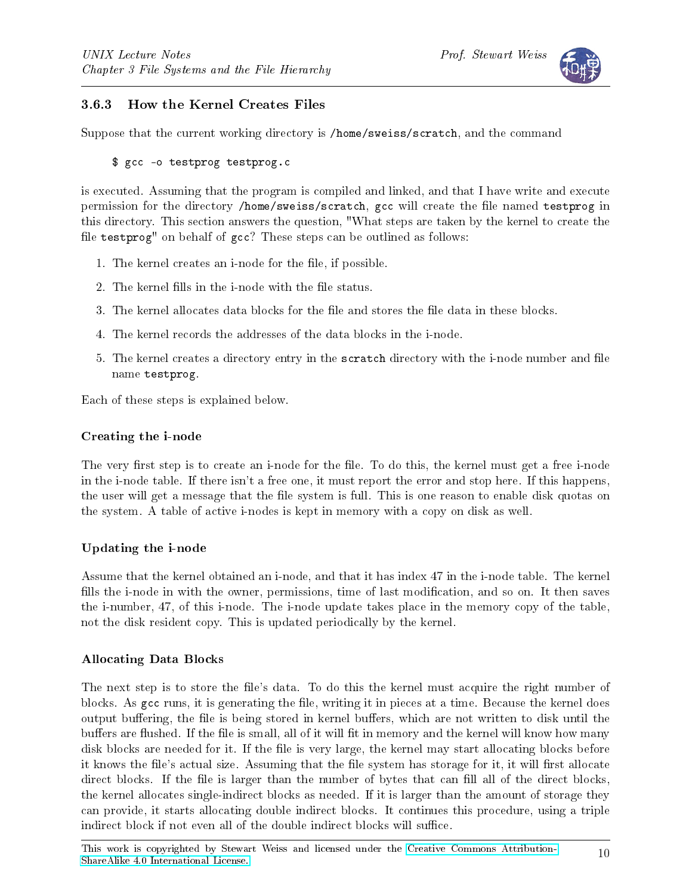### 3.6.3 How the Kernel Creates Files

Suppose that the current working directory is `/home/sweiss/scratch`, and the command

```
$ gcc -o testprog testprog.c
```

is executed. Assuming that the program is compiled and linked, and that I have write and execute permission for the directory `/home/sweiss/scratch`, `gcc` will create the file named `testprog` in this directory. This section answers the question, "What steps are taken by the kernel to create the file `testprog`" on behalf of `gcc`? These steps can be outlined as follows:

1. The kernel creates an i-node for the file, if possible.
2. The kernel fills in the i-node with the file status.
3. The kernel allocates data blocks for the file and stores the file data in these blocks.
4. The kernel records the addresses of the data blocks in the i-node.
5. The kernel creates a directory entry in the `scratch` directory with the i-node number and file name `testprog`.

Each of these steps is explained below.

#### Creating the i-node

The very first step is to create an i-node for the file. To do this, the kernel must get a free i-node in the i-node table. If there isn't a free one, it must report the error and stop here. If this happens, the user will get a message that the file system is full. This is one reason to enable disk quotas on the system. A table of active i-nodes is kept in memory with a copy on disk as well.

#### Updating the i-node

Assume that the kernel obtained an i-node, and that it has index 47 in the i-node table. The kernel fills the i-node in with the owner, permissions, time of last modification, and so on. It then saves the i-number, 47, of this i-node. The i-node update takes place in the memory copy of the table, not the disk resident copy. This is updated periodically by the kernel.

#### Allocating Data Blocks

The next step is to store the file's data. To do this the kernel must acquire the right number of blocks. As `gcc` runs, it is generating the file, writing it in pieces at a time. Because the kernel does output buffering, the file is being stored in kernel buffers, which are not written to disk until the buffers are flushed. If the file is small, all of it will fit in memory and the kernel will know how many disk blocks are needed for it. If the file is very large, the kernel may start allocating blocks before it knows the file's actual size. Assuming that the file system has storage for it, it will first allocate direct blocks. If the file is larger than the number of bytes that can fill all of the direct blocks, the kernel allocates single-indirect blocks as needed. If it is larger than the amount of storage they can provide, it starts allocating double indirect blocks. It continues this procedure, using a triple indirect block if not even all of the double indirect blocks will suffice.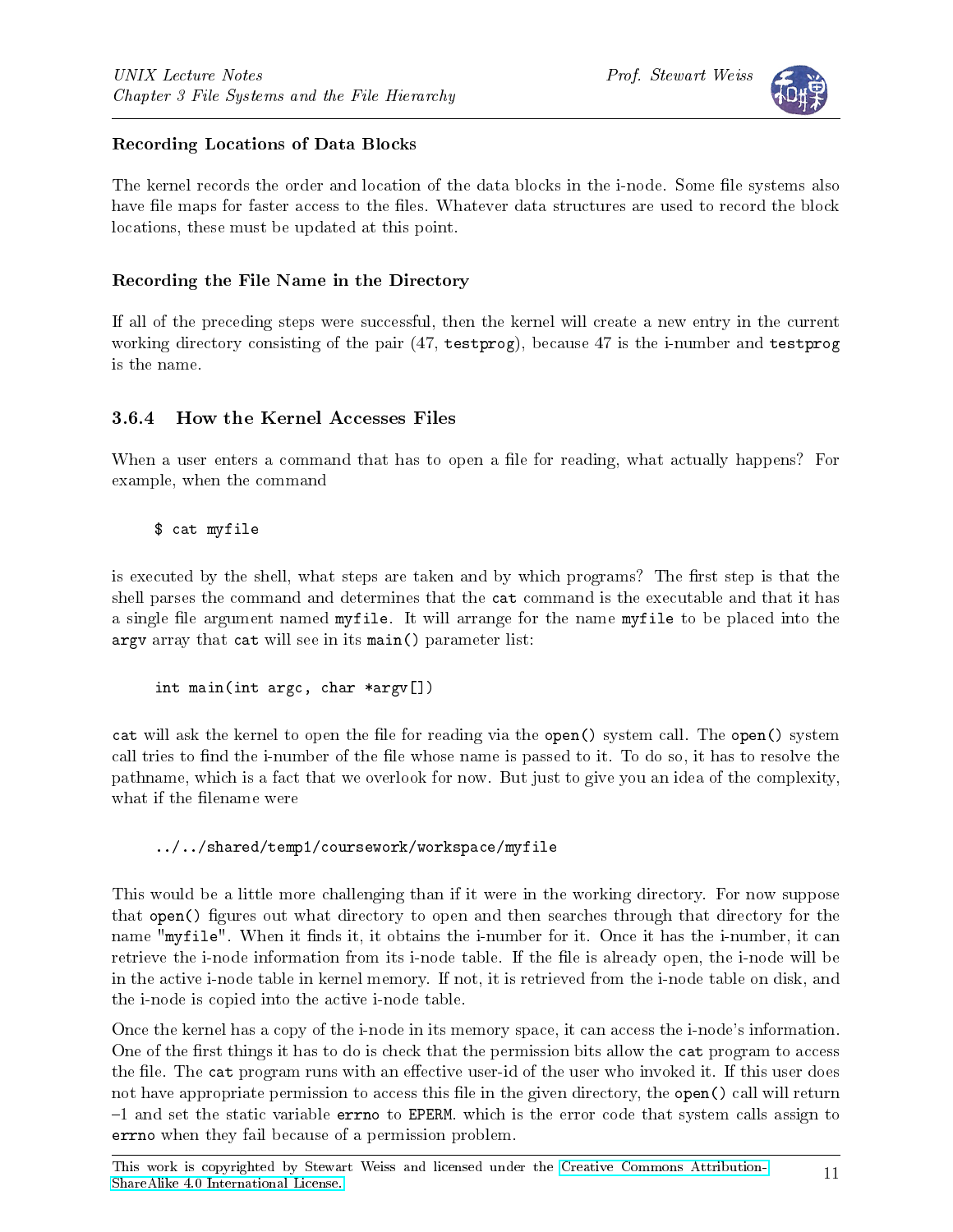#### Recording Locations of Data Blocks

The kernel records the order and location of the data blocks in the i-node. Some file systems also have file maps for faster access to the files. Whatever data structures are used to record the block locations, these must be updated at this point.

#### Recording the File Name in the Directory

If all of the preceding steps were successful, then the kernel will create a new entry in the current working directory consisting of the pair (47, `testprog`), because 47 is the i-number and `testprog` is the name.

### 3.6.4 How the Kernel Accesses Files

When a user enters a command that has to open a file for reading, what actually happens? For example, when the command

```
$ cat myfile
```

is executed by the shell, what steps are taken and by which programs? The first step is that the shell parses the command and determines that the `cat` command is the executable and that it has a single file argument named `myfile`. It will arrange for the name `myfile` to be placed into the `argv` array that `cat` will see in its `main()` parameter list:

```
int main(int argc, char *argv[])
```

`cat` will ask the kernel to open the file for reading via the `open()` system call. The `open()` system call tries to find the i-number of the file whose name is passed to it. To do so, it has to resolve the pathname, which is a fact that we overlook for now. But just to give you an idea of the complexity, what if the filename were

```
../../shared/temp1/coursework/workspace/myfile
```

This would be a little more challenging than if it were in the working directory. For now suppose that `open()` figures out what directory to open and then searches through that directory for the name `"myfile"`. When it finds it, it obtains the i-number for it. Once it has the i-number, it can retrieve the i-node information from its i-node table. If the file is already open, the i-node will be in the active i-node table in kernel memory. If not, it is retrieved from the i-node table on disk, and the i-node is copied into the active i-node table.

Once the kernel has a copy of the i-node in its memory space, it can access the i-node's information. One of the first things it has to do is check that the permission bits allow the `cat` program to access the file. The `cat` program runs with an effective user-id of the user who invoked it. If this user does not have appropriate permission to access this file in the given directory, the `open()` call will return −1 and set the static variable `errno` to `EPERM`. which is the error code that system calls assign to `errno` when they fail because of a permission problem.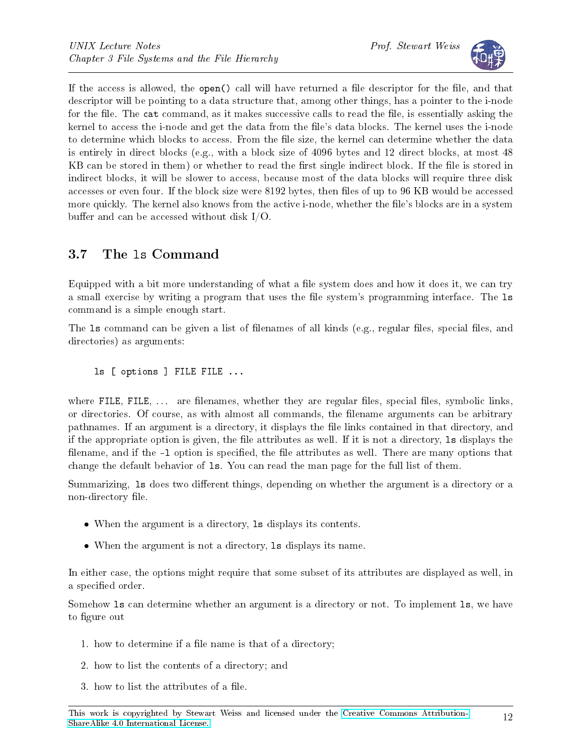If the access is allowed, the `open()` call will have returned a file descriptor for the file, and that descriptor will be pointing to a data structure that, among other things, has a pointer to the i-node for the file. The `cat` command, as it makes successive calls to read the file, is essentially asking the kernel to access the i-node and get the data from the file's data blocks. The kernel uses the i-node to determine which blocks to access. From the file size, the kernel can determine whether the data is entirely in direct blocks (e.g., with a block size of 4096 bytes and 12 direct blocks, at most 48 KB can be stored in them) or whether to read the first single indirect block. If the file is stored in indirect blocks, it will be slower to access, because most of the data blocks will require three disk accesses or even four. If the block size were 8192 bytes, then files of up to 96 KB would be accessed more quickly. The kernel also knows from the active i-node, whether the file's blocks are in a system buffer and can be accessed without disk I/O.

## 3.7 The `ls` Command

Equipped with a bit more understanding of what a file system does and how it does it, we can try a small exercise by writing a program that uses the file system's programming interface. The `ls` command is a simple enough start.

The `ls` command can be given a list of filenames of all kinds (e.g., regular files, special files, and directories) as arguments:

```
ls [ options ] FILE FILE ...
```

where `FILE`, `FILE`, ... are filenames, whether they are regular files, special files, symbolic links, or directories. Of course, as with almost all commands, the filename arguments can be arbitrary pathnames. If an argument is a directory, it displays the file links contained in that directory, and if the appropriate option is given, the file attributes as well. If it is not a directory, `ls` displays the filename, and if the `-l` option is specified, the file attributes as well. There are many options that change the default behavior of `ls`. You can read the man page for the full list of them.

Summarizing, `ls` does two different things, depending on whether the argument is a directory or a non-directory file.

- When the argument is a directory, `ls` displays its contents.
- When the argument is not a directory, `ls` displays its name.

In either case, the options might require that some subset of its attributes are displayed as well, in a specified order.

Somehow `ls` can determine whether an argument is a directory or not. To implement `ls`, we have to figure out

1. how to determine if a file name is that of a directory;
2. how to list the contents of a directory; and
3. how to list the attributes of a file.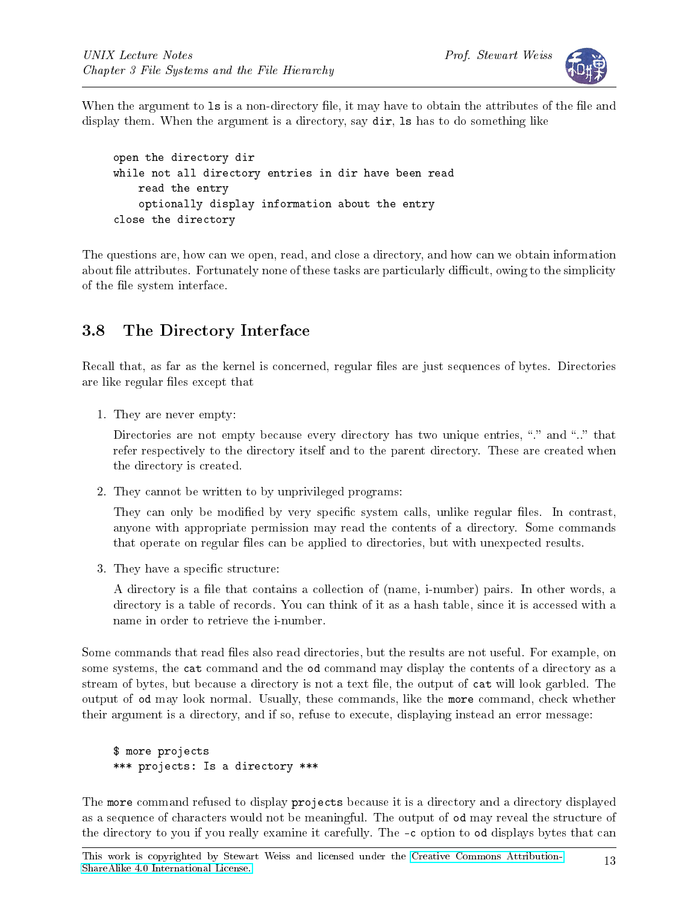When the argument to `ls` is a non-directory file, it may have to obtain the attributes of the file and display them. When the argument is a directory, say `dir`, `ls` has to do something like

```
open the directory dir
while not all directory entries in dir have been read
    read the entry
    optionally display information about the entry
close the directory
```

The questions are, how can we open, read, and close a directory, and how can we obtain information about file attributes. Fortunately none of these tasks are particularly difficult, owing to the simplicity of the file system interface.

## 3.8 The Directory Interface

Recall that, as far as the kernel is concerned, regular files are just sequences of bytes. Directories are like regular files except that

1. They are never empty:

   Directories are not empty because every directory has two unique entries, "." and ".." that refer respectively to the directory itself and to the parent directory. These are created when the directory is created.

2. They cannot be written to by unprivileged programs:

   They can only be modified by very specific system calls, unlike regular files. In contrast, anyone with appropriate permission may read the contents of a directory. Some commands that operate on regular files can be applied to directories, but with unexpected results.

3. They have a specific structure:

   A directory is a file that contains a collection of (name, i-number) pairs. In other words, a directory is a table of records. You can think of it as a hash table, since it is accessed with a name in order to retrieve the i-number.

Some commands that read files also read directories, but the results are not useful. For example, on some systems, the `cat` command and the `od` command may display the contents of a directory as a stream of bytes, but because a directory is not a text file, the output of `cat` will look garbled. The output of `od` may look normal. Usually, these commands, like the `more` command, check whether their argument is a directory, and if so, refuse to execute, displaying instead an error message:

```
$ more projects
*** projects: Is a directory ***
```

The `more` command refused to display `projects` because it is a directory and a directory displayed as a sequence of characters would not be meaningful. The output of `od` may reveal the structure of the directory to you if you really examine it carefully. The `-c` option to `od` displays bytes that can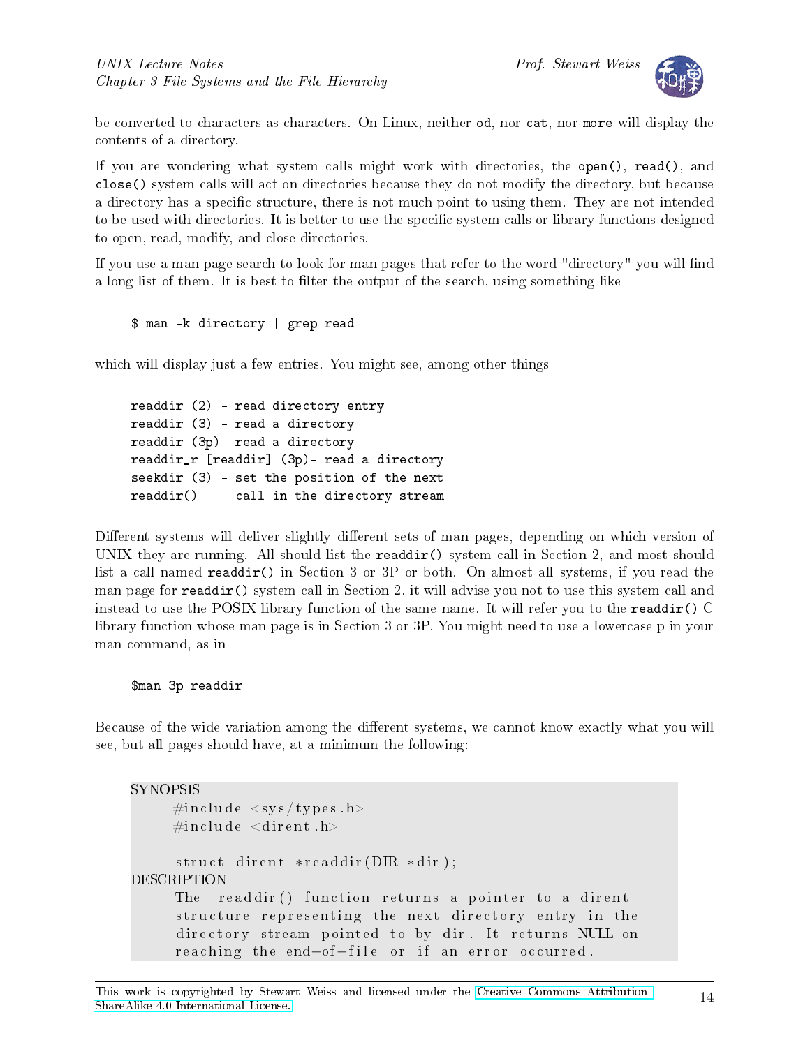be converted to characters as characters. On Linux, neither `od`, nor `cat`, nor `more` will display the contents of a directory.

If you are wondering what system calls might work with directories, the `open()`, `read()`, and `close()` system calls will act on directories because they do not modify the directory, but because a directory has a specific structure, there is not much point to using them. They are not intended to be used with directories. It is better to use the specific system calls or library functions designed to open, read, modify, and close directories.

If you use a man page search to look for man pages that refer to the word "directory" you will find a long list of them. It is best to filter the output of the search, using something like

```
$ man -k directory | grep read
```

which will display just a few entries. You might see, among other things

```
readdir (2) - read directory entry
readdir (3) - read a directory
readdir (3p)- read a directory
readdir_r [readdir] (3p)- read a directory
seekdir (3) - set the position of the next
readdir()     call in the directory stream
```

Different systems will deliver slightly different sets of man pages, depending on which version of UNIX they are running. All should list the `readdir()` system call in Section 2, and most should list a call named `readdir()` in Section 3 or 3P or both. On almost all systems, if you read the man page for `readdir()` system call in Section 2, it will advise you not to use this system call and instead to use the POSIX library function of the same name. It will refer you to the `readdir()` C library function whose man page is in Section 3 or 3P. You might need to use a lowercase p in your man command, as in

```
$man 3p readdir
```

Because of the wide variation among the different systems, we cannot know exactly what you will see, but all pages should have, at a minimum the following:

```
SYNOPSIS
     #include <sys/types.h>
     #include <dirent.h>

     struct dirent *readdir(DIR *dir);
DESCRIPTION
     The  readdir() function returns a pointer to a dirent
     structure representing the next directory entry in the
     directory stream pointed to by dir. It returns NULL on
     reaching the end-of-file or if an error occurred.
```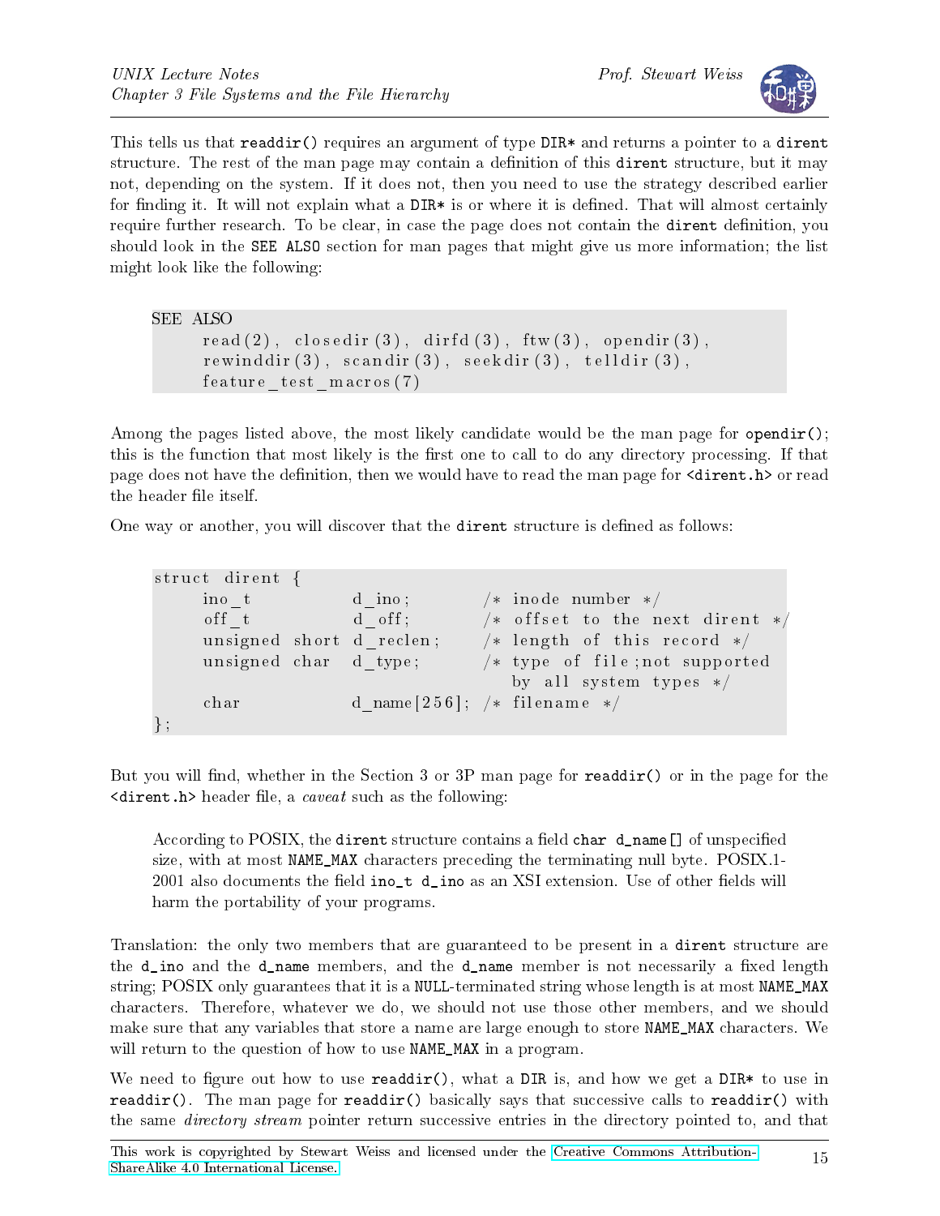This tells us that `readdir()` requires an argument of type `DIR*` and returns a pointer to a `dirent` structure. The rest of the man page may contain a definition of this `dirent` structure, but it may not, depending on the system. If it does not, then you need to use the strategy described earlier for finding it. It will not explain what a `DIR*` is or where it is defined. That will almost certainly require further research. To be clear, in case the page does not contain the `dirent` definition, you should look in the `SEE ALSO` section for man pages that might give us more information; the list might look like the following:

```
SEE ALSO
     read(2), closedir(3), dirfd(3), ftw(3), opendir(3),
     rewinddir(3), scandir(3), seekdir(3), telldir(3),
     feature_test_macros(7)
```

Among the pages listed above, the most likely candidate would be the man page for `opendir()`; this is the function that most likely is the first one to call to do any directory processing. If that page does not have the definition, then we would have to read the man page for `<dirent.h>` or read the header file itself.

One way or another, you will discover that the `dirent` structure is defined as follows:

```
struct dirent {
     ino_t          d_ino;       /* inode number */
     off_t          d_off;       /* offset to the next dirent */
     unsigned short d_reclen;    /* length of this record */
     unsigned char  d_type;      /* type of file;not supported
                                    by all system types */
     char           d_name[256]; /* filename */
};
```

But you will find, whether in the Section 3 or 3P man page for `readdir()` or in the page for the `<dirent.h>` header file, a *caveat* such as the following:

> According to POSIX, the `dirent` structure contains a field `char d_name[]` of unspecified size, with at most `NAME_MAX` characters preceding the terminating null byte. POSIX.1-2001 also documents the field `ino_t d_ino` as an XSI extension. Use of other fields will harm the portability of your programs.

Translation: the only two members that are guaranteed to be present in a `dirent` structure are the `d_ino` and the `d_name` members, and the `d_name` member is not necessarily a fixed length string; POSIX only guarantees that it is a `NULL`-terminated string whose length is at most `NAME_MAX` characters. Therefore, whatever we do, we should not use those other members, and we should make sure that any variables that store a name are large enough to store `NAME_MAX` characters. We will return to the question of how to use `NAME_MAX` in a program.

We need to figure out how to use `readdir()`, what a `DIR` is, and how we get a `DIR*` to use in `readdir()`. The man page for `readdir()` basically says that successive calls to `readdir()` with the same *directory stream* pointer return successive entries in the directory pointed to, and that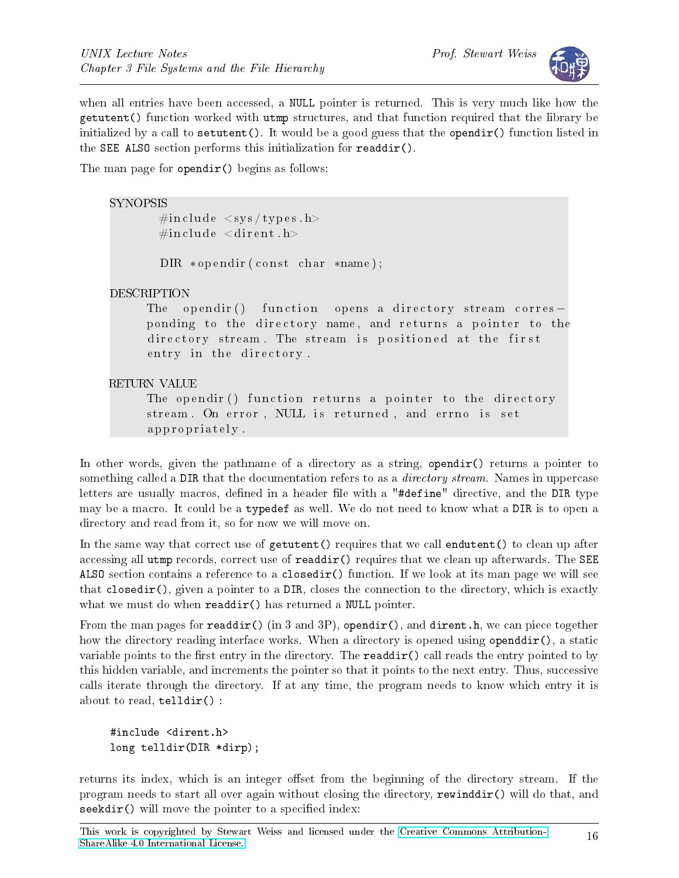when all entries have been accessed, a NULL pointer is returned. This is very much like how the getutent() function worked with utmp structures, and that function required that the library be initialized by a call to setutent(). It would be a good guess that the opendir() function listed in the SEE ALSO section performs this initialization for readdir().

The man page for opendir() begins as follows:

```
SYNOPSIS
       #include <sys/types.h>
       #include <dirent.h>

       DIR *opendir(const char *name);

DESCRIPTION
     The opendir() function opens a directory stream corres-
     ponding to the directory name, and returns a pointer to the
     directory stream. The stream is positioned at the first
     entry in the directory.

RETURN VALUE
     The opendir() function returns a pointer to the directory
     stream. On error, NULL is returned, and errno is set
     appropriately.
```

In other words, given the pathname of a directory as a string, opendir() returns a pointer to something called a DIR that the documentation refers to as a *directory stream*. Names in uppercase letters are usually macros, defined in a header file with a "#define" directive, and the DIR type may be a macro. It could be a typedef as well. We do not need to know what a DIR is to open a directory and read from it, so for now we will move on.

In the same way that correct use of getutent() requires that we call endutent() to clean up after accessing all utmp records, correct use of readdir() requires that we clean up afterwards. The SEE ALSO section contains a reference to a closedir() function. If we look at its man page we will see that closedir(), given a pointer to a DIR, closes the connection to the directory, which is exactly what we must do when readdir() has returned a NULL pointer.

From the man pages for readdir() (in 3 and 3P), opendir(), and dirent.h, we can piece together how the directory reading interface works. When a directory is opened using openddir(), a static variable points to the first entry in the directory. The readdir() call reads the entry pointed to by this hidden variable, and increments the pointer so that it points to the next entry. Thus, successive calls iterate through the directory. If at any time, the program needs to know which entry it is about to read, telldir() :

```
#include <dirent.h>
long telldir(DIR *dirp);
```

returns its index, which is an integer offset from the beginning of the directory stream. If the program needs to start all over again without closing the directory, rewinddir() will do that, and seekdir() will move the pointer to a specified index: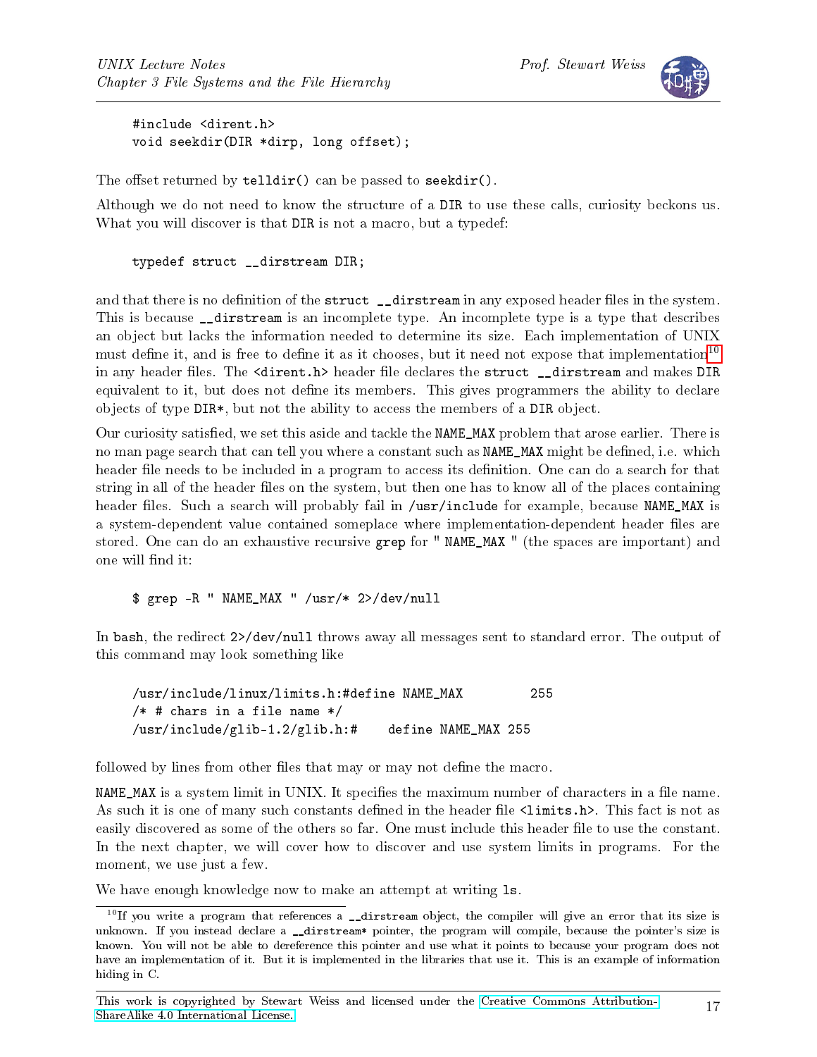```
#include <dirent.h>
void seekdir(DIR *dirp, long offset);
```

The offset returned by telldir() can be passed to seekdir().

Although we do not need to know the structure of a DIR to use these calls, curiosity beckons us. What you will discover is that DIR is not a macro, but a typedef:

```
typedef struct __dirstream DIR;
```

and that there is no definition of the struct __dirstream in any exposed header files in the system. This is because __dirstream is an incomplete type. An incomplete type is a type that describes an object but lacks the information needed to determine its size. Each implementation of UNIX must define it, and is free to define it as it chooses, but it need not expose that implementation[10] in any header files. The <dirent.h> header file declares the struct __dirstream and makes DIR equivalent to it, but does not define its members. This gives programmers the ability to declare objects of type DIR*, but not the ability to access the members of a DIR object.

Our curiosity satisfied, we set this aside and tackle the NAME_MAX problem that arose earlier. There is no man page search that can tell you where a constant such as NAME_MAX might be defined, i.e. which header file needs to be included in a program to access its definition. One can do a search for that string in all of the header files on the system, but then one has to know all of the places containing header files. Such a search will probably fail in /usr/include for example, because NAME_MAX is a system-dependent value contained someplace where implementation-dependent header files are stored. One can do an exhaustive recursive grep for " NAME_MAX " (the spaces are important) and one will find it:

```
$ grep -R " NAME_MAX " /usr/* 2>/dev/null
```

In bash, the redirect 2>/dev/null throws away all messages sent to standard error. The output of this command may look something like

```
/usr/include/linux/limits.h:#define NAME_MAX         255
/* # chars in a file name */
/usr/include/glib-1.2/glib.h:#    define NAME_MAX 255
```

followed by lines from other files that may or may not define the macro.

NAME_MAX is a system limit in UNIX. It specifies the maximum number of characters in a file name. As such it is one of many such constants defined in the header file <limits.h>. This fact is not as easily discovered as some of the others so far. One must include this header file to use the constant. In the next chapter, we will cover how to discover and use system limits in programs. For the moment, we use just a few.

We have enough knowledge now to make an attempt at writing ls.

---

[10] If you write a program that references a __dirstream object, the compiler will give an error that its size is unknown. If you instead declare a __dirstream* pointer, the program will compile, because the pointer's size is known. You will not be able to dereference this pointer and use what it points to because your program does not have an implementation of it. But it is implemented in the libraries that use it. This is an example of information hiding in C.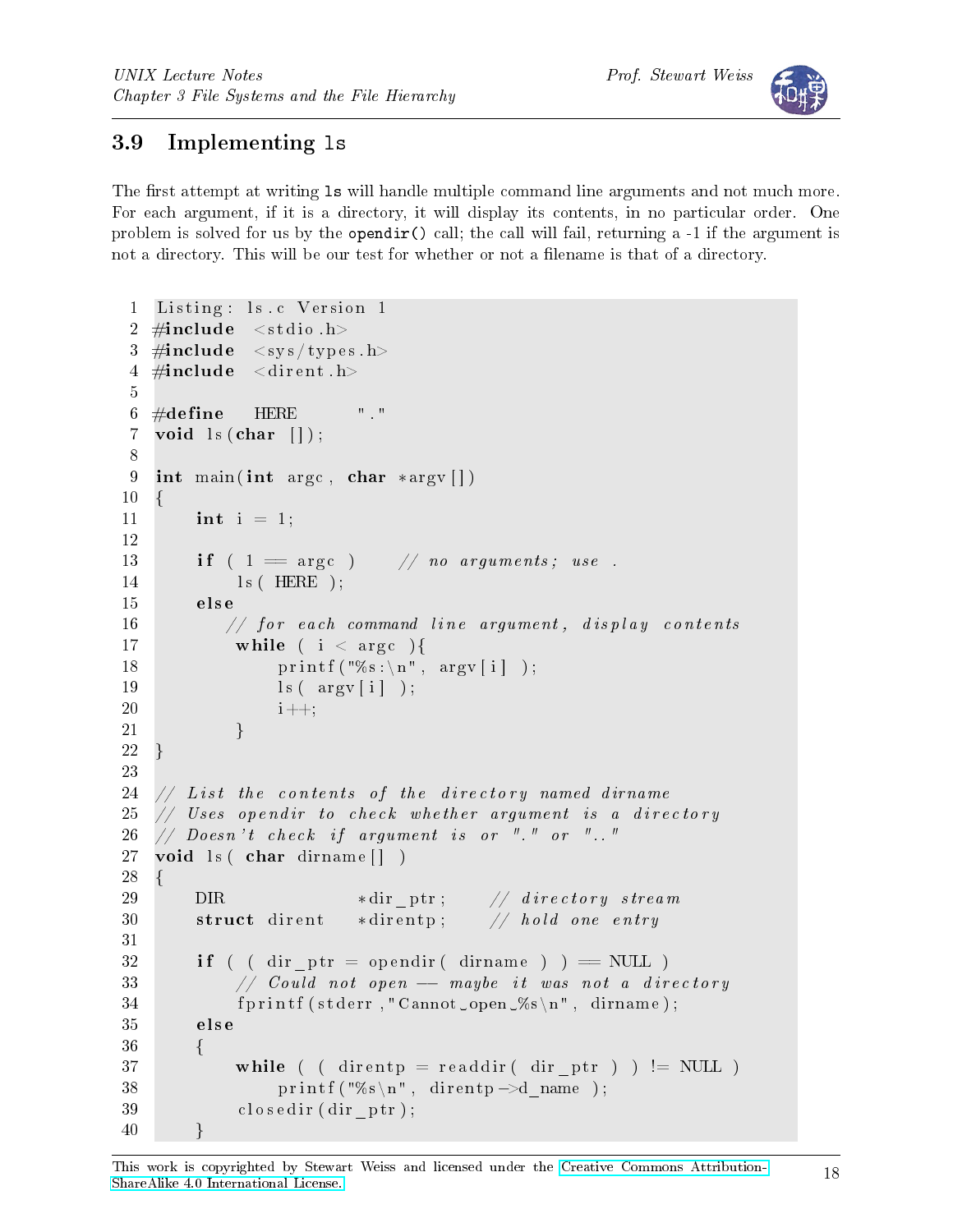## 3.9 Implementing `ls`

The first attempt at writing `ls` will handle multiple command line arguments and not much more. For each argument, if it is a directory, it will display its contents, in no particular order. One problem is solved for us by the `opendir()` call; the call will fail, returning a -1 if the argument is not a directory. This will be our test for whether or not a filename is that of a directory.

```
Listing: ls.c Version 1
#include <stdio.h>
#include <sys/types.h>
#include <dirent.h>

#define HERE "."
void ls(char []);

int main(int argc, char *argv[])
{
    int i = 1;

    if ( 1 == argc )    // no arguments; use .
        ls( HERE );
    else
       // for each command line argument, display contents
        while ( i < argc ){
            printf("%s:\n", argv[i] );
            ls( argv[i] );
            i++;
        }
}

// List the contents of the directory named dirname
// Uses opendir to check whether argument is a directory
// Doesn't check if argument is or "." or ".."
void ls( char dirname[] )
{
    DIR             *dir_ptr;    // directory stream
    struct dirent   *direntp;    // hold one entry

    if ( ( dir_ptr = opendir( dirname ) ) == NULL )
        // Could not open -- maybe it was not a directory
        fprintf(stderr,"Cannot open %s\n", dirname);
    else
    {
        while ( ( direntp = readdir( dir_ptr ) ) != NULL )
            printf("%s\n", direntp->d_name );
        closedir(dir_ptr);
    }
```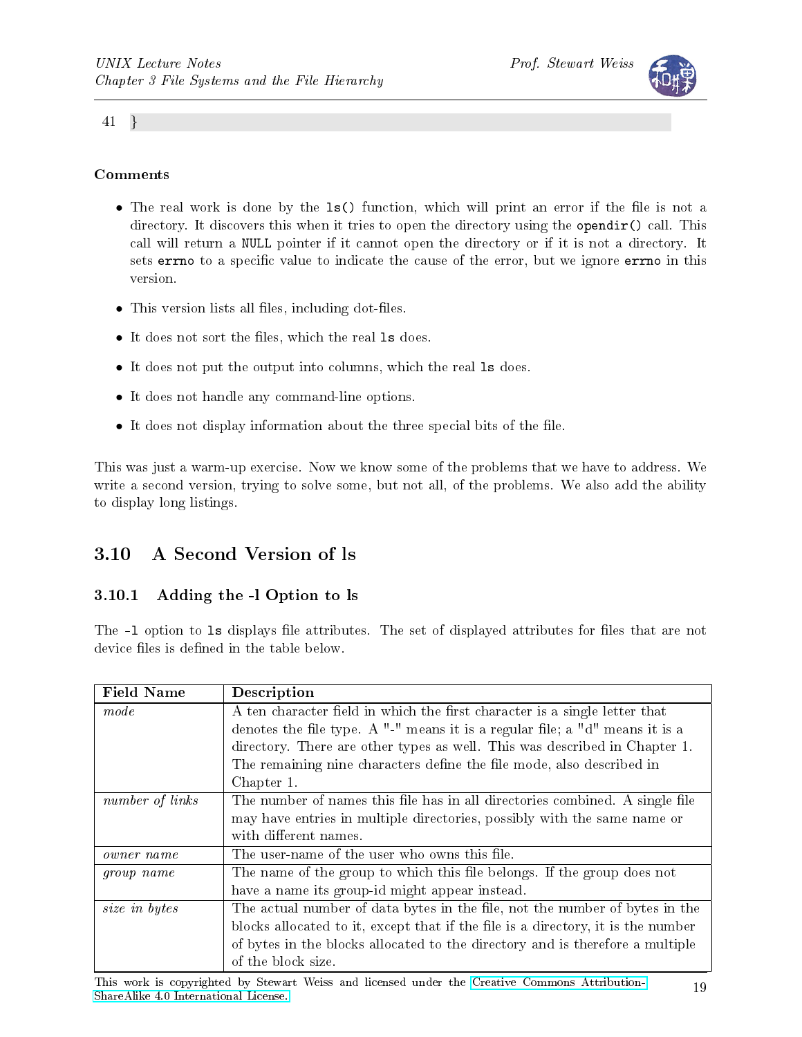```
41 }
```

**Comments**

- The real work is done by the `ls()` function, which will print an error if the file is not a directory. It discovers this when it tries to open the directory using the `opendir()` call. This call will return a `NULL` pointer if it cannot open the directory or if it is not a directory. It sets `errno` to a specific value to indicate the cause of the error, but we ignore `errno` in this version.
- This version lists all files, including dot-files.
- It does not sort the files, which the real `ls` does.
- It does not put the output into columns, which the real `ls` does.
- It does not handle any command-line options.
- It does not display information about the three special bits of the file.

This was just a warm-up exercise. Now we know some of the problems that we have to address. We write a second version, trying to solve some, but not all, of the problems. We also add the ability to display long listings.

## 3.10 A Second Version of ls

### 3.10.1 Adding the -l Option to ls

The `-l` option to `ls` displays file attributes. The set of displayed attributes for files that are not device files is defined in the table below.

| Field Name | Description |
|---|---|
| *mode* | A ten character field in which the first character is a single letter that denotes the file type. A "-" means it is a regular file; a "d" means it is a directory. There are other types as well. This was described in Chapter 1. The remaining nine characters define the file mode, also described in Chapter 1. |
| *number of links* | The number of names this file has in all directories combined. A single file may have entries in multiple directories, possibly with the same name or with different names. |
| *owner name* | The user-name of the user who owns this file. |
| *group name* | The name of the group to which this file belongs. If the group does not have a name its group-id might appear instead. |
| *size in bytes* | The actual number of data bytes in the file, not the number of bytes in the blocks allocated to it, except that if the file is a directory, it is the number of bytes in the blocks allocated to the directory and is therefore a multiple of the block size. |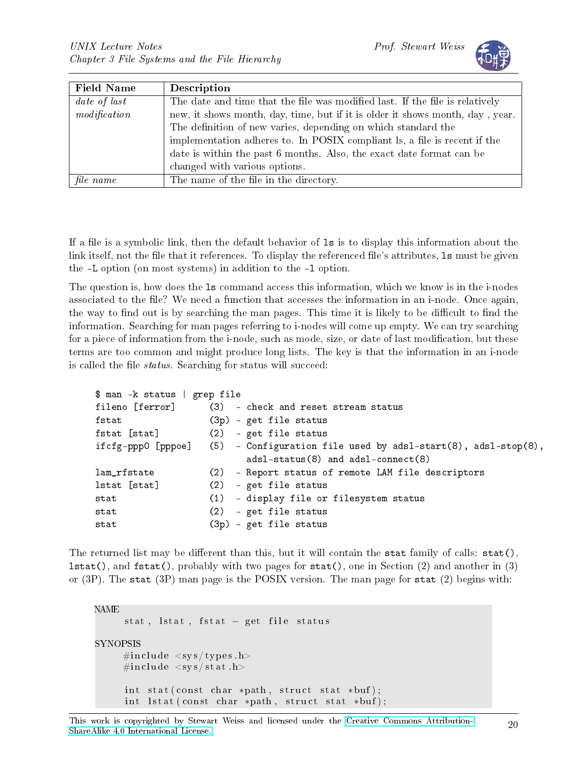| Field Name | Description |
|---|---|
| *date of last modification* | The date and time that the file was modified last. If the file is relatively new, it shows month, day, time, but if it is older it shows month, day , year. The definition of new varies, depending on which standard the implementation adheres to. In POSIX compliant ls, a file is recent if the date is within the past 6 months. Also, the exact date format can be changed with various options. |
| *file name* | The name of the file in the directory. |

If a file is a symbolic link, then the default behavior of `ls` is to display this information about the link itself, not the file that it references. To display the referenced file's attributes, `ls` must be given the `-L` option (on most systems) in addition to the `-l` option.

The question is, how does the `ls` command access this information, which we know is in the i-nodes associated to the file? We need a function that accesses the information in an i-node. Once again, the way to find out is by searching the man pages. This time it is likely to be difficult to find the information. Searching for man pages referring to i-nodes will come up empty. We can try searching for a piece of information from the i-node, such as mode, size, or date of last modification, but these terms are too common and might produce long lists. The key is that the information in an i-node is called the file *status*. Searching for status will succeed:

```
$ man -k status | grep file
fileno [ferror]      (3)  - check and reset stream status
fstat                (3p) - get file status
fstat [stat]         (2)  - get file status
ifcfg-ppp0 [pppoe]   (5)  - Configuration file used by adsl-start(8), adsl-stop(8),
                            adsl-status(8) and adsl-connect(8)
lam_rfstate          (2)  - Report status of remote LAM file descriptors
lstat [stat]         (2)  - get file status
stat                 (1)  - display file or filesystem status
stat                 (2)  - get file status
stat                 (3p) - get file status
```

The returned list may be different than this, but it will contain the `stat` family of calls: `stat()`, `lstat()`, and `fstat()`, probably with two pages for `stat()`, one in Section (2) and another in (3) or (3P). The `stat` (3P) man page is the POSIX version. The man page for `stat` (2) begins with:

```
NAME
     stat, lstat, fstat - get file status

SYNOPSIS
     #include <sys/types.h>
     #include <sys/stat.h>

     int stat(const char *path, struct stat *buf);
     int lstat(const char *path, struct stat *buf);
```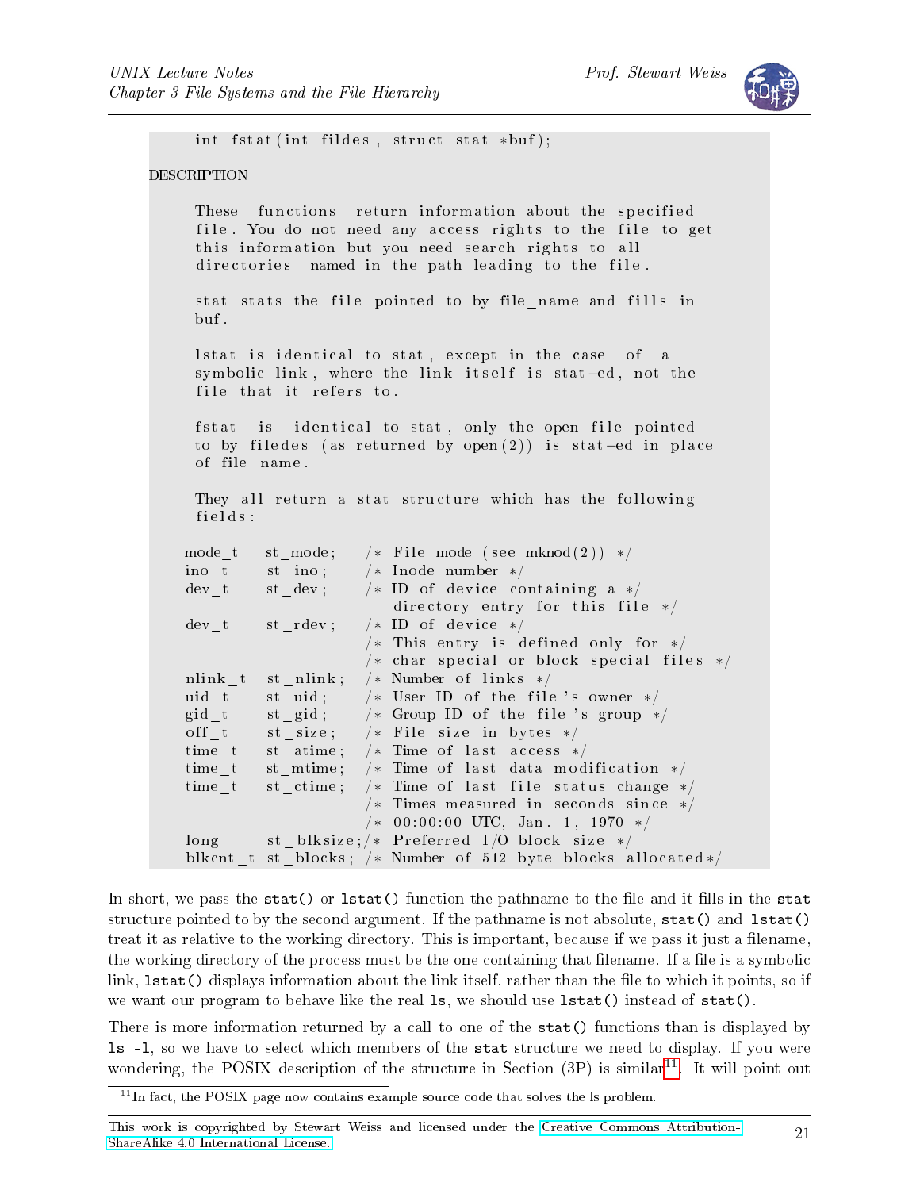```
    int fstat(int fildes, struct stat *buf);
```

DESCRIPTION

```
    These functions return information about the specified
    file. You do not need any access rights to the file to get
    this information but you need search rights to all
    directories named in the path leading to the file.

    stat stats the file pointed to by file_name and fills in
    buf.

    lstat is identical to stat, except in the case of a
    symbolic link, where the link itself is stat-ed, not the
    file that it refers to.

    fstat is identical to stat, only the open file pointed
    to by filedes (as returned by open(2)) is stat-ed in place
    of file_name.

    They all return a stat structure which has the following
    fields:

   mode_t    st_mode;    /* File mode (see mknod(2)) */
   ino_t     st_ino;     /* Inode number */
   dev_t     st_dev;     /* ID of device containing a */
                            directory entry for this file */
   dev_t     st_rdev;    /* ID of device */
                         /* This entry is defined only for */
                         /* char special or block special files */
   nlink_t   st_nlink;   /* Number of links */
   uid_t     st_uid;     /* User ID of the file's owner */
   gid_t     st_gid;     /* Group ID of the file's group */
   off_t     st_size;    /* File size in bytes */
   time_t    st_atime;   /* Time of last access */
   time_t    st_mtime;   /* Time of last data modification */
   time_t    st_ctime;   /* Time of last file status change */
                         /* Times measured in seconds since */
                         /* 00:00:00 UTC, Jan. 1, 1970 */
   long      st_blksize;/* Preferred I/O block size */
   blkcnt_t  st_blocks; /* Number of 512 byte blocks allocated*/
```

In short, we pass the `stat()` or `lstat()` function the pathname to the file and it fills in the `stat` structure pointed to by the second argument. If the pathname is not absolute, `stat()` and `lstat()` treat it as relative to the working directory. This is important, because if we pass it just a filename, the working directory of the process must be the one containing that filename. If a file is a symbolic link, `lstat()` displays information about the link itself, rather than the file to which it points, so if we want our program to behave like the real `ls`, we should use `lstat()` instead of `stat()`.

There is more information returned by a call to one of the `stat()` functions than is displayed by `ls -l`, so we have to select which members of the `stat` structure we need to display. If you were wondering, the POSIX description of the structure in Section (3P) is similar[11]. It will point out

[11] In fact, the POSIX page now contains example source code that solves the ls problem.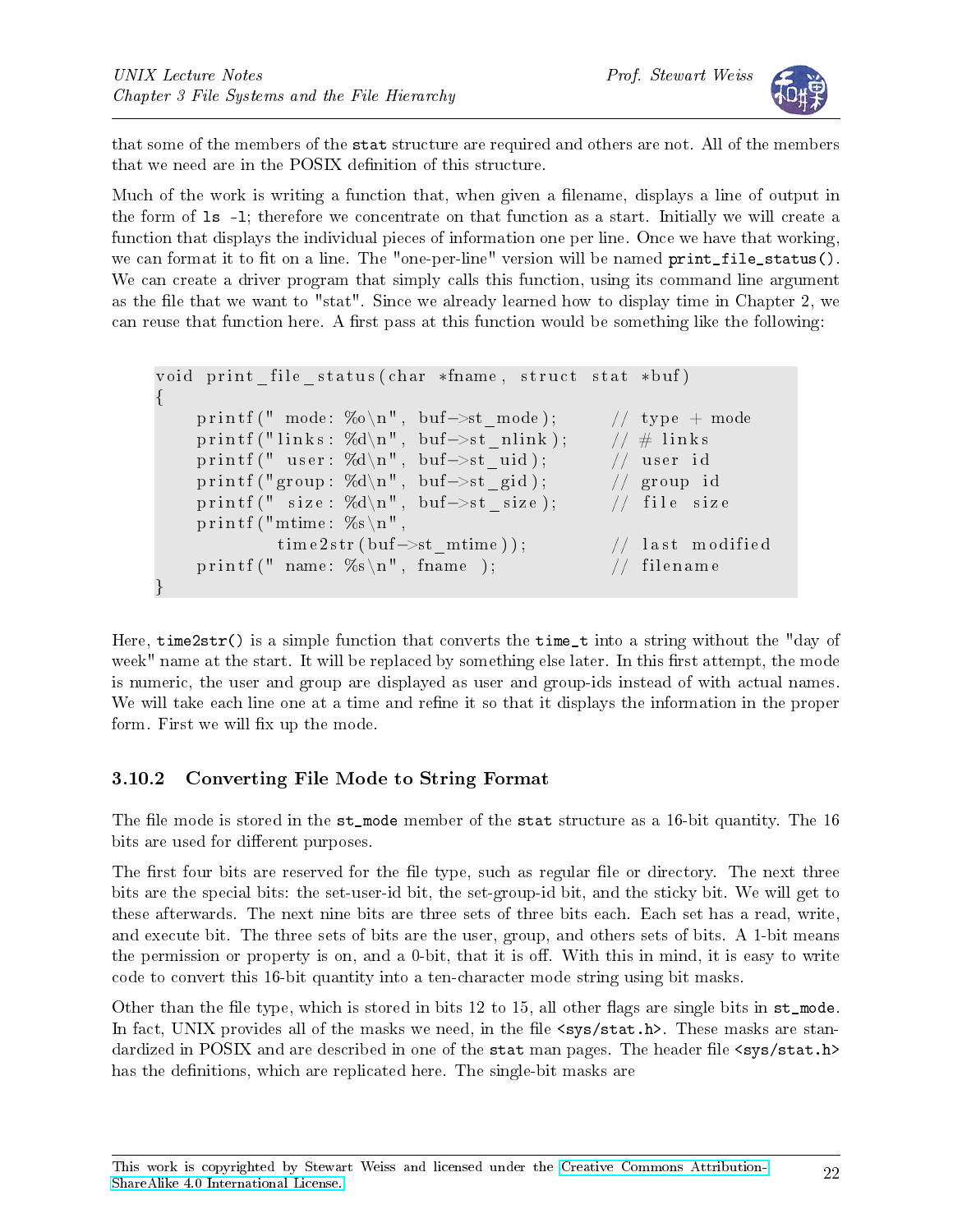that some of the members of the `stat` structure are required and others are not. All of the members that we need are in the POSIX definition of this structure.

Much of the work is writing a function that, when given a filename, displays a line of output in the form of `ls -l`; therefore we concentrate on that function as a start. Initially we will create a function that displays the individual pieces of information one per line. Once we have that working, we can format it to fit on a line. The "one-per-line" version will be named `print_file_status()`. We can create a driver program that simply calls this function, using its command line argument as the file that we want to "stat". Since we already learned how to display time in Chapter 2, we can reuse that function here. A first pass at this function would be something like the following:

```
void print_file_status(char *fname, struct stat *buf)
{
    printf(" mode: %o\n", buf->st_mode);      // type + mode
    printf("links: %d\n", buf->st_nlink);     // # links
    printf(" user: %d\n", buf->st_uid);       // user id
    printf("group: %d\n", buf->st_gid);       // group id
    printf(" size: %d\n", buf->st_size);      // file size
    printf("mtime: %s\n",
            time2str(buf->st_mtime));          // last modified
    printf(" name: %s\n", fname );             // filename
}
```

Here, `time2str()` is a simple function that converts the `time_t` into a string without the "day of week" name at the start. It will be replaced by something else later. In this first attempt, the mode is numeric, the user and group are displayed as user and group-ids instead of with actual names. We will take each line one at a time and refine it so that it displays the information in the proper form. First we will fix up the mode.

### 3.10.2 Converting File Mode to String Format

The file mode is stored in the `st_mode` member of the `stat` structure as a 16-bit quantity. The 16 bits are used for different purposes.

The first four bits are reserved for the file type, such as regular file or directory. The next three bits are the special bits: the set-user-id bit, the set-group-id bit, and the sticky bit. We will get to these afterwards. The next nine bits are three sets of three bits each. Each set has a read, write, and execute bit. The three sets of bits are the user, group, and others sets of bits. A 1-bit means the permission or property is on, and a 0-bit, that it is off. With this in mind, it is easy to write code to convert this 16-bit quantity into a ten-character mode string using bit masks.

Other than the file type, which is stored in bits 12 to 15, all other flags are single bits in `st_mode`. In fact, UNIX provides all of the masks we need, in the file `<sys/stat.h>`. These masks are standardized in POSIX and are described in one of the `stat` man pages. The header file `<sys/stat.h>` has the definitions, which are replicated here. The single-bit masks are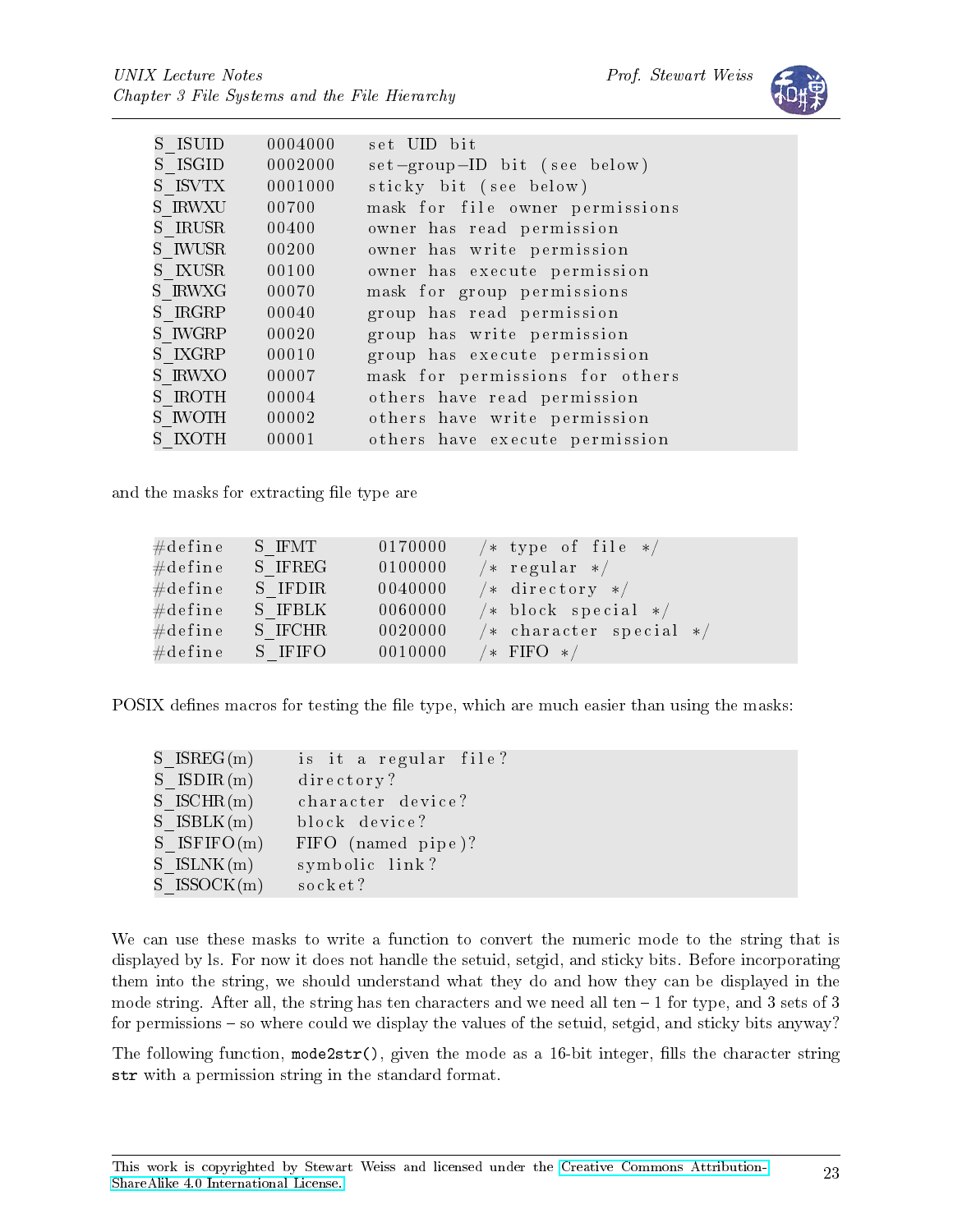```
S_ISUID    0004000   set UID bit
S_ISGID    0002000   set-group-ID bit (see below)
S_ISVTX    0001000   sticky bit (see below)
S_IRWXU    00700     mask for file owner permissions
S_IRUSR    00400     owner has read permission
S_IWUSR    00200     owner has write permission
S_IXUSR    00100     owner has execute permission
S_IRWXG    00070     mask for group permissions
S_IRGRP    00040     group has read permission
S_IWGRP    00020     group has write permission
S_IXGRP    00010     group has execute permission
S_IRWXO    00007     mask for permissions for others
S_IROTH    00004     others have read permission
S_IWOTH    00002     others have write permission
S_IXOTH    00001     others have execute permission
```

and the masks for extracting file type are

```
#define   S_IFMT     0170000   /* type of file */
#define   S_IFREG    0100000   /* regular */
#define   S_IFDIR    0040000   /* directory */
#define   S_IFBLK    0060000   /* block special */
#define   S_IFCHR    0020000   /* character special */
#define   S_IFIFO    0010000   /* FIFO */
```

POSIX defines macros for testing the file type, which are much easier than using the masks:

```
S_ISREG(m)     is it a regular file?
S_ISDIR(m)     directory?
S_ISCHR(m)     character device?
S_ISBLK(m)     block device?
S_ISFIFO(m)    FIFO (named pipe)?
S_ISLNK(m)     symbolic link?
S_ISSOCK(m)    socket?
```

We can use these masks to write a function to convert the numeric mode to the string that is displayed by ls. For now it does not handle the setuid, setgid, and sticky bits. Before incorporating them into the string, we should understand what they do and how they can be displayed in the mode string. After all, the string has ten characters and we need all ten – 1 for type, and 3 sets of 3 for permissions – so where could we display the values of the setuid, setgid, and sticky bits anyway?

The following function, `mode2str()`, given the mode as a 16-bit integer, fills the character string `str` with a permission string in the standard format.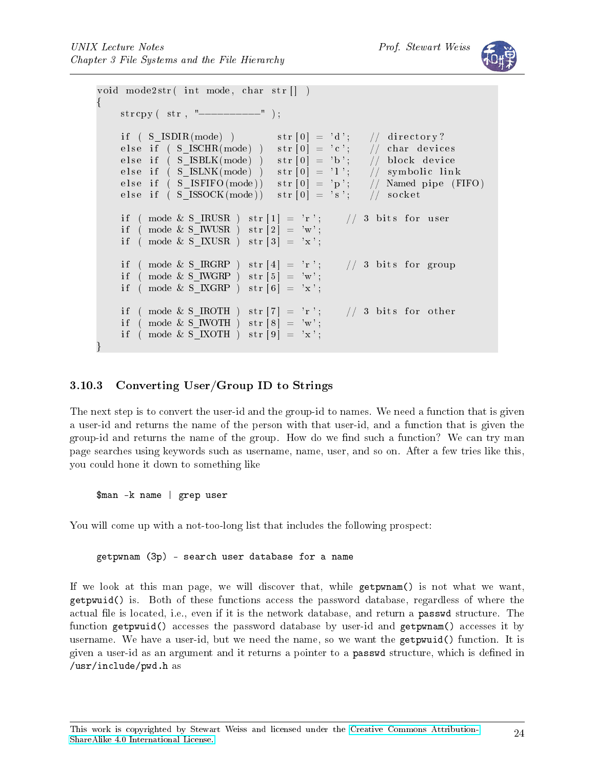```c
void mode2str( int mode, char str[] )
{
    strcpy( str, "----------" );

    if ( S_ISDIR(mode) )        str[0] = 'd';    // directory?
    else if ( S_ISCHR(mode) )   str[0] = 'c';    // char devices
    else if ( S_ISBLK(mode) )   str[0] = 'b';    // block device
    else if ( S_ISLNK(mode) )   str[0] = 'l';    // symbolic link
    else if ( S_ISFIFO(mode))   str[0] = 'p';    // Named pipe (FIFO)
    else if ( S_ISSOCK(mode))   str[0] = 's';    // socket

    if ( mode & S_IRUSR ) str[1] = 'r';     // 3 bits for user
    if ( mode & S_IWUSR ) str[2] = 'w';
    if ( mode & S_IXUSR ) str[3] = 'x';

    if ( mode & S_IRGRP ) str[4] = 'r';     // 3 bits for group
    if ( mode & S_IWGRP ) str[5] = 'w';
    if ( mode & S_IXGRP ) str[6] = 'x';

    if ( mode & S_IROTH ) str[7] = 'r';     // 3 bits for other
    if ( mode & S_IWOTH ) str[8] = 'w';
    if ( mode & S_IXOTH ) str[9] = 'x';
}
```

### 3.10.3 Converting User/Group ID to Strings

The next step is to convert the user-id and the group-id to names. We need a function that is given a user-id and returns the name of the person with that user-id, and a function that is given the group-id and returns the name of the group. How do we find such a function? We can try man page searches using keywords such as username, name, user, and so on. After a few tries like this, you could hone it down to something like

```
$man -k name | grep user
```

You will come up with a not-too-long list that includes the following prospect:

```
getpwnam (3p) - search user database for a name
```

If we look at this man page, we will discover that, while `getpwnam()` is not what we want, `getpwuid()` is. Both of these functions access the password database, regardless of where the actual file is located, i.e., even if it is the network database, and return a `passwd` structure. The function `getpwuid()` accesses the password database by user-id and `getpwnam()` accesses it by username. We have a user-id, but we need the name, so we want the `getpwuid()` function. It is given a user-id as an argument and it returns a pointer to a `passwd` structure, which is defined in `/usr/include/pwd.h` as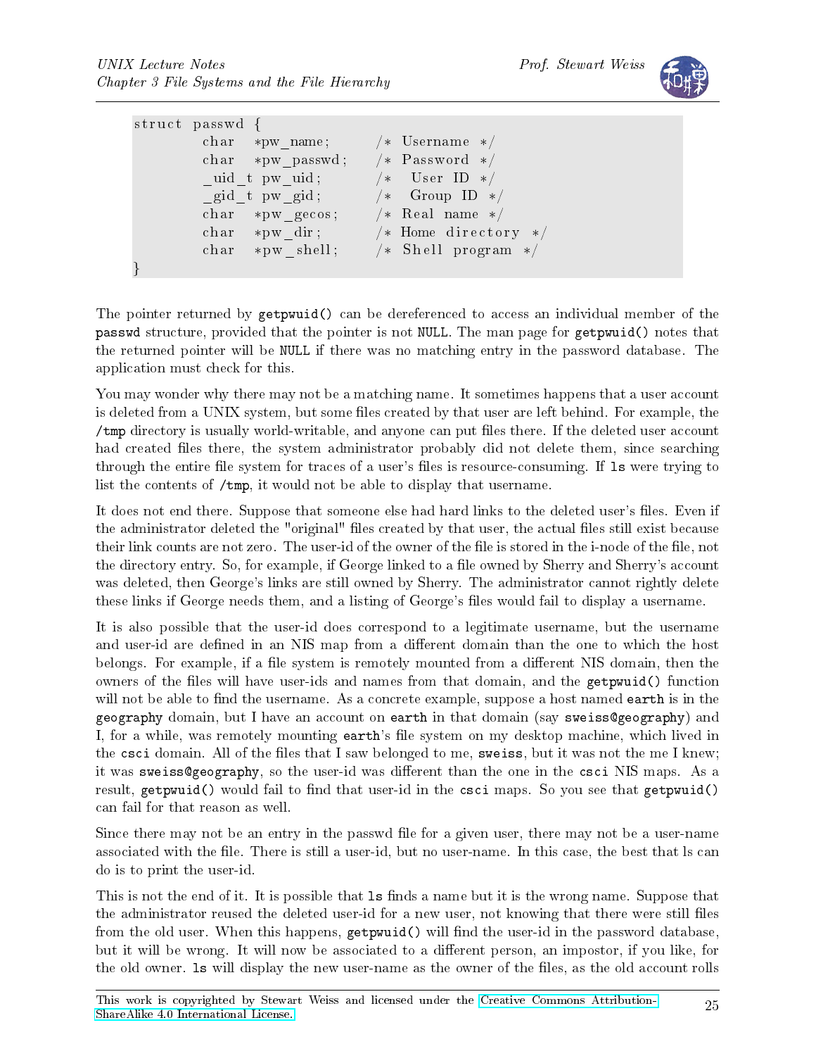```
struct passwd {
        char   *pw_name;       /* Username */
        char   *pw_passwd;     /* Password */
        _uid_t pw_uid;         /*  User ID */
        _gid_t pw_gid;         /*  Group ID */
        char   *pw_gecos;      /* Real name */
        char   *pw_dir;        /* Home directory */
        char   *pw_shell;      /* Shell program */
}
```

The pointer returned by `getpwuid()` can be dereferenced to access an individual member of the `passwd` structure, provided that the pointer is not `NULL`. The man page for `getpwuid()` notes that the returned pointer will be `NULL` if there was no matching entry in the password database. The application must check for this.

You may wonder why there may not be a matching name. It sometimes happens that a user account is deleted from a UNIX system, but some files created by that user are left behind. For example, the `/tmp` directory is usually world-writable, and anyone can put files there. If the deleted user account had created files there, the system administrator probably did not delete them, since searching through the entire file system for traces of a user's files is resource-consuming. If `ls` were trying to list the contents of `/tmp`, it would not be able to display that username.

It does not end there. Suppose that someone else had hard links to the deleted user's files. Even if the administrator deleted the "original" files created by that user, the actual files still exist because their link counts are not zero. The user-id of the owner of the file is stored in the i-node of the file, not the directory entry. So, for example, if George linked to a file owned by Sherry and Sherry's account was deleted, then George's links are still owned by Sherry. The administrator cannot rightly delete these links if George needs them, and a listing of George's files would fail to display a username.

It is also possible that the user-id does correspond to a legitimate username, but the username and user-id are defined in an NIS map from a different domain than the one to which the host belongs. For example, if a file system is remotely mounted from a different NIS domain, then the owners of the files will have user-ids and names from that domain, and the `getpwuid()` function will not be able to find the username. As a concrete example, suppose a host named `earth` is in the `geography` domain, but I have an account on `earth` in that domain (say `sweiss@geography`) and I, for a while, was remotely mounting `earth`'s file system on my desktop machine, which lived in the `csci` domain. All of the files that I saw belonged to me, `sweiss`, but it was not the me I knew; it was `sweiss@geography`, so the user-id was different than the one in the `csci` NIS maps. As a result, `getpwuid()` would fail to find that user-id in the `csci` maps. So you see that `getpwuid()` can fail for that reason as well.

Since there may not be an entry in the passwd file for a given user, there may not be a user-name associated with the file. There is still a user-id, but no user-name. In this case, the best that ls can do is to print the user-id.

This is not the end of it. It is possible that `ls` finds a name but it is the wrong name. Suppose that the administrator reused the deleted user-id for a new user, not knowing that there were still files from the old user. When this happens, `getpwuid()` will find the user-id in the password database, but it will be wrong. It will now be associated to a different person, an impostor, if you like, for the old owner. `ls` will display the new user-name as the owner of the files, as the old account rolls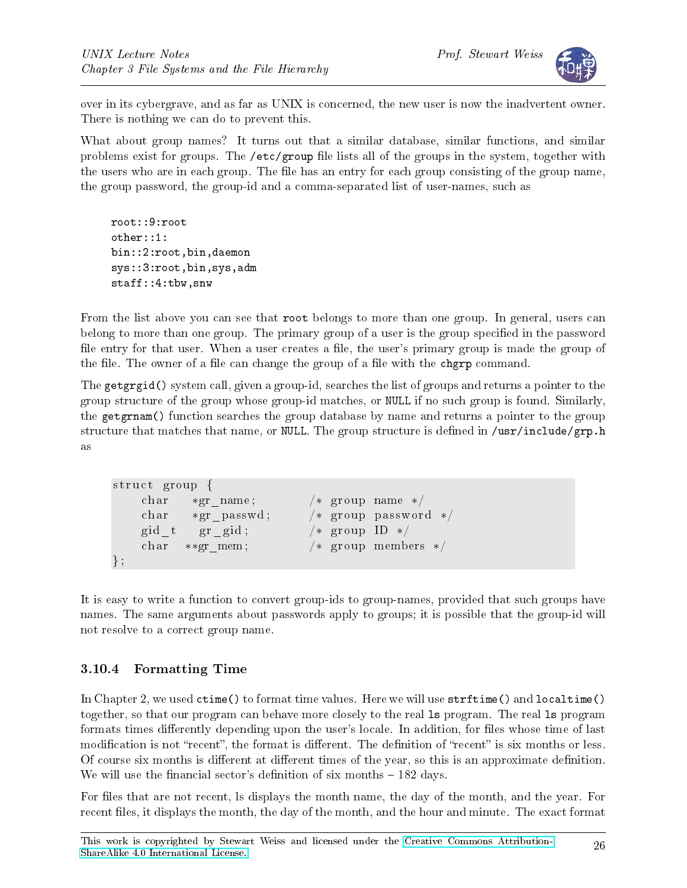over in its cybergrave, and as far as UNIX is concerned, the new user is now the inadvertent owner. There is nothing we can do to prevent this.

What about group names? It turns out that a similar database, similar functions, and similar problems exist for groups. The `/etc/group` file lists all of the groups in the system, together with the users who are in each group. The file has an entry for each group consisting of the group name, the group password, the group-id and a comma-separated list of user-names, such as

```
root::9:root
other::1:
bin::2:root,bin,daemon
sys::3:root,bin,sys,adm
staff::4:tbw,snw
```

From the list above you can see that `root` belongs to more than one group. In general, users can belong to more than one group. The primary group of a user is the group specified in the password file entry for that user. When a user creates a file, the user's primary group is made the group of the file. The owner of a file can change the group of a file with the `chgrp` command.

The `getgrgid()` system call, given a group-id, searches the list of groups and returns a pointer to the group structure of the group whose group-id matches, or `NULL` if no such group is found. Similarly, the `getgrnam()` function searches the group database by name and returns a pointer to the group structure that matches that name, or `NULL`. The group structure is defined in `/usr/include/grp.h` as

```c
struct group {
    char    *gr_name;        /* group name */
    char    *gr_passwd;      /* group password */
    gid_t    gr_gid;         /* group ID */
    char   **gr_mem;         /* group members */
};
```

It is easy to write a function to convert group-ids to group-names, provided that such groups have names. The same arguments about passwords apply to groups; it is possible that the group-id will not resolve to a correct group name.

### 3.10.4 Formatting Time

In Chapter 2, we used `ctime()` to format time values. Here we will use `strftime()` and `localtime()` together, so that our program can behave more closely to the real `ls` program. The real `ls` program formats times differently depending upon the user's locale. In addition, for files whose time of last modification is not "recent", the format is different. The definition of "recent" is six months or less. Of course six months is different at different times of the year, so this is an approximate definition. We will use the financial sector's definition of six months – 182 days.

For files that are not recent, ls displays the month name, the day of the month, and the year. For recent files, it displays the month, the day of the month, and the hour and minute. The exact format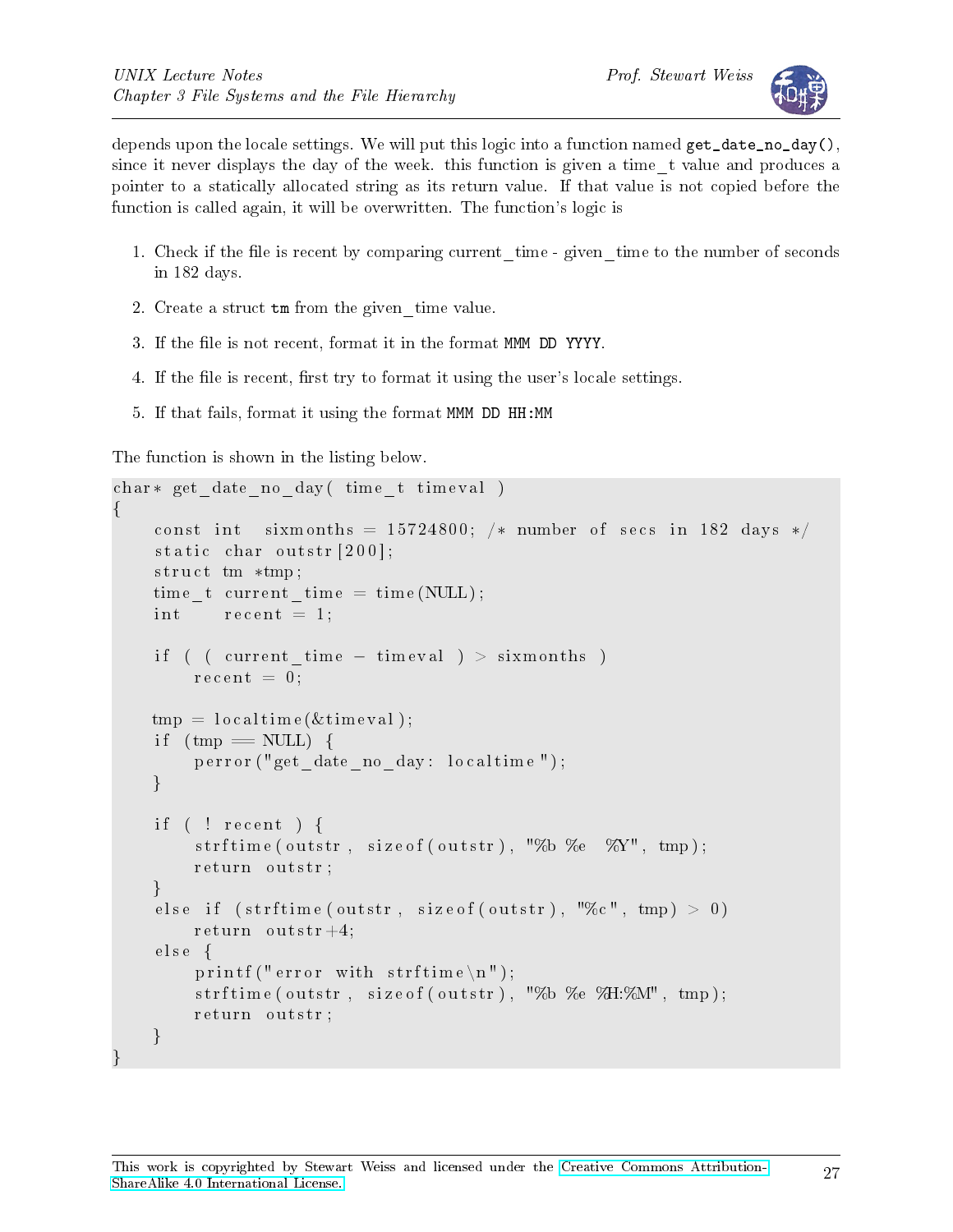depends upon the locale settings. We will put this logic into a function named `get_date_no_day()`, since it never displays the day of the week. this function is given a time_t value and produces a pointer to a statically allocated string as its return value. If that value is not copied before the function is called again, it will be overwritten. The function's logic is

1. Check if the file is recent by comparing current_time - given_time to the number of seconds in 182 days.
2. Create a struct `tm` from the given_time value.
3. If the file is not recent, format it in the format `MMM DD YYYY`.
4. If the file is recent, first try to format it using the user's locale settings.
5. If that fails, format it using the format `MMM DD HH:MM`

The function is shown in the listing below.

```
char* get_date_no_day( time_t timeval )
{
    const int  sixmonths = 15724800; /* number of secs in 182 days */
    static char outstr[200];
    struct tm *tmp;
    time_t current_time = time(NULL);
    int    recent = 1;

    if ( ( current_time - timeval ) > sixmonths )
        recent = 0;

    tmp = localtime(&timeval);
    if (tmp == NULL) {
        perror("get_date_no_day: localtime");
    }

    if ( ! recent ) {
        strftime(outstr, sizeof(outstr), "%b %e  %Y", tmp);
        return outstr;
    }
    else if (strftime(outstr, sizeof(outstr), "%c", tmp) > 0)
        return outstr+4;
    else {
        printf("error with strftime\n");
        strftime(outstr, sizeof(outstr), "%b %e %H:%M", tmp);
        return outstr;
    }
}
```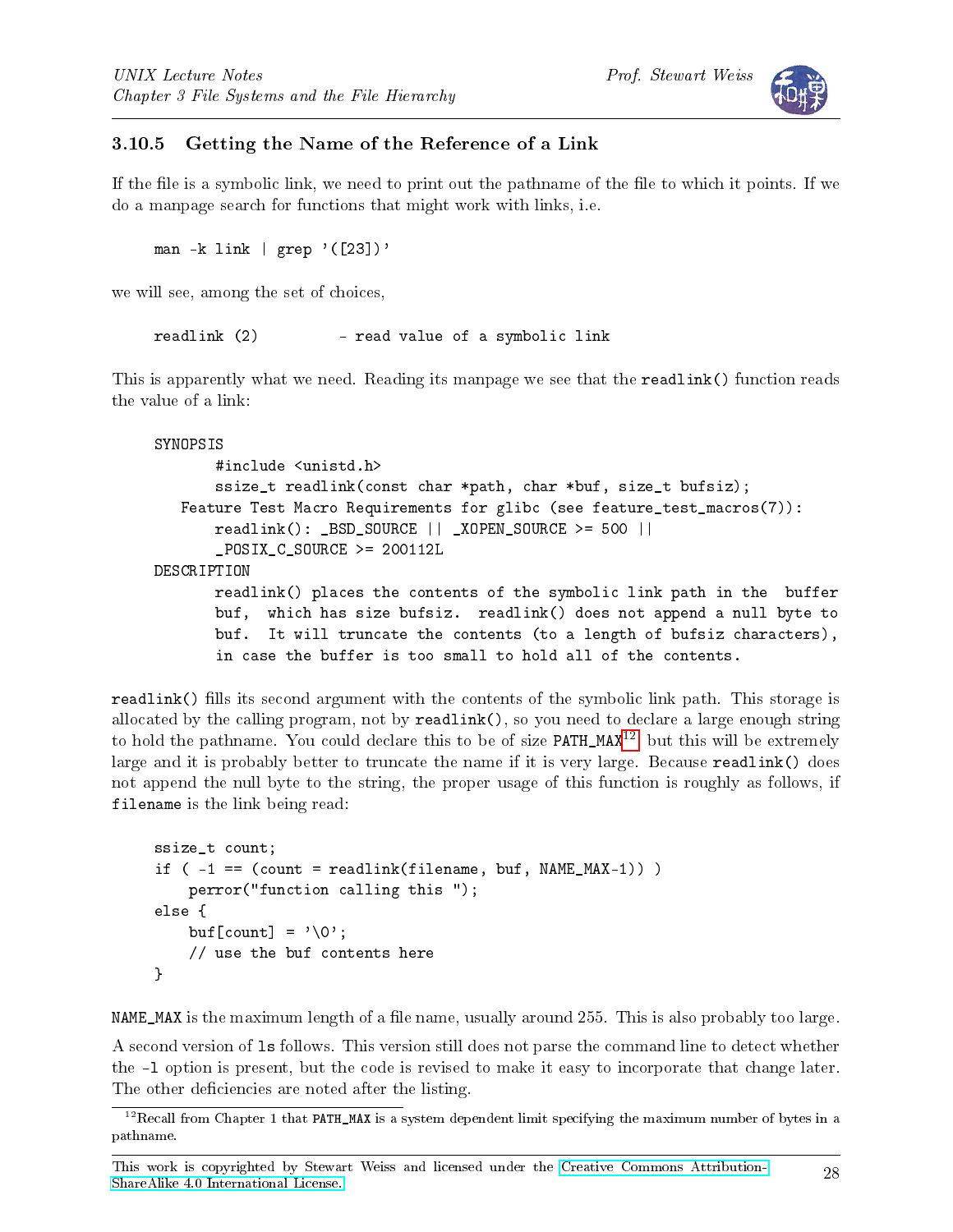### 3.10.5 Getting the Name of the Reference of a Link

If the file is a symbolic link, we need to print out the pathname of the file to which it points. If we do a manpage search for functions that might work with links, i.e.

```
man -k link | grep '([23])'
```

we will see, among the set of choices,

```
readlink (2)         - read value of a symbolic link
```

This is apparently what we need. Reading its manpage we see that the `readlink()` function reads the value of a link:

```
SYNOPSIS
       #include <unistd.h>
       ssize_t readlink(const char *path, char *buf, size_t bufsiz);
   Feature Test Macro Requirements for glibc (see feature_test_macros(7)):
       readlink(): _BSD_SOURCE || _XOPEN_SOURCE >= 500 ||
       _POSIX_C_SOURCE >= 200112L
DESCRIPTION
       readlink() places the contents of the symbolic link path in the  buffer
       buf,  which has size bufsiz.  readlink() does not append a null byte to
       buf.  It will truncate the contents (to a length of bufsiz characters),
       in case the buffer is too small to hold all of the contents.
```

`readlink()` fills its second argument with the contents of the symbolic link path. This storage is allocated by the calling program, not by `readlink()`, so you need to declare a large enough string to hold the pathname. You could declare this to be of size `PATH_MAX`[12] but this will be extremely large and it is probably better to truncate the name if it is very large. Because `readlink()` does not append the null byte to the string, the proper usage of this function is roughly as follows, if `filename` is the link being read:

```
ssize_t count;
if ( -1 == (count = readlink(filename, buf, NAME_MAX-1)) )
    perror("function calling this ");
else {
    buf[count] = '\0';
    // use the buf contents here
}
```

`NAME_MAX` is the maximum length of a file name, usually around 255. This is also probably too large.

A second version of `ls` follows. This version still does not parse the command line to detect whether the `-l` option is present, but the code is revised to make it easy to incorporate that change later. The other deficiencies are noted after the listing.

[12] Recall from Chapter 1 that `PATH_MAX` is a system dependent limit specifying the maximum number of bytes in a pathname.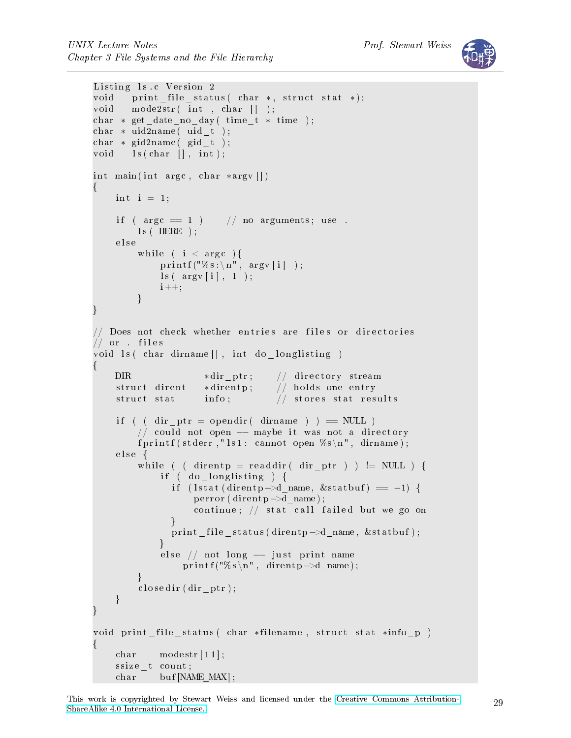```
Listing ls.c Version 2
void   print_file_status( char *, struct stat *);
void   mode2str( int , char [] );
char * get_date_no_day( time_t * time );
char * uid2name( uid_t );
char * gid2name( gid_t );
void   ls(char [], int);

int main(int argc, char *argv[])
{
    int i = 1;

    if ( argc == 1 )     // no arguments; use .
        ls( HERE );
    else
        while ( i < argc ){
            printf("%s:\n", argv[i] );
            ls( argv[i], 1 );
            i++;
        }
}

// Does not check whether entries are files or directories
// or . files
void ls( char dirname[], int do_longlisting )
{
    DIR             *dir_ptr;     // directory stream
    struct dirent   *direntp;     // holds one entry
    struct stat     info;         // stores stat results

    if ( ( dir_ptr = opendir( dirname ) ) == NULL )
        // could not open -- maybe it was not a directory
        fprintf(stderr,"ls1: cannot open %s\n", dirname);
    else {
        while ( ( direntp = readdir( dir_ptr ) ) != NULL ) {
            if ( do_longlisting ) {
              if (lstat(direntp->d_name, &statbuf) == -1) {
                  perror(direntp->d_name);
                  continue; // stat call failed but we go on
              }
              print_file_status(direntp->d_name, &statbuf);
            }
            else // not long -- just print name
                printf("%s\n", direntp->d_name);
        }
        closedir(dir_ptr);
    }
}

void print_file_status( char *filename, struct stat *info_p )
{
    char    modestr[11];
    ssize_t count;
    char    buf[NAME_MAX];
```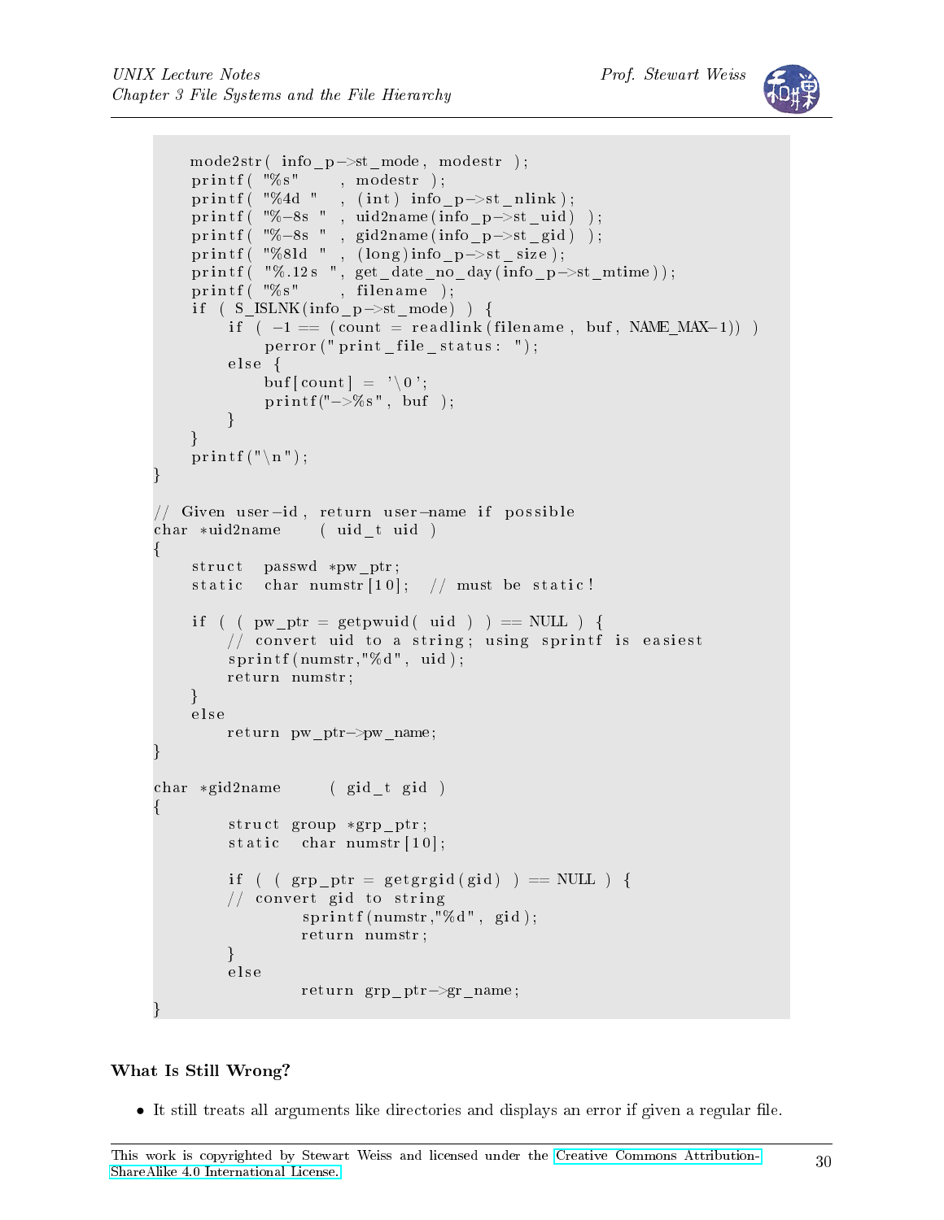```c
    mode2str( info_p->st_mode, modestr );
    printf( "%s"     , modestr );
    printf( "%4d "   , (int) info_p->st_nlink);
    printf( "%-8s "  , uid2name(info_p->st_uid) );
    printf( "%-8s "  , gid2name(info_p->st_gid) );
    printf( "%8ld "  , (long)info_p->st_size);
    printf( "%.12s ", get_date_no_day(info_p->st_mtime));
    printf( "%s"     , filename );
    if ( S_ISLNK(info_p->st_mode) ) {
        if ( -1 == (count = readlink(filename, buf, NAME_MAX-1)) )
            perror("print_file_status: ");
        else {
            buf[count] = '\0';
            printf("->%s", buf );
        }
    }
    printf("\n");
}

// Given user-id, return user-name if possible
char *uid2name    ( uid_t uid )
{
    struct  passwd *pw_ptr;
    static  char numstr[10];  // must be static!

    if ( ( pw_ptr = getpwuid( uid ) ) == NULL ) {
        // convert uid to a string; using sprintf is easiest
        sprintf(numstr,"%d", uid);
        return numstr;
    }
    else
        return pw_ptr->pw_name;
}

char *gid2name     ( gid_t gid )
{
        struct group *grp_ptr;
        static  char numstr[10];

        if ( ( grp_ptr = getgrgid(gid) ) == NULL ) {
        // convert gid to string
                sprintf(numstr,"%d", gid);
                return numstr;
        }
        else
                return grp_ptr->gr_name;
}
```

#### What Is Still Wrong?

- It still treats all arguments like directories and displays an error if given a regular file.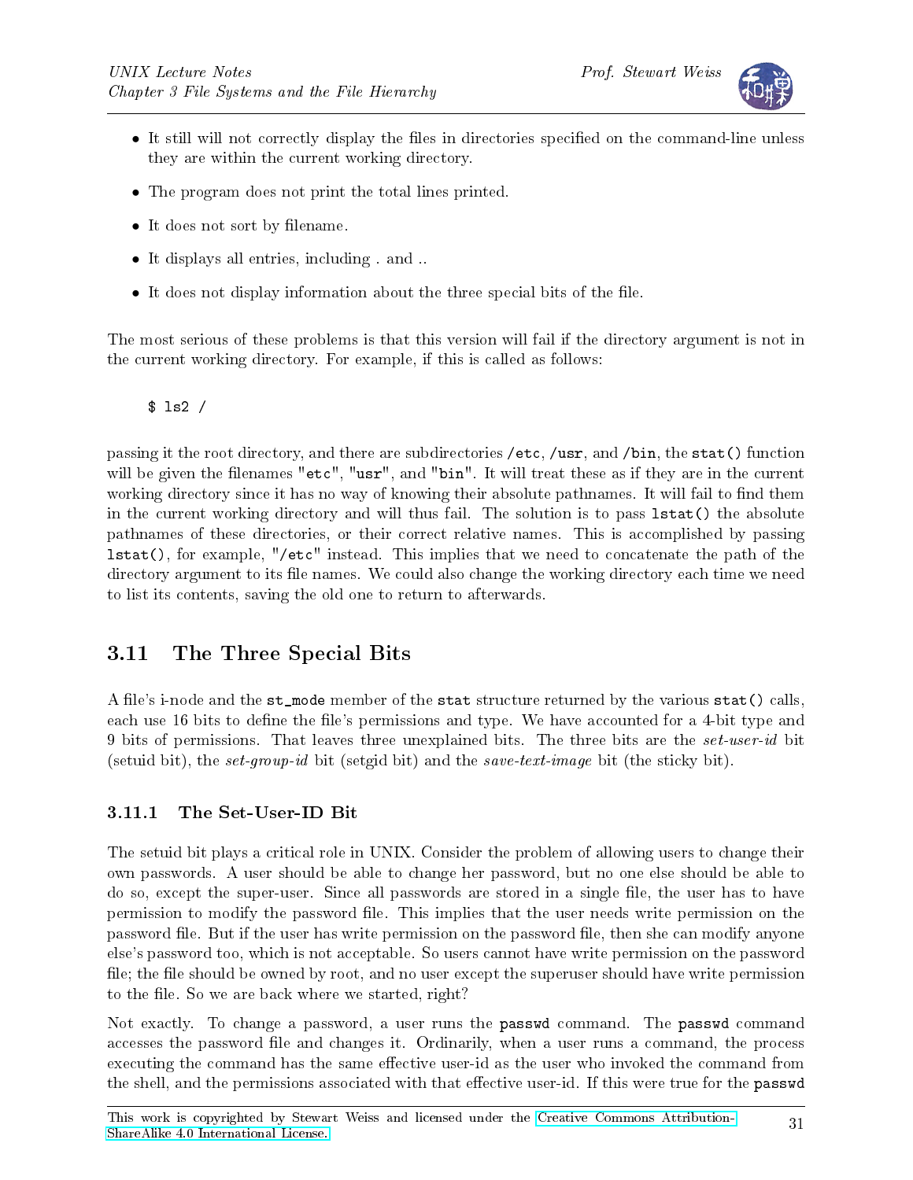- It still will not correctly display the files in directories specified on the command-line unless they are within the current working directory.
- The program does not print the total lines printed.
- It does not sort by filename.
- It displays all entries, including . and ..
- It does not display information about the three special bits of the file.

The most serious of these problems is that this version will fail if the directory argument is not in the current working directory. For example, if this is called as follows:

```
$ ls2 /
```

passing it the root directory, and there are subdirectories `/etc`, `/usr`, and `/bin`, the `stat()` function will be given the filenames `"etc"`, `"usr"`, and `"bin"`. It will treat these as if they are in the current working directory since it has no way of knowing their absolute pathnames. It will fail to find them in the current working directory and will thus fail. The solution is to pass `lstat()` the absolute pathnames of these directories, or their correct relative names. This is accomplished by passing `lstat()`, for example, `"/etc"` instead. This implies that we need to concatenate the path of the directory argument to its file names. We could also change the working directory each time we need to list its contents, saving the old one to return to afterwards.

## 3.11 The Three Special Bits

A file's i-node and the `st_mode` member of the `stat` structure returned by the various `stat()` calls, each use 16 bits to define the file's permissions and type. We have accounted for a 4-bit type and 9 bits of permissions. That leaves three unexplained bits. The three bits are the *set-user-id* bit (setuid bit), the *set-group-id* bit (setgid bit) and the *save-text-image* bit (the sticky bit).

### 3.11.1 The Set-User-ID Bit

The setuid bit plays a critical role in UNIX. Consider the problem of allowing users to change their own passwords. A user should be able to change her password, but no one else should be able to do so, except the super-user. Since all passwords are stored in a single file, the user has to have permission to modify the password file. This implies that the user needs write permission on the password file. But if the user has write permission on the password file, then she can modify anyone else's password too, which is not acceptable. So users cannot have write permission on the password file; the file should be owned by root, and no user except the superuser should have write permission to the file. So we are back where we started, right?

Not exactly. To change a password, a user runs the `passwd` command. The `passwd` command accesses the password file and changes it. Ordinarily, when a user runs a command, the process executing the command has the same effective user-id as the user who invoked the command from the shell, and the permissions associated with that effective user-id. If this were true for the `passwd`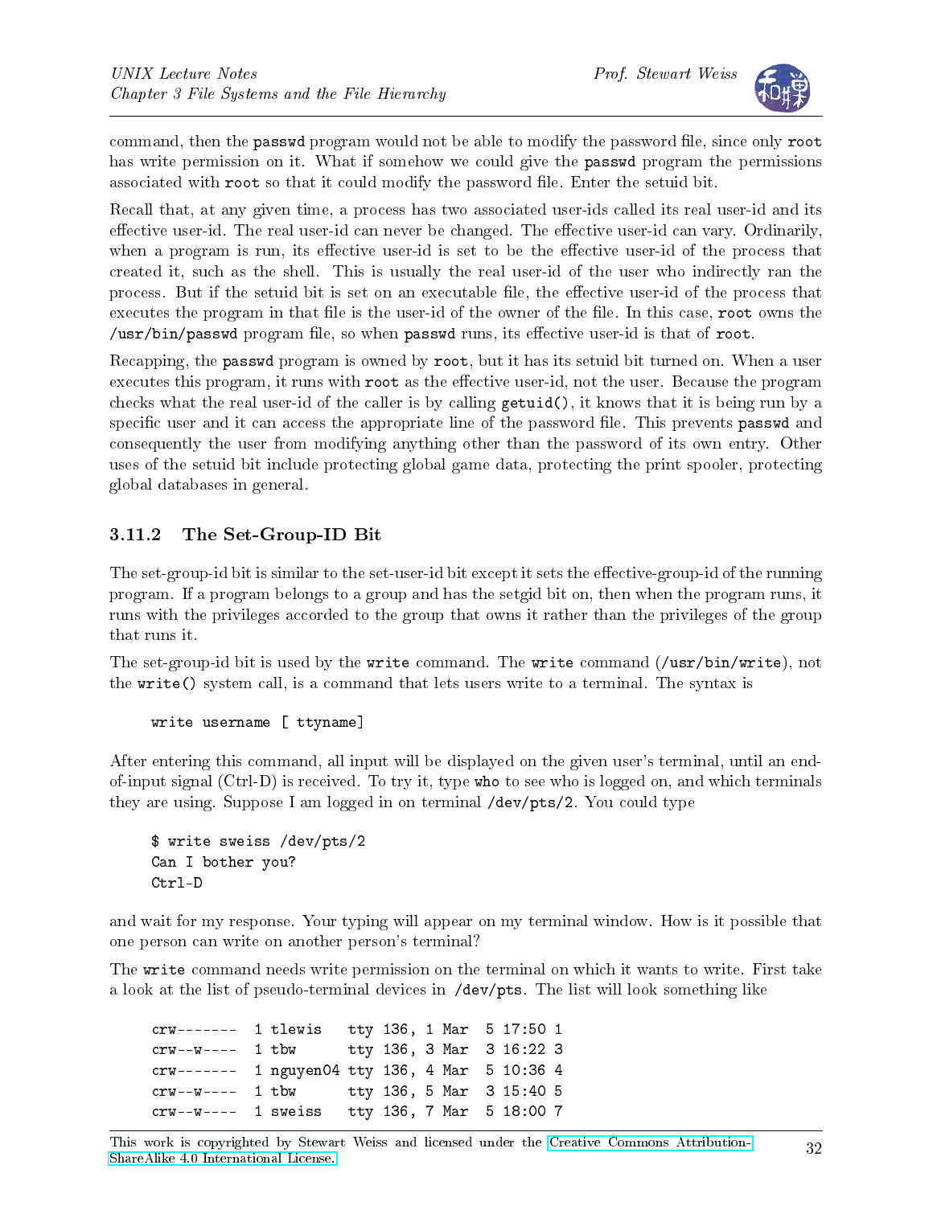command, then the passwd program would not be able to modify the password file, since only root has write permission on it. What if somehow we could give the passwd program the permissions associated with root so that it could modify the password file. Enter the setuid bit.

Recall that, at any given time, a process has two associated user-ids called its real user-id and its effective user-id. The real user-id can never be changed. The effective user-id can vary. Ordinarily, when a program is run, its effective user-id is set to be the effective user-id of the process that created it, such as the shell. This is usually the real user-id of the user who indirectly ran the process. But if the setuid bit is set on an executable file, the effective user-id of the process that executes the program in that file is the user-id of the owner of the file. In this case, root owns the /usr/bin/passwd program file, so when passwd runs, its effective user-id is that of root.

Recapping, the passwd program is owned by root, but it has its setuid bit turned on. When a user executes this program, it runs with root as the effective user-id, not the user. Because the program checks what the real user-id of the caller is by calling getuid(), it knows that it is being run by a specific user and it can access the appropriate line of the password file. This prevents passwd and consequently the user from modifying anything other than the password of its own entry. Other uses of the setuid bit include protecting global game data, protecting the print spooler, protecting global databases in general.

### 3.11.2 The Set-Group-ID Bit

The set-group-id bit is similar to the set-user-id bit except it sets the effective-group-id of the running program. If a program belongs to a group and has the setgid bit on, then when the program runs, it runs with the privileges accorded to the group that owns it rather than the privileges of the group that runs it.

The set-group-id bit is used by the write command. The write command (/usr/bin/write), not the write() system call, is a command that lets users write to a terminal. The syntax is

```
write username [ ttyname]
```

After entering this command, all input will be displayed on the given user's terminal, until an end-of-input signal (Ctrl-D) is received. To try it, type who to see who is logged on, and which terminals they are using. Suppose I am logged in on terminal /dev/pts/2. You could type

```
$ write sweiss /dev/pts/2
Can I bother you?
Ctrl-D
```

and wait for my response. Your typing will appear on my terminal window. How is it possible that one person can write on another person's terminal?

The write command needs write permission on the terminal on which it wants to write. First take a look at the list of pseudo-terminal devices in /dev/pts. The list will look something like

```
crw-------  1 tlewis   tty 136, 1 Mar  5 17:50 1
crw--w----  1 tbw      tty 136, 3 Mar  3 16:22 3
crw-------  1 nguyen04 tty 136, 4 Mar  5 10:36 4
crw--w----  1 tbw      tty 136, 5 Mar  3 15:40 5
crw--w----  1 sweiss   tty 136, 7 Mar  5 18:00 7
```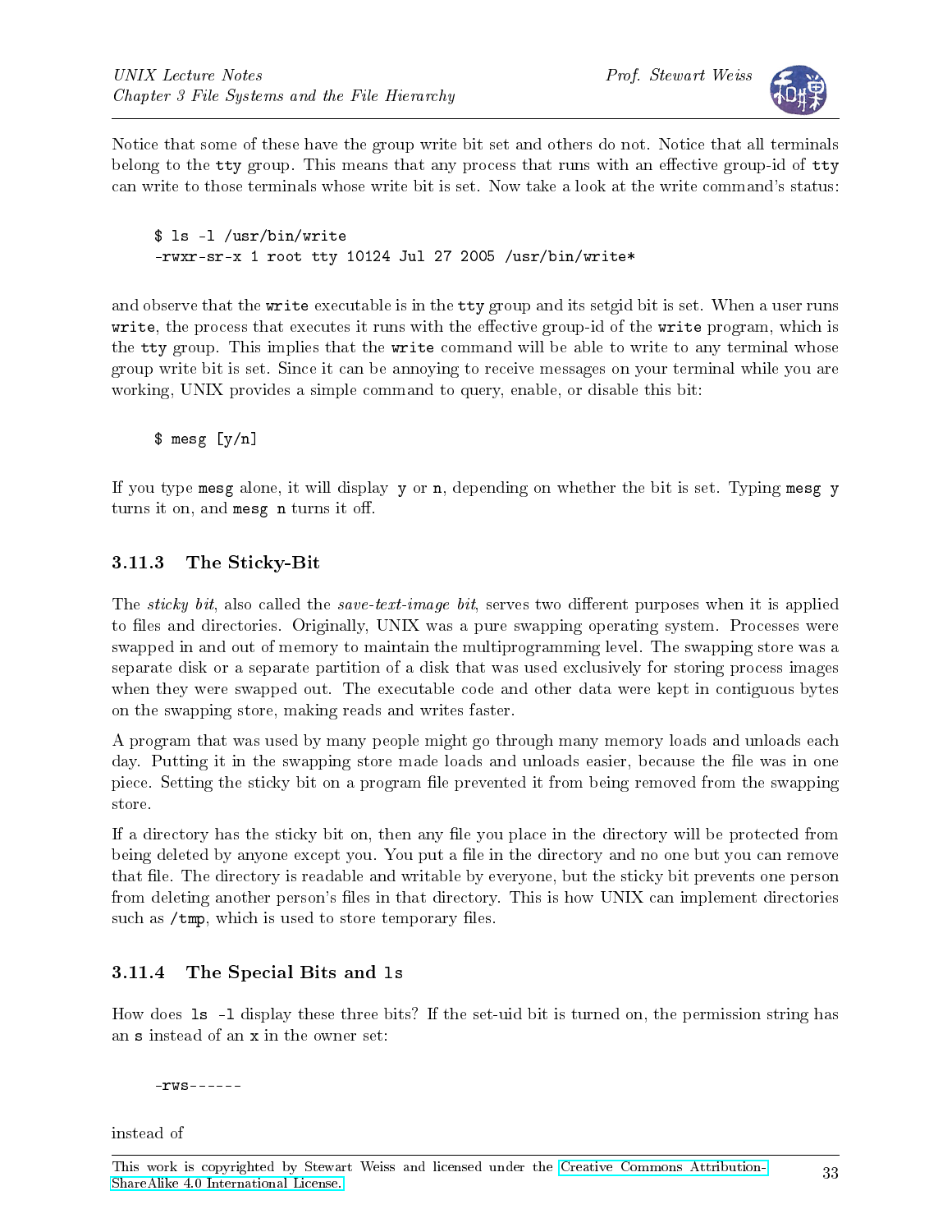Notice that some of these have the group write bit set and others do not. Notice that all terminals belong to the `tty` group. This means that any process that runs with an effective group-id of `tty` can write to those terminals whose write bit is set. Now take a look at the write command's status:

```
$ ls -l /usr/bin/write
-rwxr-sr-x 1 root tty 10124 Jul 27 2005 /usr/bin/write*
```

and observe that the `write` executable is in the `tty` group and its setgid bit is set. When a user runs `write`, the process that executes it runs with the effective group-id of the `write` program, which is the `tty` group. This implies that the `write` command will be able to write to any terminal whose group write bit is set. Since it can be annoying to receive messages on your terminal while you are working, UNIX provides a simple command to query, enable, or disable this bit:

```
$ mesg [y/n]
```

If you type `mesg` alone, it will display `y` or `n`, depending on whether the bit is set. Typing `mesg y` turns it on, and `mesg n` turns it off.

### 3.11.3 The Sticky-Bit

The *sticky bit*, also called the *save-text-image bit*, serves two different purposes when it is applied to files and directories. Originally, UNIX was a pure swapping operating system. Processes were swapped in and out of memory to maintain the multiprogramming level. The swapping store was a separate disk or a separate partition of a disk that was used exclusively for storing process images when they were swapped out. The executable code and other data were kept in contiguous bytes on the swapping store, making reads and writes faster.

A program that was used by many people might go through many memory loads and unloads each day. Putting it in the swapping store made loads and unloads easier, because the file was in one piece. Setting the sticky bit on a program file prevented it from being removed from the swapping store.

If a directory has the sticky bit on, then any file you place in the directory will be protected from being deleted by anyone except you. You put a file in the directory and no one but you can remove that file. The directory is readable and writable by everyone, but the sticky bit prevents one person from deleting another person's files in that directory. This is how UNIX can implement directories such as `/tmp`, which is used to store temporary files.

### 3.11.4 The Special Bits and `ls`

How does `ls -l` display these three bits? If the set-uid bit is turned on, the permission string has an `s` instead of an `x` in the owner set:

```
-rws------
```

instead of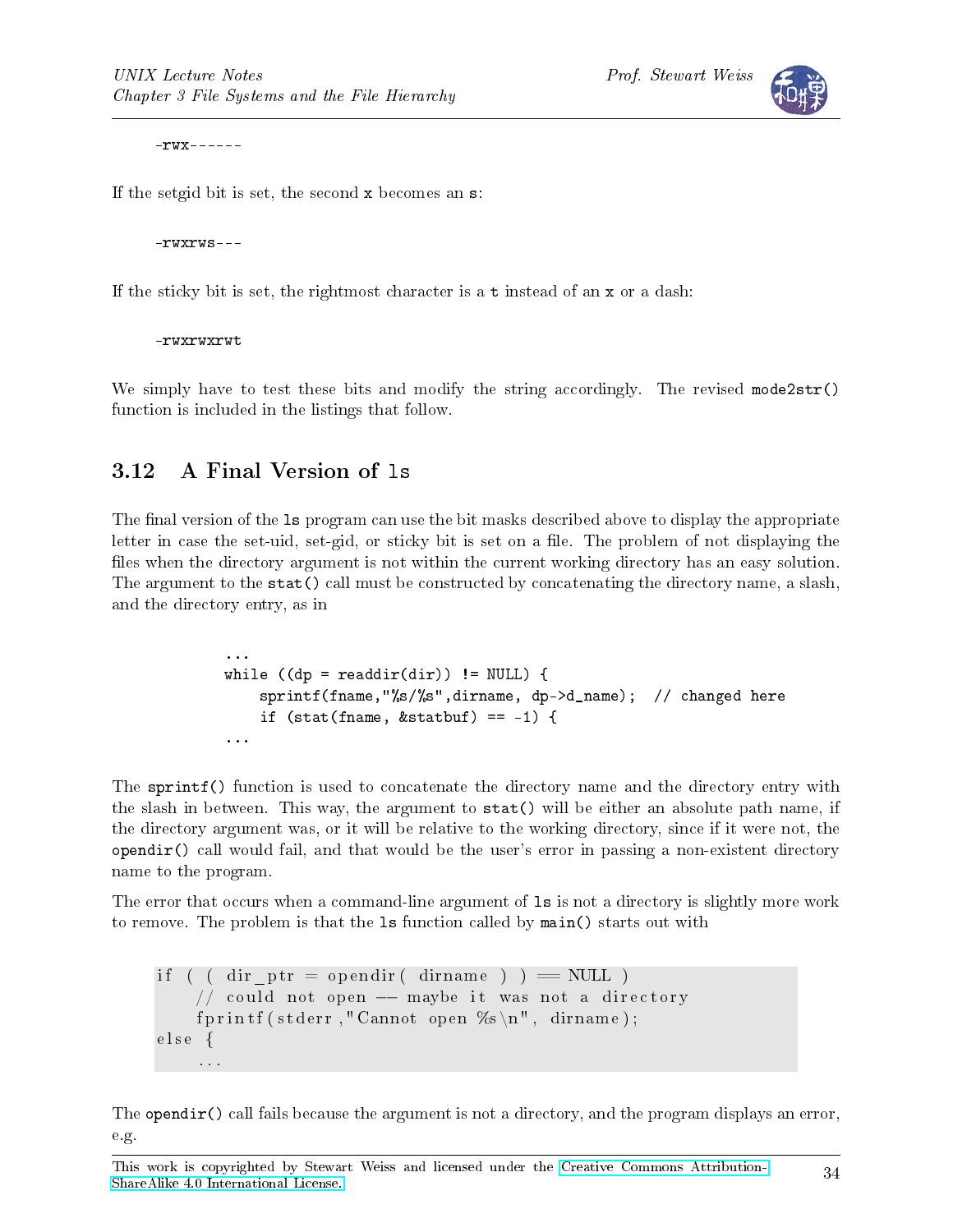```
-rwx------
```

If the setgid bit is set, the second `x` becomes an `s`:

```
-rwxrws---
```

If the sticky bit is set, the rightmost character is a `t` instead of an `x` or a dash:

```
-rwxrwxrwt
```

We simply have to test these bits and modify the string accordingly. The revised `mode2str()` function is included in the listings that follow.

## 3.12 A Final Version of ls

The final version of the `ls` program can use the bit masks described above to display the appropriate letter in case the set-uid, set-gid, or sticky bit is set on a file. The problem of not displaying the files when the directory argument is not within the current working directory has an easy solution. The argument to the `stat()` call must be constructed by concatenating the directory name, a slash, and the directory entry, as in

```
...
while ((dp = readdir(dir)) != NULL) {
    sprintf(fname,"%s/%s",dirname, dp->d_name);  // changed here
    if (stat(fname, &statbuf) == -1) {
...
```

The `sprintf()` function is used to concatenate the directory name and the directory entry with the slash in between. This way, the argument to `stat()` will be either an absolute path name, if the directory argument was, or it will be relative to the working directory, since if it were not, the `opendir()` call would fail, and that would be the user's error in passing a non-existent directory name to the program.

The error that occurs when a command-line argument of `ls` is not a directory is slightly more work to remove. The problem is that the `ls` function called by `main()` starts out with

```
if ( ( dir_ptr = opendir( dirname ) ) == NULL )
    // could not open -- maybe it was not a directory
    fprintf(stderr,"Cannot open %s\n", dirname);
else {
    ...
```

The `opendir()` call fails because the argument is not a directory, and the program displays an error, e.g.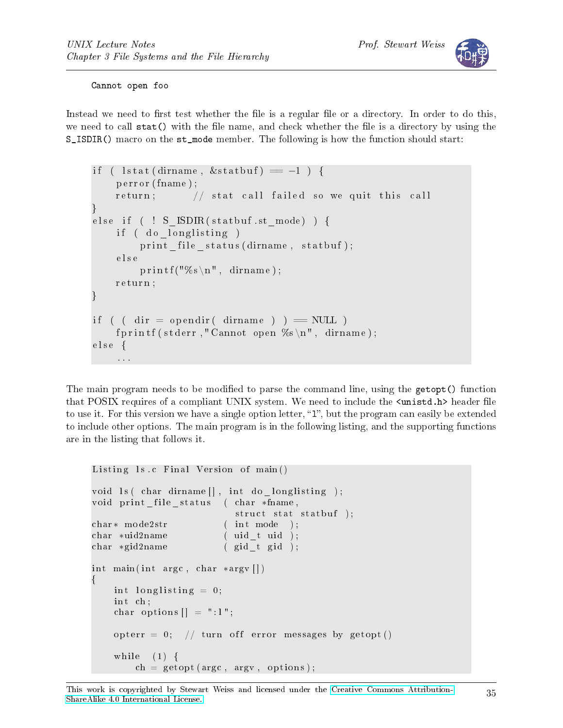```
Cannot open foo
```

Instead we need to first test whether the file is a regular file or a directory. In order to do this, we need to call `stat()` with the file name, and check whether the file is a directory by using the `S_ISDIR()` macro on the `st_mode` member. The following is how the function should start:

```
if ( lstat(dirname, &statbuf) == -1 ) {
    perror(fname);
    return;      // stat call failed so we quit this call
}
else if ( ! S_ISDIR(statbuf.st_mode) ) {
    if ( do_longlisting )
        print_file_status(dirname, statbuf);
    else
        printf("%s\n", dirname);
    return;
}

if ( ( dir = opendir( dirname ) ) == NULL )
    fprintf(stderr,"Cannot open %s\n", dirname);
else {
    ...
```

The main program needs to be modified to parse the command line, using the `getopt()` function that POSIX requires of a compliant UNIX system. We need to include the `<unistd.h>` header file to use it. For this version we have a single option letter, "`l`", but the program can easily be extended to include other options. The main program is in the following listing, and the supporting functions are in the listing that follows it.

```
Listing ls.c Final Version of main()

void ls( char dirname[], int do_longlisting );
void print_file_status  ( char *fname,
                          struct stat statbuf );
char* mode2str          ( int mode  );
char *uid2name          ( uid_t uid );
char *gid2name          ( gid_t gid );

int main(int argc, char *argv[])
{
    int longlisting = 0;
    int ch;
    char options[] = ":l";

    opterr = 0;  // turn off error messages by getopt()

    while  (1) {
        ch = getopt(argc, argv, options);
```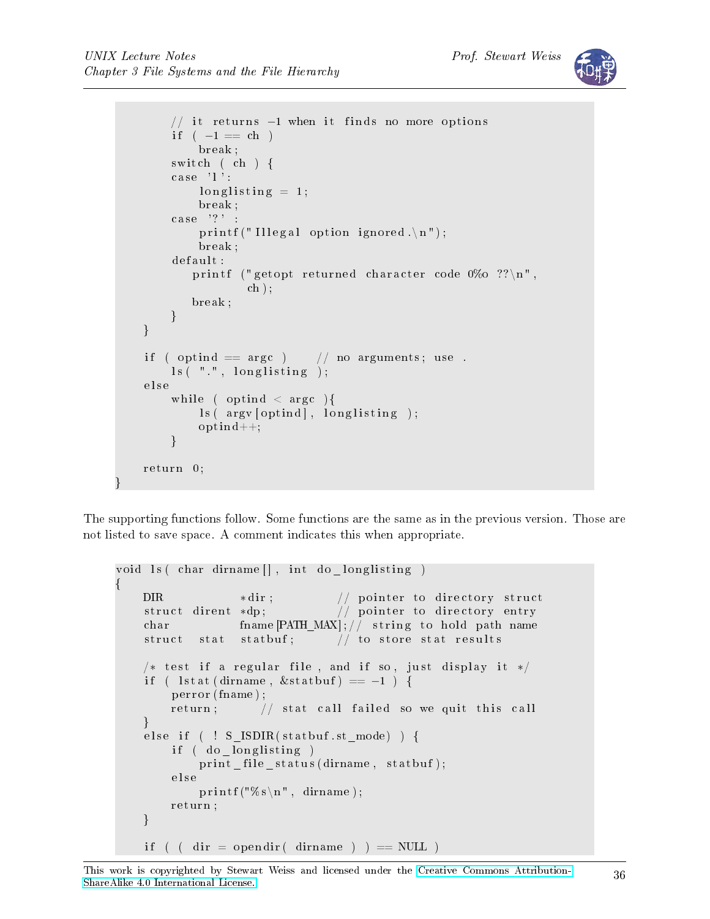```
        // it returns -1 when it finds no more options
        if ( -1 == ch )
            break;
        switch ( ch ) {
        case 'l':
            longlisting = 1;
            break;
        case '?' :
            printf("Illegal option ignored.\n");
            break;
        default:
           printf ("getopt returned character code 0%o ??\n",
                   ch);
           break;
        }
    }

    if ( optind == argc )     // no arguments; use .
        ls( ".", longlisting );
    else
        while ( optind < argc ){
            ls( argv[optind], longlisting );
            optind++;
        }

    return 0;
}
```

The supporting functions follow. Some functions are the same as in the previous version. Those are not listed to save space. A comment indicates this when appropriate.

```
void ls( char dirname[], int do_longlisting )
{
    DIR           *dir;         // pointer to directory struct
    struct dirent *dp;          // pointer to directory entry
    char          fname[PATH_MAX];// string to hold path name
    struct  stat  statbuf;      // to store stat results

    /* test if a regular file, and if so, just display it */
    if ( lstat(dirname, &statbuf) == -1 ) {
        perror(fname);
        return;       // stat call failed so we quit this call
    }
    else if ( ! S_ISDIR(statbuf.st_mode) ) {
        if ( do_longlisting )
            print_file_status(dirname, statbuf);
        else
            printf("%s\n", dirname);
        return;
    }

    if ( ( dir = opendir( dirname ) ) == NULL )
```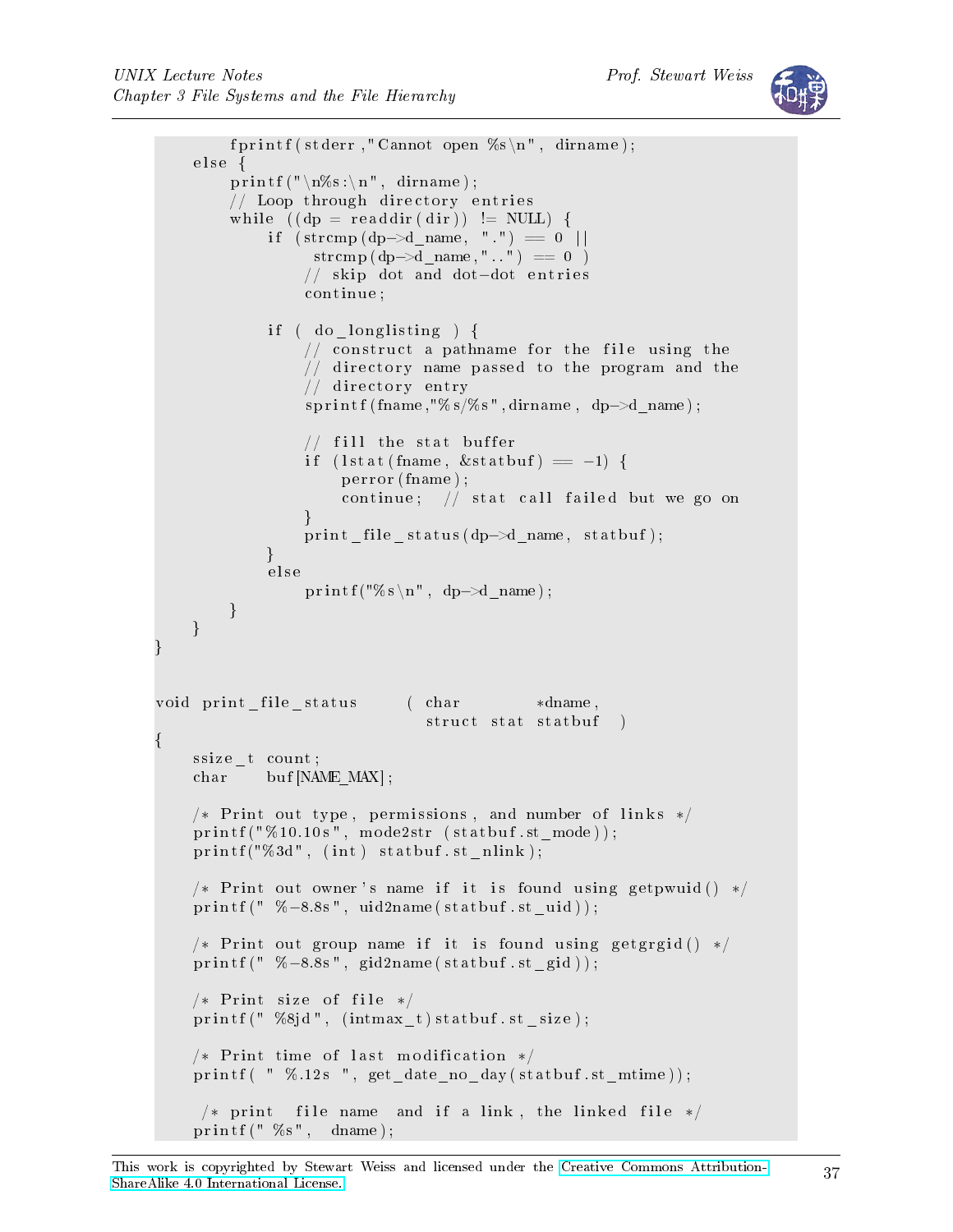```
        fprintf(stderr,"Cannot open %s\n", dirname);
    else {
        printf("\n%s:\n", dirname);
        // Loop through directory entries
        while ((dp = readdir(dir)) != NULL) {
            if (strcmp(dp->d_name, ".") == 0 ||
                 strcmp(dp->d_name,"..") == 0 )
                // skip dot and dot-dot entries
                continue;

            if ( do_longlisting ) {
                // construct a pathname for the file using the
                // directory name passed to the program and the
                // directory entry
                sprintf(fname,"%s/%s",dirname, dp->d_name);

                // fill the stat buffer
                if (lstat(fname, &statbuf) == -1) {
                    perror(fname);
                    continue;  // stat call failed but we go on
                }
                print_file_status(dp->d_name, statbuf);
            }
            else
                printf("%s\n", dp->d_name);
        }
    }
}


void print_file_status     ( char        *dname,
                             struct stat statbuf  )
{
    ssize_t count;
    char    buf[NAME_MAX];

    /* Print out type, permissions, and number of links */
    printf("%10.10s", mode2str (statbuf.st_mode));
    printf("%3d", (int) statbuf.st_nlink);

    /* Print out owner's name if it is found using getpwuid() */
    printf(" %-8.8s", uid2name(statbuf.st_uid));

    /* Print out group name if it is found using getgrgid() */
    printf(" %-8.8s", gid2name(statbuf.st_gid));

    /* Print size of file */
    printf(" %8jd", (intmax_t)statbuf.st_size);

    /* Print time of last modification */
    printf( " %.12s ", get_date_no_day(statbuf.st_mtime));

     /* print  file name  and if a link, the linked file */
    printf(" %s",  dname);
```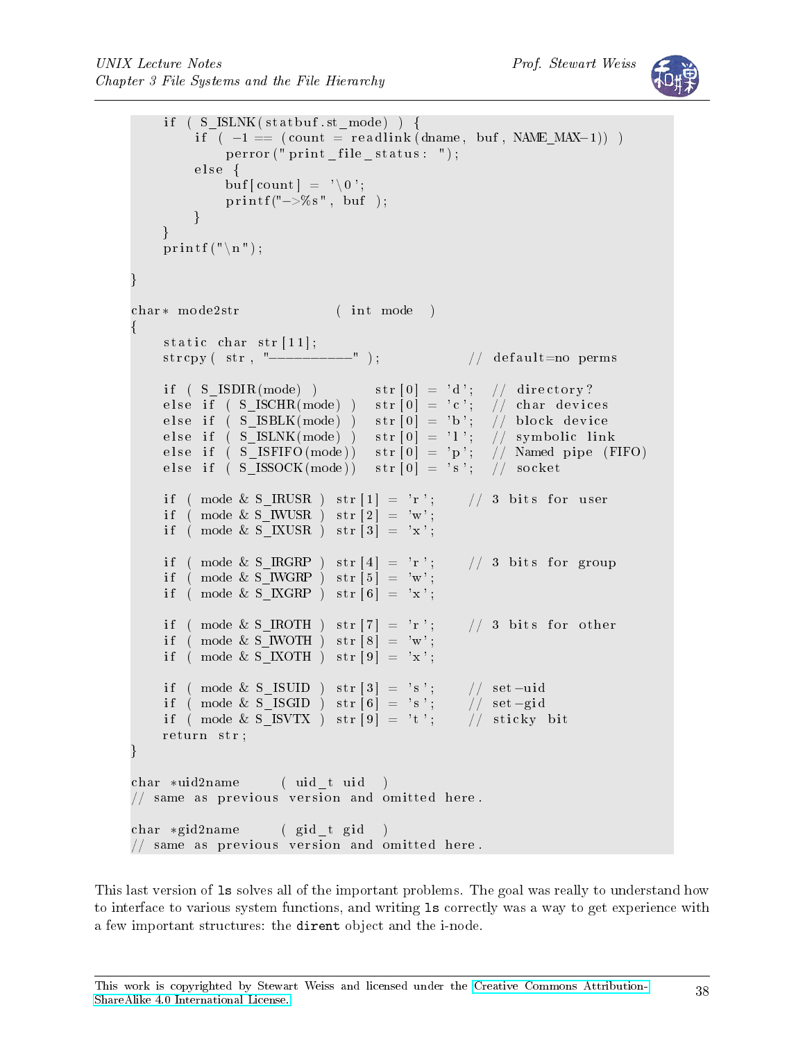```
    if ( S_ISLNK(statbuf.st_mode) ) {
        if ( -1 == (count = readlink(dname, buf, NAME_MAX-1)) )
            perror("print_file_status: ");
        else {
            buf[count] = '\0';
            printf("->%s", buf );
        }
    }
    printf("\n");

}

char* mode2str            ( int mode  )
{
    static char str[11];
    strcpy( str, "----------" );             // default=no perms

    if ( S_ISDIR(mode) )        str[0] = 'd';  // directory?
    else if ( S_ISCHR(mode) )   str[0] = 'c';  // char devices
    else if ( S_ISBLK(mode) )   str[0] = 'b';  // block device
    else if ( S_ISLNK(mode) )   str[0] = 'l';  // symbolic link
    else if ( S_ISFIFO(mode))   str[0] = 'p';  // Named pipe (FIFO)
    else if ( S_ISSOCK(mode))   str[0] = 's';  // socket

    if ( mode & S_IRUSR ) str[1] = 'r';    // 3 bits for user
    if ( mode & S_IWUSR ) str[2] = 'w';
    if ( mode & S_IXUSR ) str[3] = 'x';

    if ( mode & S_IRGRP ) str[4] = 'r';    // 3 bits for group
    if ( mode & S_IWGRP ) str[5] = 'w';
    if ( mode & S_IXGRP ) str[6] = 'x';

    if ( mode & S_IROTH ) str[7] = 'r';    // 3 bits for other
    if ( mode & S_IWOTH ) str[8] = 'w';
    if ( mode & S_IXOTH ) str[9] = 'x';

    if ( mode & S_ISUID ) str[3] = 's';    // set-uid
    if ( mode & S_ISGID ) str[6] = 's';    // set-gid
    if ( mode & S_ISVTX ) str[9] = 't';    // sticky bit
    return str;
}

char *uid2name      ( uid_t uid  )
// same as previous version and omitted here.

char *gid2name      ( gid_t gid  )
// same as previous version and omitted here.
```

This last version of `ls` solves all of the important problems. The goal was really to understand how to interface to various system functions, and writing `ls` correctly was a way to get experience with a few important structures: the `dirent` object and the i-node.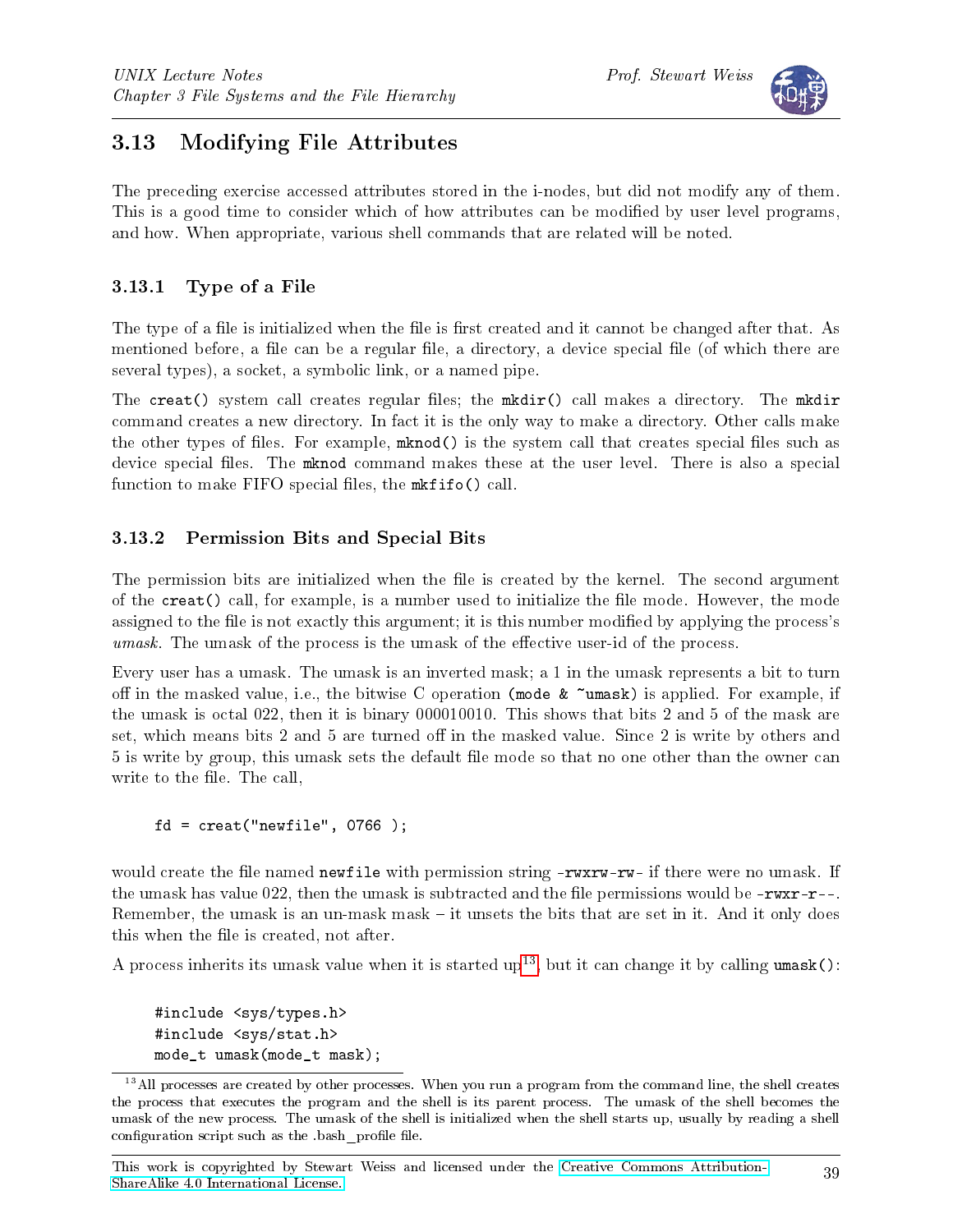## 3.13 Modifying File Attributes

The preceding exercise accessed attributes stored in the i-nodes, but did not modify any of them. This is a good time to consider which of how attributes can be modified by user level programs, and how. When appropriate, various shell commands that are related will be noted.

### 3.13.1 Type of a File

The type of a file is initialized when the file is first created and it cannot be changed after that. As mentioned before, a file can be a regular file, a directory, a device special file (of which there are several types), a socket, a symbolic link, or a named pipe.

The `creat()` system call creates regular files; the `mkdir()` call makes a directory. The `mkdir` command creates a new directory. In fact it is the only way to make a directory. Other calls make the other types of files. For example, `mknod()` is the system call that creates special files such as device special files. The `mknod` command makes these at the user level. There is also a special function to make FIFO special files, the `mkfifo()` call.

### 3.13.2 Permission Bits and Special Bits

The permission bits are initialized when the file is created by the kernel. The second argument of the `creat()` call, for example, is a number used to initialize the file mode. However, the mode assigned to the file is not exactly this argument; it is this number modified by applying the process's *umask*. The umask of the process is the umask of the effective user-id of the process.

Every user has a umask. The umask is an inverted mask; a 1 in the umask represents a bit to turn off in the masked value, i.e., the bitwise C operation `(mode & ~umask)` is applied. For example, if the umask is octal 022, then it is binary 000010010. This shows that bits 2 and 5 of the mask are set, which means bits 2 and 5 are turned off in the masked value. Since 2 is write by others and 5 is write by group, this umask sets the default file mode so that no one other than the owner can write to the file. The call,

```
fd = creat("newfile", 0766 );
```

would create the file named `newfile` with permission string `-rwxrw-rw-` if there were no umask. If the umask has value 022, then the umask is subtracted and the file permissions would be `-rwxr-r--`. Remember, the umask is an un-mask mask – it unsets the bits that are set in it. And it only does this when the file is created, not after.

A process inherits its umask value when it is started up[13], but it can change it by calling `umask()`:

```
#include <sys/types.h>
#include <sys/stat.h>
mode_t umask(mode_t mask);
```

[13] All processes are created by other processes. When you run a program from the command line, the shell creates the process that executes the program and the shell is its parent process. The umask of the shell becomes the umask of the new process. The umask of the shell is initialized when the shell starts up, usually by reading a shell configuration script such as the .bash_profile file.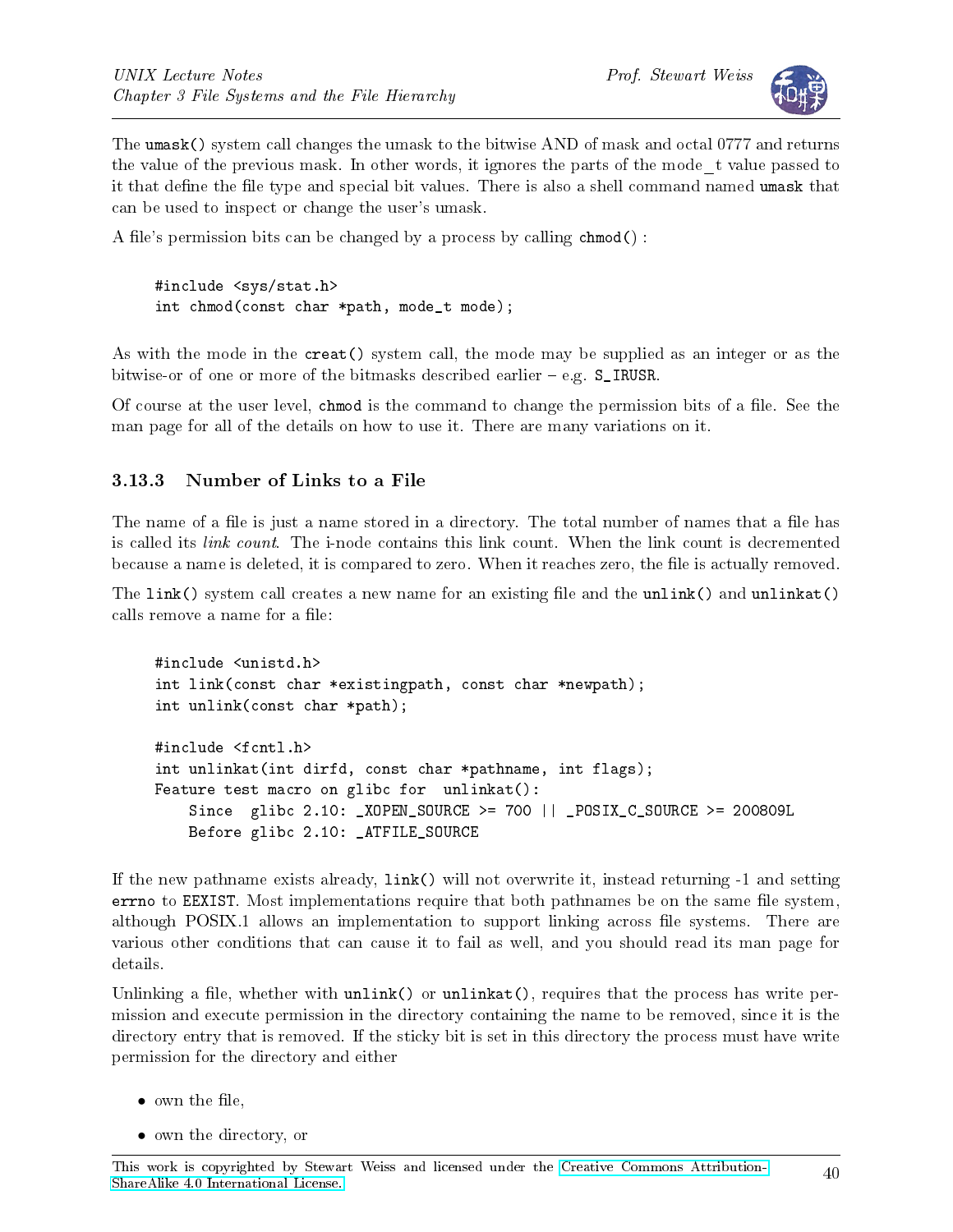The `umask()` system call changes the umask to the bitwise AND of mask and octal 0777 and returns the value of the previous mask. In other words, it ignores the parts of the mode_t value passed to it that define the file type and special bit values. There is also a shell command named `umask` that can be used to inspect or change the user's umask.

A file's permission bits can be changed by a process by calling `chmod()` :

```
#include <sys/stat.h>
int chmod(const char *path, mode_t mode);
```

As with the mode in the `creat()` system call, the mode may be supplied as an integer or as the bitwise-or of one or more of the bitmasks described earlier – e.g. `S_IRUSR`.

Of course at the user level, `chmod` is the command to change the permission bits of a file. See the man page for all of the details on how to use it. There are many variations on it.

### 3.13.3 Number of Links to a File

The name of a file is just a name stored in a directory. The total number of names that a file has is called its *link count*. The i-node contains this link count. When the link count is decremented because a name is deleted, it is compared to zero. When it reaches zero, the file is actually removed.

The `link()` system call creates a new name for an existing file and the `unlink()` and `unlinkat()` calls remove a name for a file:

```
#include <unistd.h>
int link(const char *existingpath, const char *newpath);
int unlink(const char *path);

#include <fcntl.h>
int unlinkat(int dirfd, const char *pathname, int flags);
Feature test macro on glibc for  unlinkat():
    Since  glibc 2.10: _XOPEN_SOURCE >= 700 || _POSIX_C_SOURCE >= 200809L
    Before glibc 2.10: _ATFILE_SOURCE
```

If the new pathname exists already, `link()` will not overwrite it, instead returning -1 and setting `errno` to `EEXIST`. Most implementations require that both pathnames be on the same file system, although POSIX.1 allows an implementation to support linking across file systems. There are various other conditions that can cause it to fail as well, and you should read its man page for details.

Unlinking a file, whether with `unlink()` or `unlinkat()`, requires that the process has write permission and execute permission in the directory containing the name to be removed, since it is the directory entry that is removed. If the sticky bit is set in this directory the process must have write permission for the directory and either

- own the file,
- own the directory, or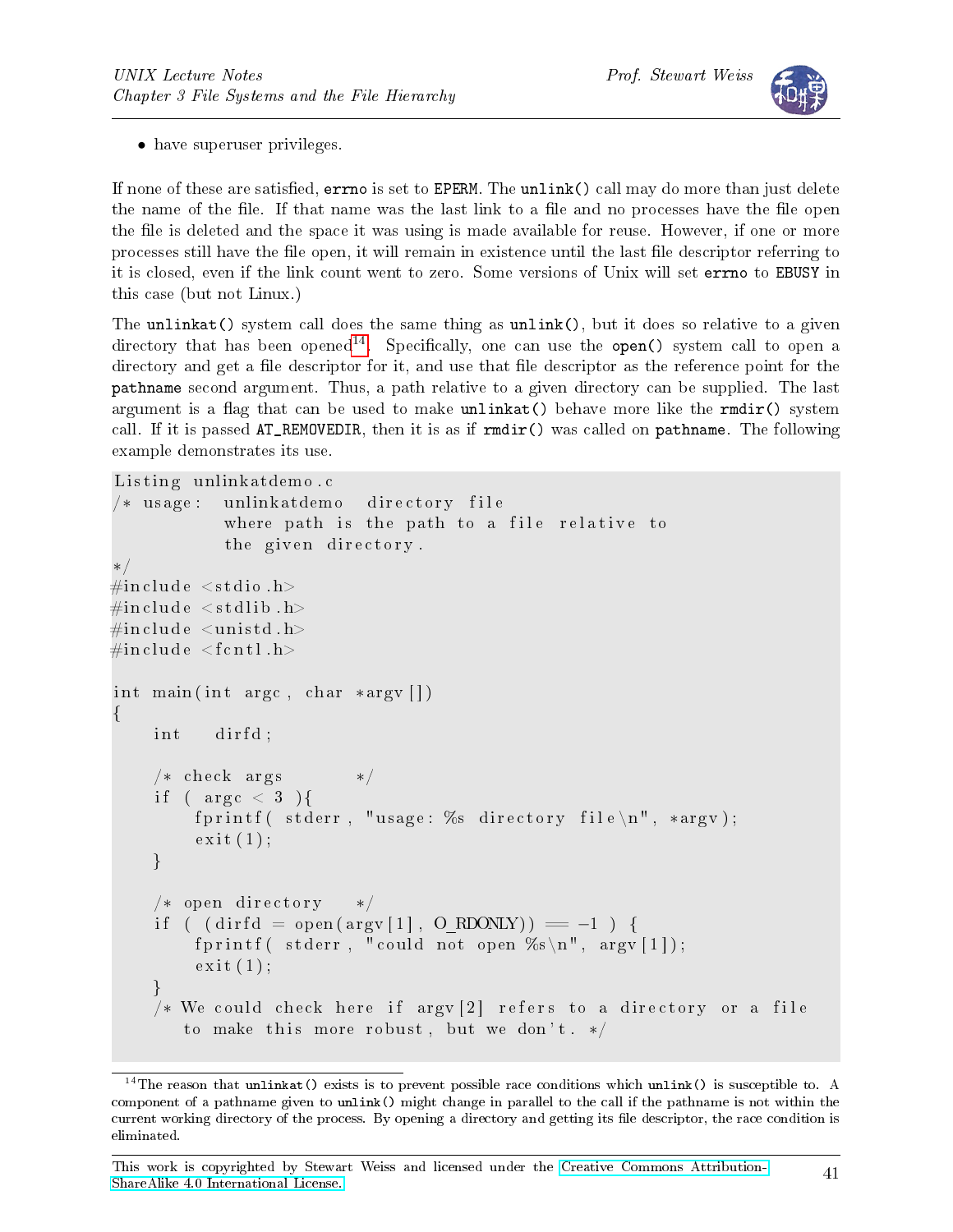- have superuser privileges.

If none of these are satisfied, errno is set to EPERM. The unlink() call may do more than just delete the name of the file. If that name was the last link to a file and no processes have the file open the file is deleted and the space it was using is made available for reuse. However, if one or more processes still have the file open, it will remain in existence until the last file descriptor referring to it is closed, even if the link count went to zero. Some versions of Unix will set errno to EBUSY in this case (but not Linux.)

The unlinkat() system call does the same thing as unlink(), but it does so relative to a given directory that has been opened[14]. Specifically, one can use the open() system call to open a directory and get a file descriptor for it, and use that file descriptor as the reference point for the pathname second argument. Thus, a path relative to a given directory can be supplied. The last argument is a flag that can be used to make unlinkat() behave more like the rmdir() system call. If it is passed AT_REMOVEDIR, then it is as if rmdir() was called on pathname. The following example demonstrates its use.

```
Listing unlinkatdemo.c
/* usage:  unlinkatdemo  directory file
           where path is the path to a file relative to
           the given directory.
*/
#include <stdio.h>
#include <stdlib.h>
#include <unistd.h>
#include <fcntl.h>

int main(int argc, char *argv[])
{
    int   dirfd;

    /* check args       */
    if ( argc < 3 ){
        fprintf( stderr, "usage: %s directory file\n", *argv);
        exit(1);
    }

    /* open directory    */
    if ( (dirfd = open(argv[1], O_RDONLY)) == -1 ) {
        fprintf( stderr, "could not open %s\n", argv[1]);
        exit(1);
    }
    /* We could check here if argv[2] refers to a directory or a file
       to make this more robust, but we don't. */
```

[14] The reason that unlinkat() exists is to prevent possible race conditions which unlink() is susceptible to. A component of a pathname given to unlink() might change in parallel to the call if the pathname is not within the current working directory of the process. By opening a directory and getting its file descriptor, the race condition is eliminated.

This work is copyrighted by Stewart Weiss and licensed under the Creative Commons Attribution-ShareAlike 4.0 International License.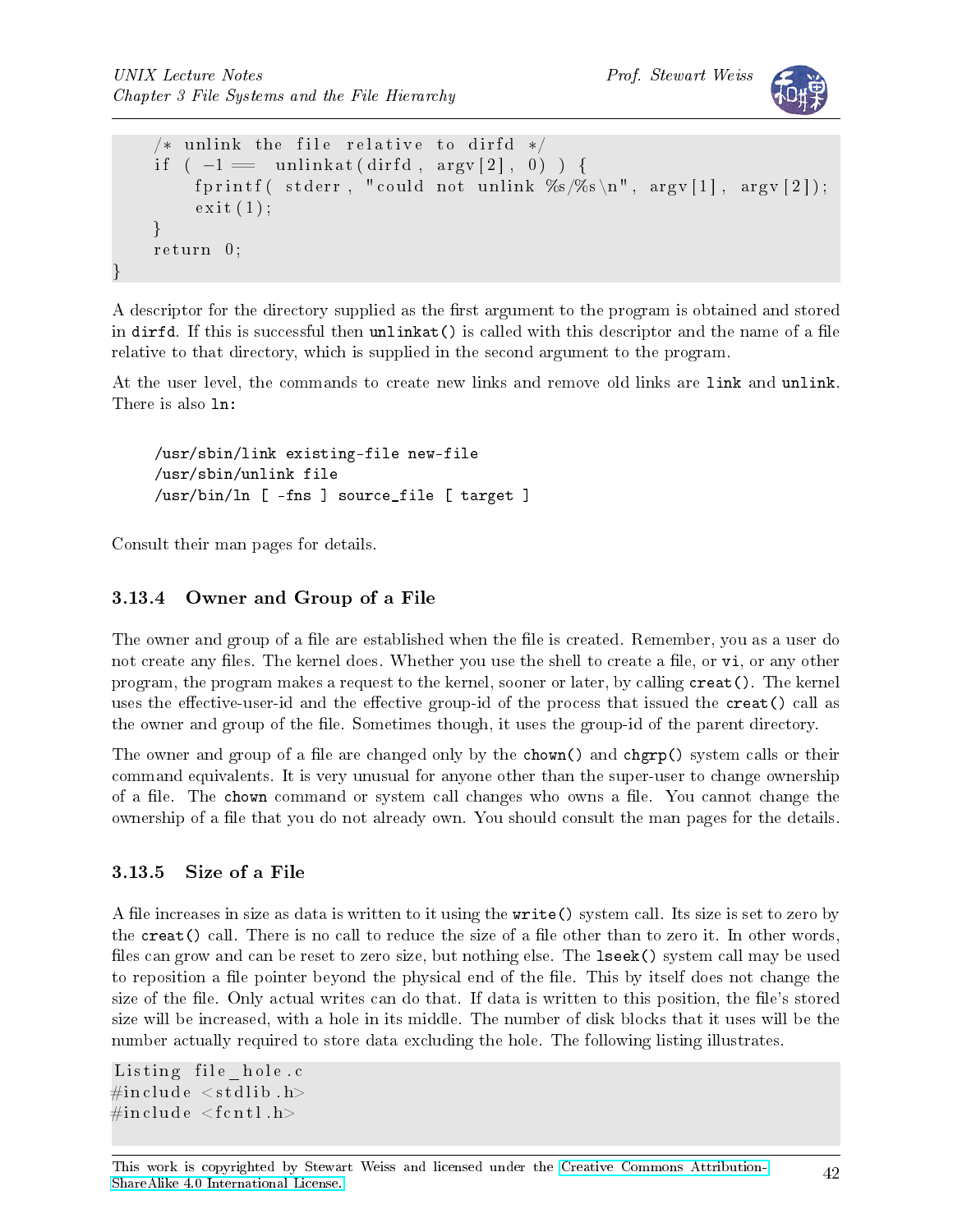```c
    /* unlink the file relative to dirfd */
    if ( -1 == unlinkat(dirfd, argv[2], 0) ) {
        fprintf( stderr, "could not unlink %s/%s\n", argv[1], argv[2]);
        exit(1);
    }
    return 0;
}
```

A descriptor for the directory supplied as the first argument to the program is obtained and stored in `dirfd`. If this is successful then `unlinkat()` is called with this descriptor and the name of a file relative to that directory, which is supplied in the second argument to the program.

At the user level, the commands to create new links and remove old links are `link` and `unlink`. There is also `ln`:

```
/usr/sbin/link existing-file new-file
/usr/sbin/unlink file
/usr/bin/ln [ -fns ] source_file [ target ]
```

Consult their man pages for details.

### 3.13.4 Owner and Group of a File

The owner and group of a file are established when the file is created. Remember, you as a user do not create any files. The kernel does. Whether you use the shell to create a file, or `vi`, or any other program, the program makes a request to the kernel, sooner or later, by calling `creat()`. The kernel uses the effective-user-id and the effective group-id of the process that issued the `creat()` call as the owner and group of the file. Sometimes though, it uses the group-id of the parent directory.

The owner and group of a file are changed only by the `chown()` and `chgrp()` system calls or their command equivalents. It is very unusual for anyone other than the super-user to change ownership of a file. The `chown` command or system call changes who owns a file. You cannot change the ownership of a file that you do not already own. You should consult the man pages for the details.

### 3.13.5 Size of a File

A file increases in size as data is written to it using the `write()` system call. Its size is set to zero by the `creat()` call. There is no call to reduce the size of a file other than to zero it. In other words, files can grow and can be reset to zero size, but nothing else. The `lseek()` system call may be used to reposition a file pointer beyond the physical end of the file. This by itself does not change the size of the file. Only actual writes can do that. If data is written to this position, the file's stored size will be increased, with a hole in its middle. The number of disk blocks that it uses will be the number actually required to store data excluding the hole. The following listing illustrates.

```c
Listing file_hole.c
#include <stdlib.h>
#include <fcntl.h>
```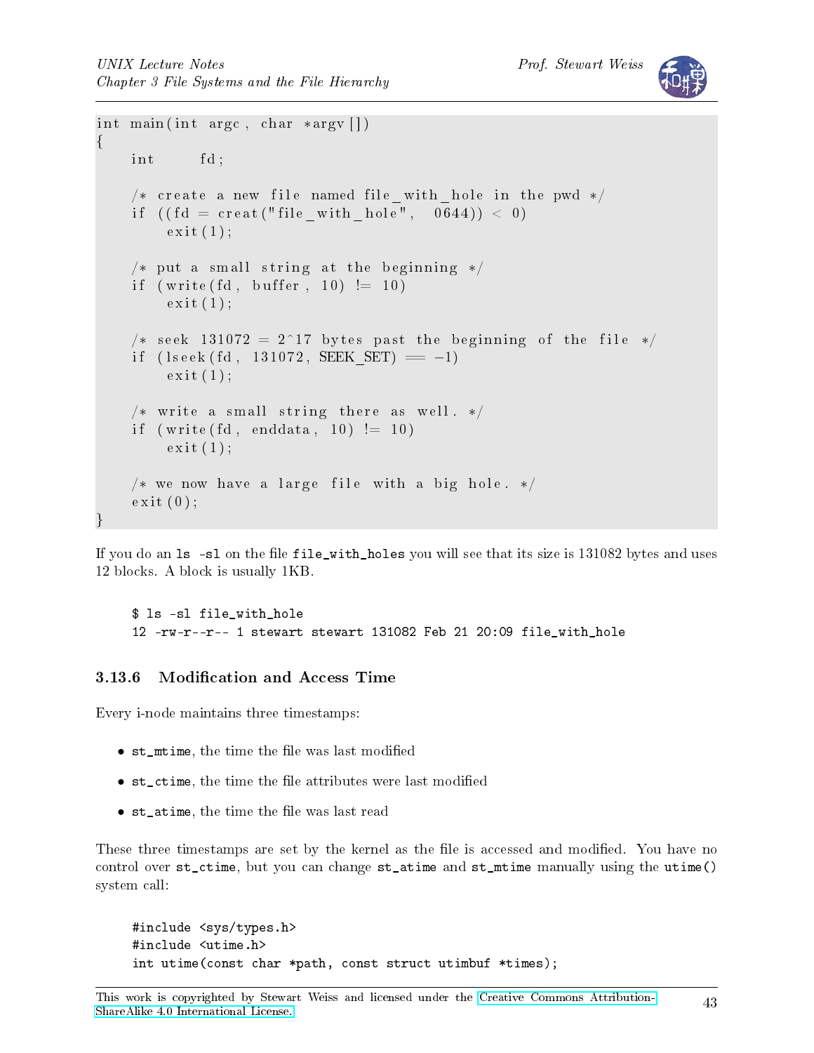```c
int main(int argc, char *argv[])
{
    int     fd;

    /* create a new file named file_with_hole in the pwd */
    if ((fd = creat("file_with_hole",  0644)) < 0)
        exit(1);

    /* put a small string at the beginning */
    if (write(fd, buffer, 10) != 10)
        exit(1);

    /* seek 131072 = 2^17 bytes past the beginning of the file */
    if (lseek(fd, 131072, SEEK_SET) == -1)
        exit(1);

    /* write a small string there as well. */
    if (write(fd, enddata, 10) != 10)
        exit(1);

    /* we now have a large file with a big hole. */
    exit(0);
}
```

If you do an `ls -sl` on the file `file_with_holes` you will see that its size is 131082 bytes and uses 12 blocks. A block is usually 1KB.

```
$ ls -sl file_with_hole
12 -rw-r--r-- 1 stewart stewart 131082 Feb 21 20:09 file_with_hole
```

### 3.13.6 Modification and Access Time

Every i-node maintains three timestamps:

- `st_mtime`, the time the file was last modified
- `st_ctime`, the time the file attributes were last modified
- `st_atime`, the time the file was last read

These three timestamps are set by the kernel as the file is accessed and modified. You have no control over `st_ctime`, but you can change `st_atime` and `st_mtime` manually using the `utime()` system call:

```c
#include <sys/types.h>
#include <utime.h>
int utime(const char *path, const struct utimbuf *times);
```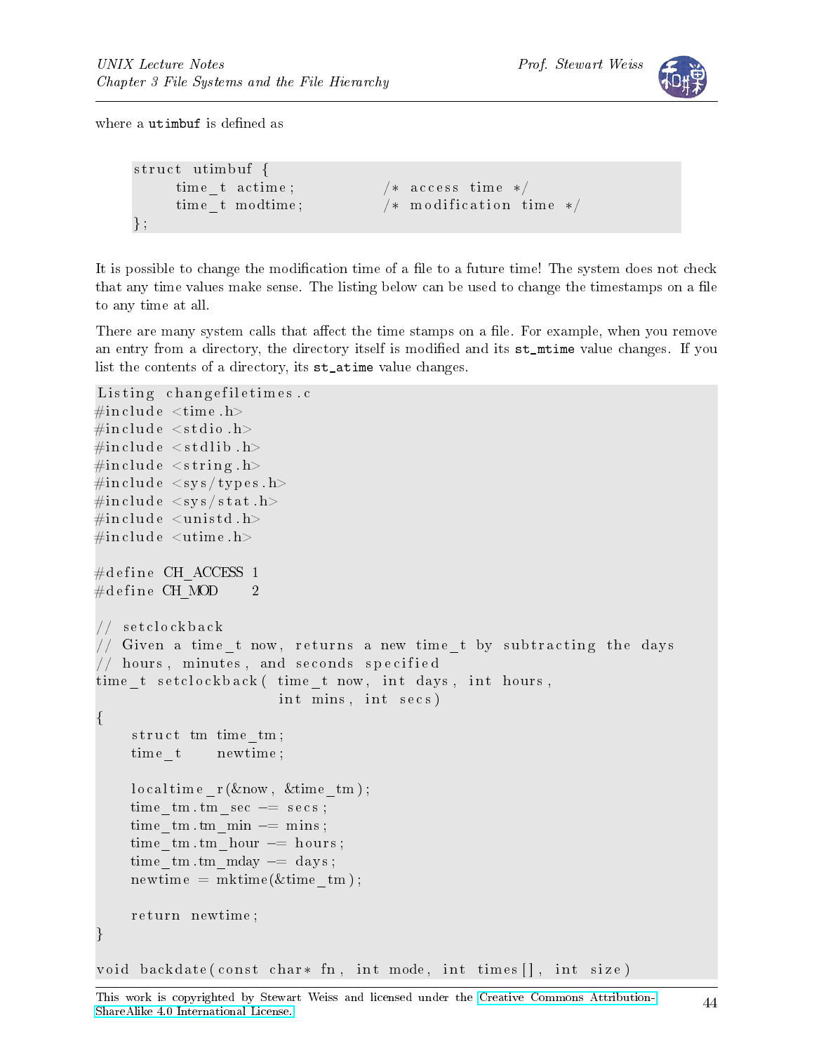where a `utimbuf` is defined as

```
struct utimbuf {
     time_t actime;            /* access time */
     time_t modtime;           /* modification time */
};
```

It is possible to change the modification time of a file to a future time! The system does not check that any time values make sense. The listing below can be used to change the timestamps on a file to any time at all.

There are many system calls that affect the time stamps on a file. For example, when you remove an entry from a directory, the directory itself is modified and its `st_mtime` value changes. If you list the contents of a directory, its `st_atime` value changes.

```
Listing changefiletimes.c
#include <time.h>
#include <stdio.h>
#include <stdlib.h>
#include <string.h>
#include <sys/types.h>
#include <sys/stat.h>
#include <unistd.h>
#include <utime.h>

#define CH_ACCESS 1
#define CH_MOD    2

// setclockback
// Given a time_t now, returns a new time_t by subtracting the days
// hours, minutes, and seconds specified
time_t setclockback( time_t now, int days, int hours,
                     int mins, int secs)
{
    struct tm time_tm;
    time_t    newtime;

    localtime_r(&now, &time_tm);
    time_tm.tm_sec -= secs;
    time_tm.tm_min -= mins;
    time_tm.tm_hour -= hours;
    time_tm.tm_mday -= days;
    newtime = mktime(&time_tm);

    return newtime;
}

void backdate(const char* fn, int mode, int times[], int size)
```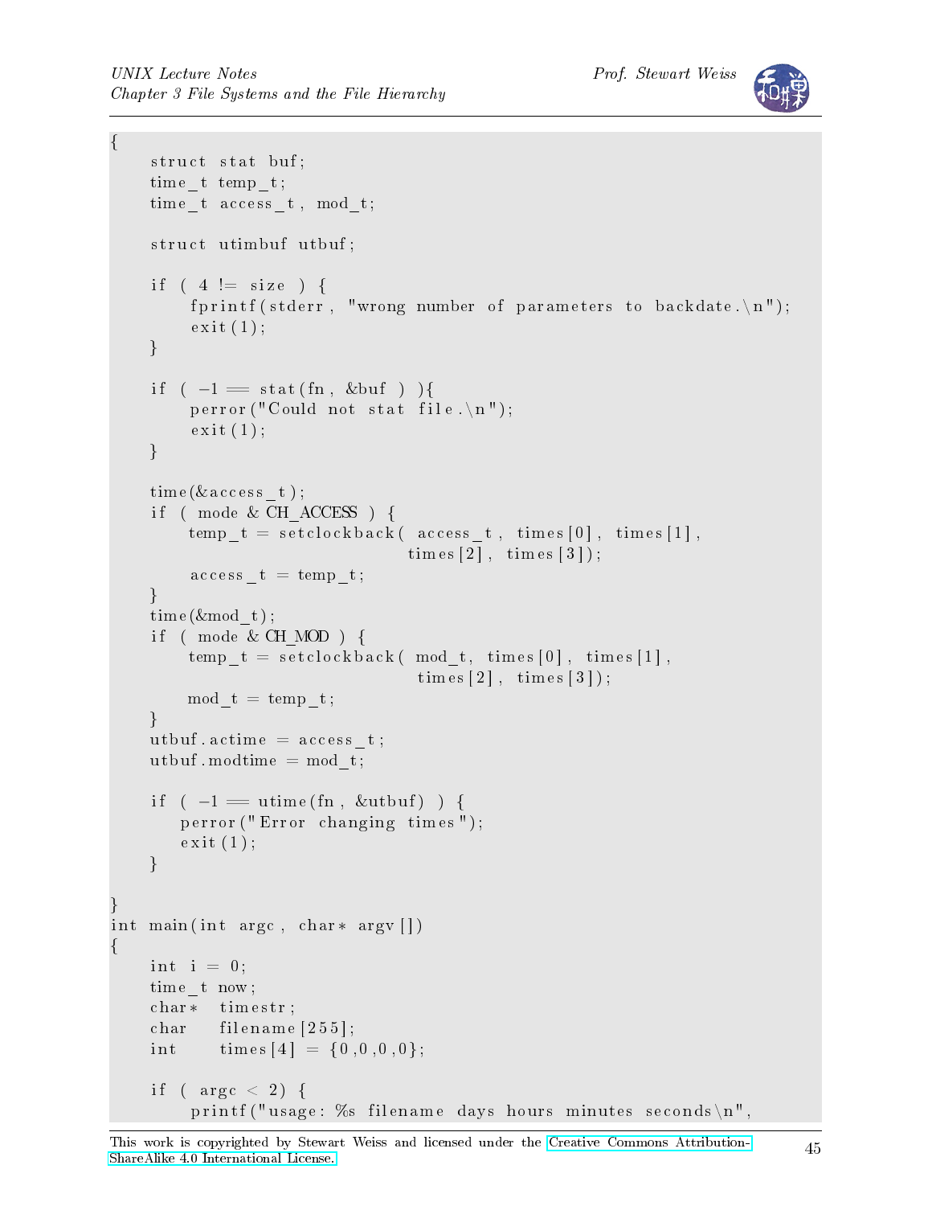```
{
    struct stat buf;
    time_t temp_t;
    time_t access_t, mod_t;

    struct utimbuf utbuf;

    if ( 4 != size ) {
        fprintf(stderr, "wrong number of parameters to backdate.\n");
        exit(1);
    }

    if ( -1 == stat(fn, &buf ) ){
        perror("Could not stat file.\n");
        exit(1);
    }

    time(&access_t);
    if ( mode & CH_ACCESS ) {
        temp_t = setclockback( access_t, times[0], times[1],
                               times[2], times[3]);
        access_t = temp_t;
    }
    time(&mod_t);
    if ( mode & CH_MOD ) {
        temp_t = setclockback( mod_t, times[0], times[1],
                               times[2], times[3]);
        mod_t = temp_t;
    }
    utbuf.actime = access_t;
    utbuf.modtime = mod_t;

    if ( -1 == utime(fn, &utbuf) ) {
       perror("Error changing times");
       exit(1);
    }

}
int main(int argc, char* argv[])
{
    int i = 0;
    time_t now;
    char*  timestr;
    char   filename[255];
    int    times[4] = {0,0,0,0};

    if ( argc < 2) {
        printf("usage: %s filename days hours minutes seconds\n",
```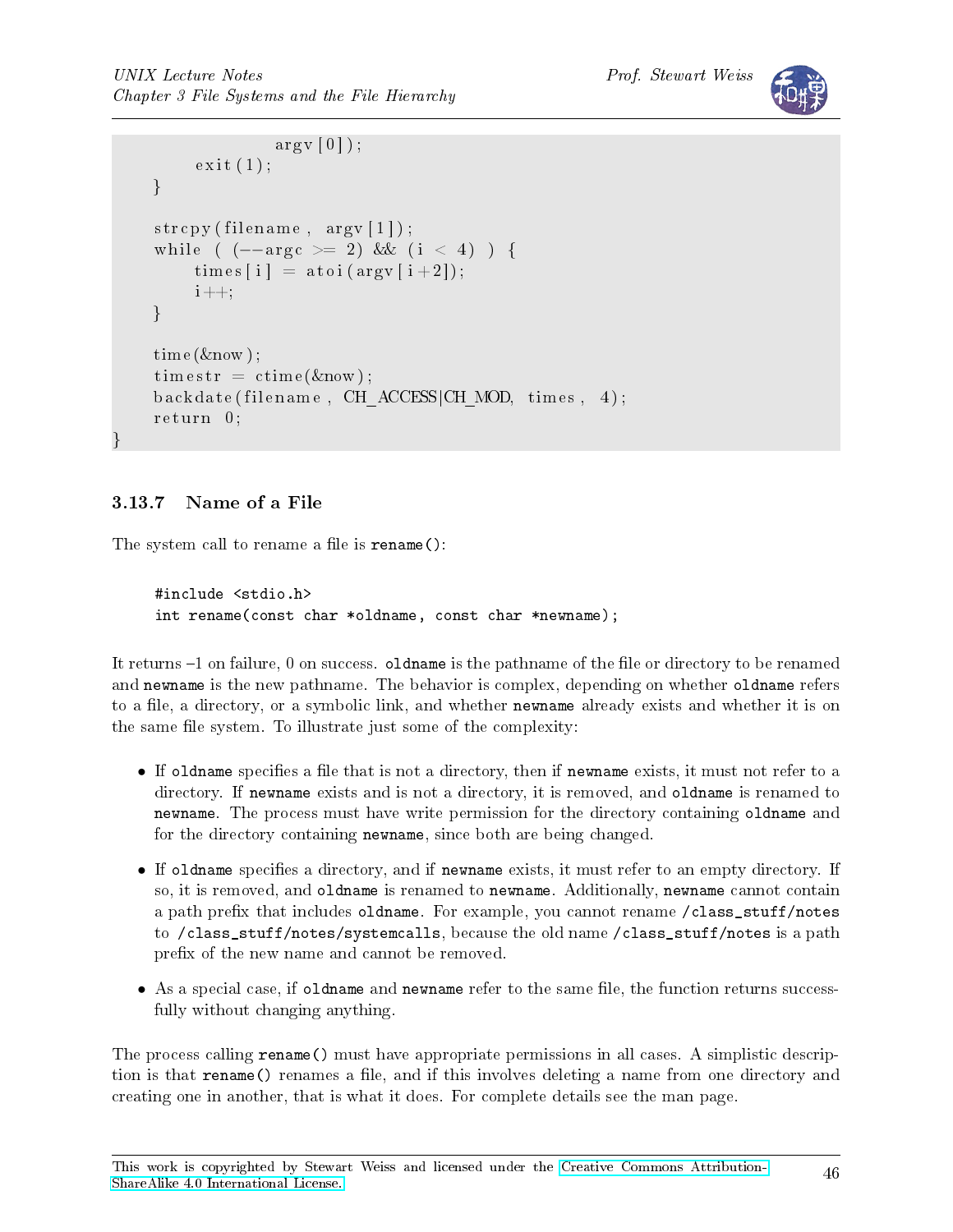```
                argv[0]);
        exit(1);
    }

    strcpy(filename, argv[1]);
    while ( (--argc >= 2) && (i < 4) ) {
        times[i] = atoi(argv[i+2]);
        i++;
    }

    time(&now);
    timestr = ctime(&now);
    backdate(filename, CH_ACCESS|CH_MOD, times, 4);
    return 0;
}
```

### 3.13.7 Name of a File

The system call to rename a file is `rename()`:

```
#include <stdio.h>
int rename(const char *oldname, const char *newname);
```

It returns –1 on failure, 0 on success. `oldname` is the pathname of the file or directory to be renamed and `newname` is the new pathname. The behavior is complex, depending on whether `oldname` refers to a file, a directory, or a symbolic link, and whether `newname` already exists and whether it is on the same file system. To illustrate just some of the complexity:

- If `oldname` specifies a file that is not a directory, then if `newname` exists, it must not refer to a directory. If `newname` exists and is not a directory, it is removed, and `oldname` is renamed to `newname`. The process must have write permission for the directory containing `oldname` and for the directory containing `newname`, since both are being changed.
- If `oldname` specifies a directory, and if `newname` exists, it must refer to an empty directory. If so, it is removed, and `oldname` is renamed to `newname`. Additionally, `newname` cannot contain a path prefix that includes `oldname`. For example, you cannot rename `/class_stuff/notes` to `/class_stuff/notes/systemcalls`, because the old name `/class_stuff/notes` is a path prefix of the new name and cannot be removed.
- As a special case, if `oldname` and `newname` refer to the same file, the function returns successfully without changing anything.

The process calling `rename()` must have appropriate permissions in all cases. A simplistic description is that `rename()` renames a file, and if this involves deleting a name from one directory and creating one in another, that is what it does. For complete details see the man page.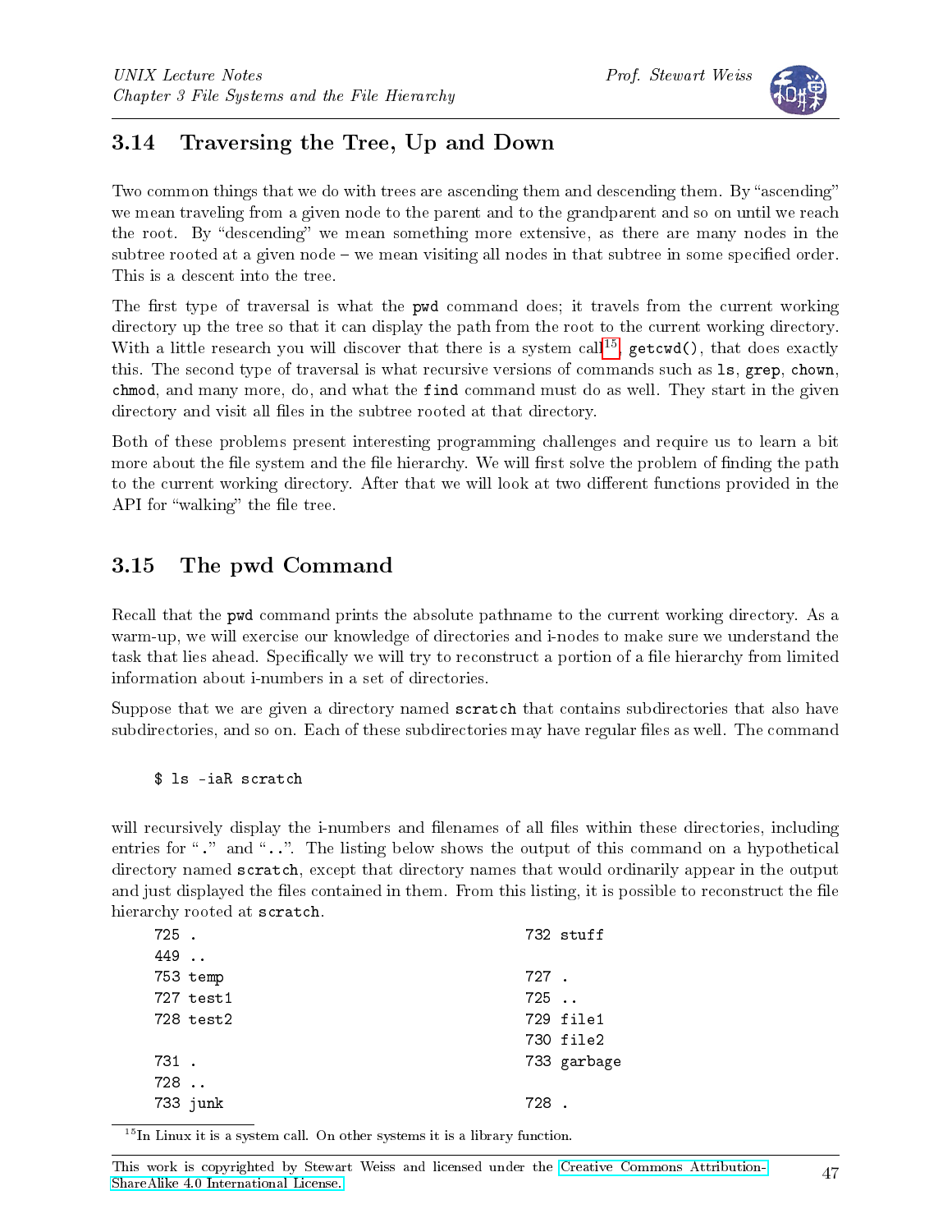## 3.14 Traversing the Tree, Up and Down

Two common things that we do with trees are ascending them and descending them. By "ascending" we mean traveling from a given node to the parent and to the grandparent and so on until we reach the root. By "descending" we mean something more extensive, as there are many nodes in the subtree rooted at a given node – we mean visiting all nodes in that subtree in some specified order. This is a descent into the tree.

The first type of traversal is what the `pwd` command does; it travels from the current working directory up the tree so that it can display the path from the root to the current working directory. With a little research you will discover that there is a system call[15], `getcwd()`, that does exactly this. The second type of traversal is what recursive versions of commands such as `ls`, `grep`, `chown`, `chmod`, and many more, do, and what the `find` command must do as well. They start in the given directory and visit all files in the subtree rooted at that directory.

Both of these problems present interesting programming challenges and require us to learn a bit more about the file system and the file hierarchy. We will first solve the problem of finding the path to the current working directory. After that we will look at two different functions provided in the API for "walking" the file tree.

## 3.15 The pwd Command

Recall that the `pwd` command prints the absolute pathname to the current working directory. As a warm-up, we will exercise our knowledge of directories and i-nodes to make sure we understand the task that lies ahead. Specifically we will try to reconstruct a portion of a file hierarchy from limited information about i-numbers in a set of directories.

Suppose that we are given a directory named `scratch` that contains subdirectories that also have subdirectories, and so on. Each of these subdirectories may have regular files as well. The command

```
$ ls -iaR scratch
```

will recursively display the i-numbers and filenames of all files within these directories, including entries for "`.`" and "`..`". The listing below shows the output of this command on a hypothetical directory named `scratch`, except that directory names that would ordinarily appear in the output and just displayed the files contained in them. From this listing, it is possible to reconstruct the file hierarchy rooted at `scratch`.

```
725 .
449 ..
753 temp
727 test1
728 test2

731 .
728 ..
733 junk
```

```
732 stuff

727 .
725 ..
729 file1
730 file2
733 garbage

728 .
```

[15] In Linux it is a system call. On other systems it is a library function.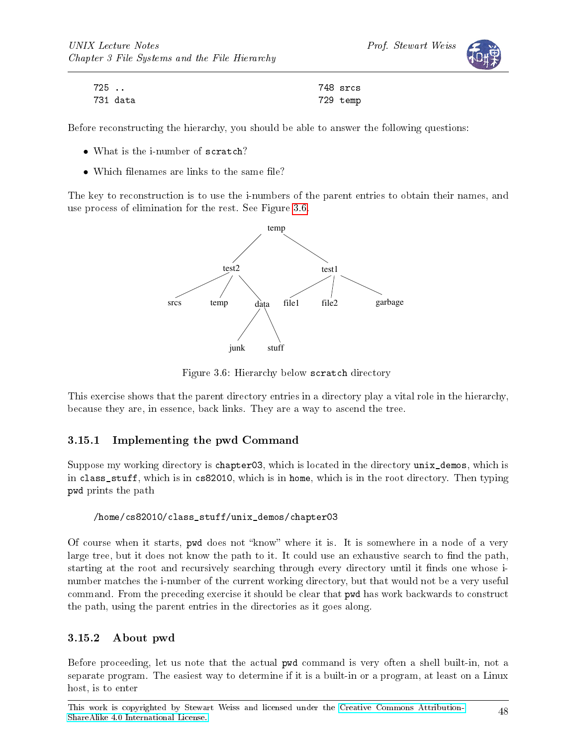```
725 ..                                   748 srcs
731 data                                 729 temp
```

Before reconstructing the hierarchy, you should be able to answer the following questions:

- What is the i-number of `scratch`?
- Which filenames are links to the same file?

The key to reconstruction is to use the i-numbers of the parent entries to obtain their names, and use process of elimination for the rest. See Figure 3.6.

```
                    temp
                  /      \
             test2        test1
            /  |  \      /  |   \
        srcs temp data file1 file2 garbage
                  /  \
               junk  stuff
```

Figure 3.6: Hierarchy below `scratch` directory

This exercise shows that the parent directory entries in a directory play a vital role in the hierarchy, because they are, in essence, back links. They are a way to ascend the tree.

### 3.15.1 Implementing the pwd Command

Suppose my working directory is `chapter03`, which is located in the directory `unix_demos`, which is in `class_stuff`, which is in `cs82010`, which is in `home`, which is in the root directory. Then typing `pwd` prints the path

```
/home/cs82010/class_stuff/unix_demos/chapter03
```

Of course when it starts, `pwd` does not "know" where it is. It is somewhere in a node of a very large tree, but it does not know the path to it. It could use an exhaustive search to find the path, starting at the root and recursively searching through every directory until it finds one whose i-number matches the i-number of the current working directory, but that would not be a very useful command. From the preceding exercise it should be clear that `pwd` has work backwards to construct the path, using the parent entries in the directories as it goes along.

### 3.15.2 About pwd

Before proceeding, let us note that the actual `pwd` command is very often a shell built-in, not a separate program. The easiest way to determine if it is a built-in or a program, at least on a Linux host, is to enter

This work is copyrighted by Stewart Weiss and licensed under the Creative Commons Attribution-ShareAlike 4.0 International License.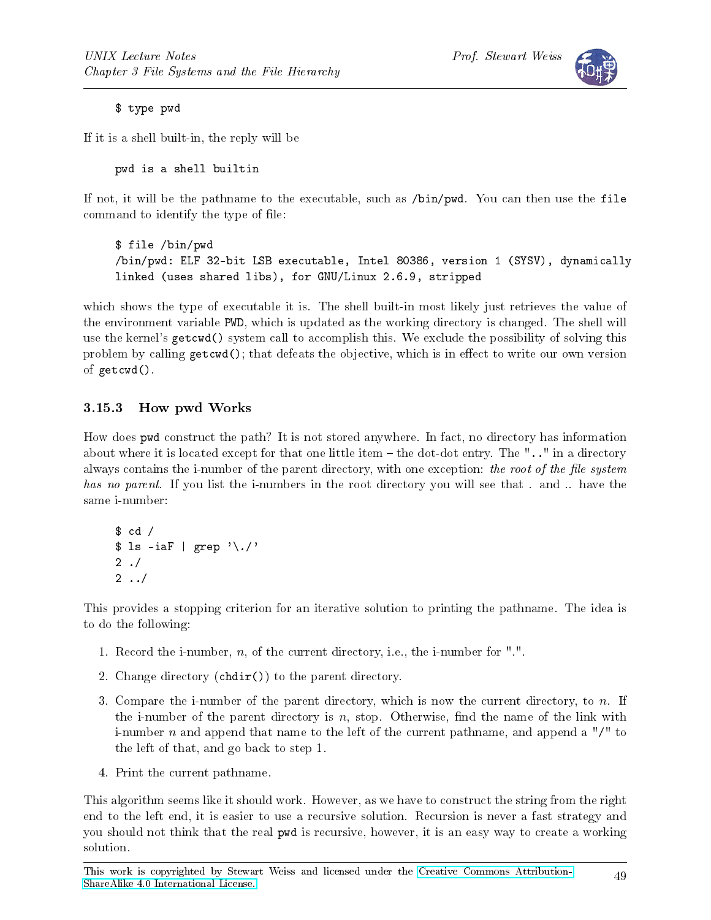```
$ type pwd
```

If it is a shell built-in, the reply will be

```
pwd is a shell builtin
```

If not, it will be the pathname to the executable, such as `/bin/pwd`. You can then use the `file` command to identify the type of file:

```
$ file /bin/pwd
/bin/pwd: ELF 32-bit LSB executable, Intel 80386, version 1 (SYSV), dynamically
linked (uses shared libs), for GNU/Linux 2.6.9, stripped
```

which shows the type of executable it is. The shell built-in most likely just retrieves the value of the environment variable `PWD`, which is updated as the working directory is changed. The shell will use the kernel's `getcwd()` system call to accomplish this. We exclude the possibility of solving this problem by calling `getcwd()`; that defeats the objective, which is in effect to write our own version of `getcwd()`.

### 3.15.3 How pwd Works

How does `pwd` construct the path? It is not stored anywhere. In fact, no directory has information about where it is located except for that one little item – the dot-dot entry. The ".." in a directory always contains the i-number of the parent directory, with one exception: *the root of the file system has no parent*. If you list the i-numbers in the root directory you will see that . and .. have the same i-number:

```
$ cd /
$ ls -iaF | grep '\./'
2 ./
2 ../
```

This provides a stopping criterion for an iterative solution to printing the pathname. The idea is to do the following:

1. Record the i-number, $n$, of the current directory, i.e., the i-number for ".".
2. Change directory (`chdir()`) to the parent directory.
3. Compare the i-number of the parent directory, which is now the current directory, to $n$. If the i-number of the parent directory is $n$, stop. Otherwise, find the name of the link with i-number $n$ and append that name to the left of the current pathname, and append a "/" to the left of that, and go back to step 1.
4. Print the current pathname.

This algorithm seems like it should work. However, as we have to construct the string from the right end to the left end, it is easier to use a recursive solution. Recursion is never a fast strategy and you should not think that the real `pwd` is recursive, however, it is an easy way to create a working solution.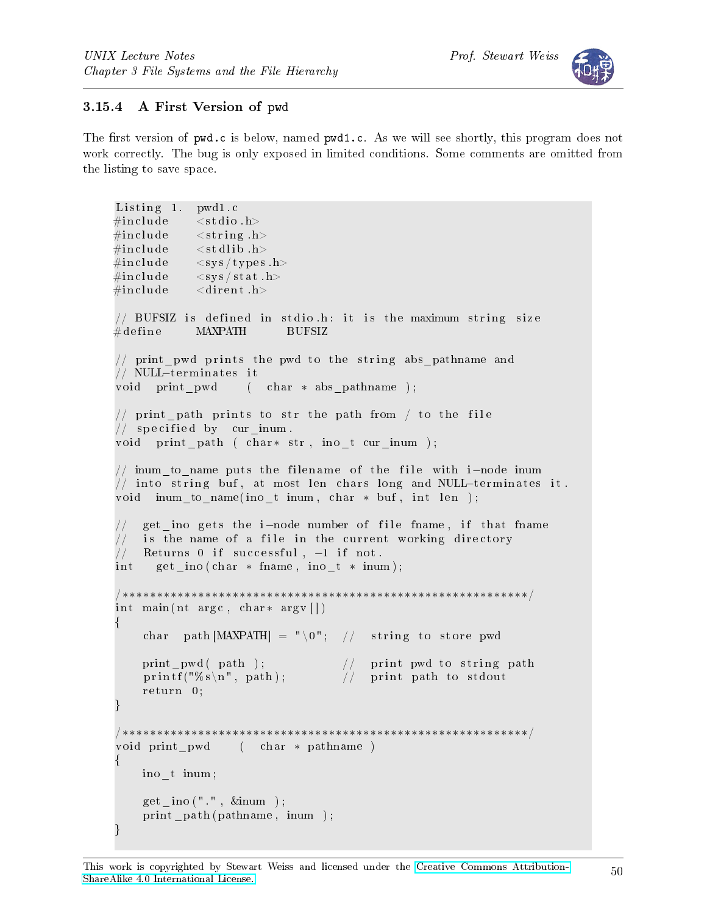### 3.15.4 A First Version of pwd

The first version of **pwd.c** is below, named **pwd1.c**. As we will see shortly, this program does not work correctly. The bug is only exposed in limited conditions. Some comments are omitted from the listing to save space.

```
Listing 1.  pwd1.c
#include    <stdio.h>
#include    <string.h>
#include    <stdlib.h>
#include    <sys/types.h>
#include    <sys/stat.h>
#include    <dirent.h>

// BUFSIZ is defined in stdio.h: it is the maximum string size
#define     MAXPATH     BUFSIZ

// print_pwd prints the pwd to the string abs_pathname and
// NULL-terminates it
void  print_pwd    (  char * abs_pathname );

// print_path prints to str the path from / to the file
// specified by cur_inum.
void  print_path ( char* str, ino_t cur_inum );

// inum_to_name puts the filename of the file with i-node inum
// into string buf, at most len chars long and NULL-terminates it.
void  inum_to_name(ino_t inum, char * buf, int len );

//  get_ino gets the i-node number of file fname, if that fname
//  is the name of a file in the current working directory
//  Returns 0 if successful, -1 if not.
int   get_ino(char * fname, ino_t * inum);

/************************************************************/
int main(nt argc, char* argv[])
{
    char  path[MAXPATH] = "\0";  //  string to store pwd

    print_pwd( path );           //  print pwd to string path
    printf("%s\n", path);        //  print path to stdout
    return 0;
}

/************************************************************/
void print_pwd    (  char * pathname )
{
    ino_t inum;

    get_ino(".", &inum );
    print_path(pathname, inum );
}
```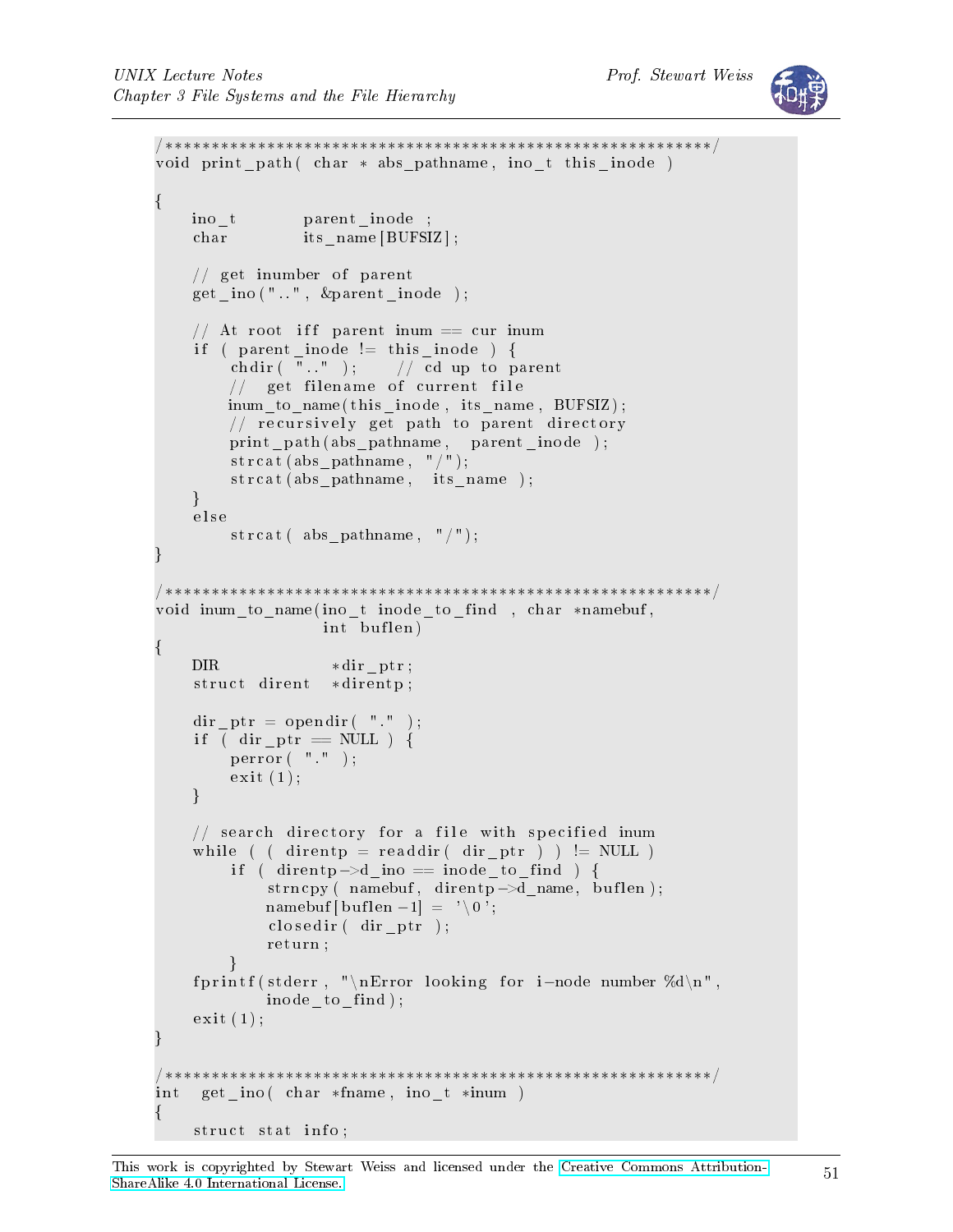```
/*****************************************************************/
void print_path( char * abs_pathname, ino_t this_inode )

{
    ino_t          parent_inode ;
    char           its_name[BUFSIZ];

    // get inumber of parent
    get_ino("..", &parent_inode );

    // At root iff parent inum == cur inum
    if ( parent_inode != this_inode ) {
        chdir( ".." );     // cd up to parent
        //  get filename of current file
        inum_to_name(this_inode, its_name, BUFSIZ);
        // recursively get path to parent directory
        print_path(abs_pathname,  parent_inode );
        strcat(abs_pathname, "/");
        strcat(abs_pathname,  its_name );
    }
    else
        strcat( abs_pathname, "/");
}

/*****************************************************************/
void inum_to_name(ino_t inode_to_find , char *namebuf,
                  int buflen)
{
    DIR              *dir_ptr;
    struct dirent    *direntp;

    dir_ptr = opendir( "." );
    if ( dir_ptr == NULL ) {
        perror( "." );
        exit (1);
    }

    // search directory for a file with specified inum
    while ( ( direntp = readdir( dir_ptr ) ) != NULL )
        if ( direntp->d_ino == inode_to_find ) {
            strncpy( namebuf, direntp->d_name, buflen);
            namebuf[buflen -1] = '\0';
            closedir( dir_ptr );
            return;
        }
    fprintf(stderr, "\nError looking for i-node number %d\n",
            inode_to_find);
    exit(1);
}

/*****************************************************************/
int   get_ino( char *fname, ino_t *inum )
{
    struct stat info;
```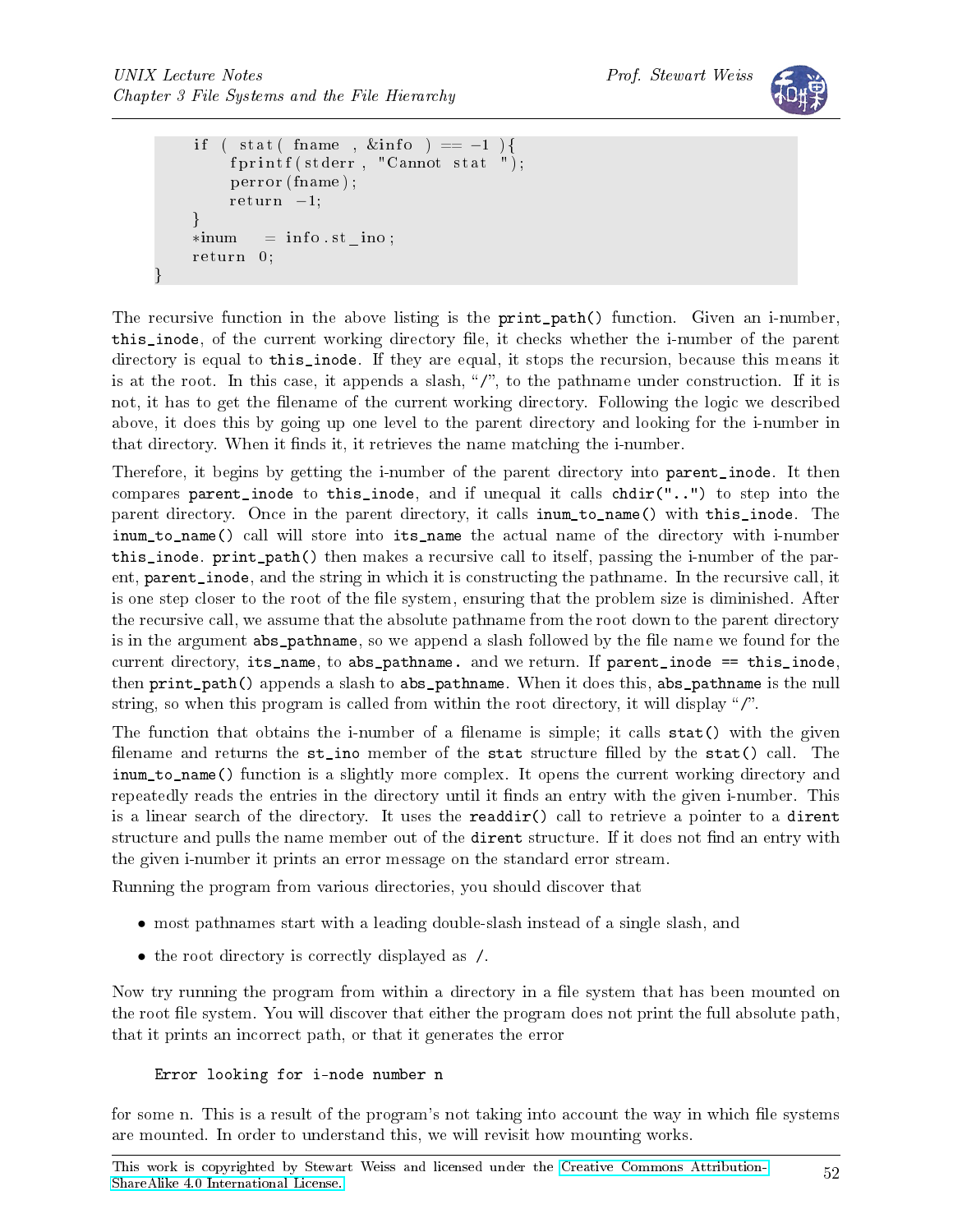```
    if ( stat( fname , &info ) == -1 ){
        fprintf(stderr, "Cannot stat ");
        perror(fname);
        return -1;
    }
    *inum   = info.st_ino;
    return 0;
}
```

The recursive function in the above listing is the `print_path()` function. Given an i-number, `this_inode`, of the current working directory file, it checks whether the i-number of the parent directory is equal to `this_inode`. If they are equal, it stops the recursion, because this means it is at the root. In this case, it appends a slash, "/", to the pathname under construction. If it is not, it has to get the filename of the current working directory. Following the logic we described above, it does this by going up one level to the parent directory and looking for the i-number in that directory. When it finds it, it retrieves the name matching the i-number.

Therefore, it begins by getting the i-number of the parent directory into `parent_inode`. It then compares `parent_inode` to `this_inode`, and if unequal it calls `chdir("..")` to step into the parent directory. Once in the parent directory, it calls `inum_to_name()` with `this_inode`. The `inum_to_name()` call will store into `its_name` the actual name of the directory with i-number `this_inode`. `print_path()` then makes a recursive call to itself, passing the i-number of the parent, `parent_inode`, and the string in which it is constructing the pathname. In the recursive call, it is one step closer to the root of the file system, ensuring that the problem size is diminished. After the recursive call, we assume that the absolute pathname from the root down to the parent directory is in the argument `abs_pathname`, so we append a slash followed by the file name we found for the current directory, `its_name`, to `abs_pathname.` and we return. If `parent_inode == this_inode`, then `print_path()` appends a slash to `abs_pathname`. When it does this, `abs_pathname` is the null string, so when this program is called from within the root directory, it will display "/".

The function that obtains the i-number of a filename is simple; it calls `stat()` with the given filename and returns the `st_ino` member of the `stat` structure filled by the `stat()` call. The `inum_to_name()` function is a slightly more complex. It opens the current working directory and repeatedly reads the entries in the directory until it finds an entry with the given i-number. This is a linear search of the directory. It uses the `readdir()` call to retrieve a pointer to a `dirent` structure and pulls the name member out of the `dirent` structure. If it does not find an entry with the given i-number it prints an error message on the standard error stream.

Running the program from various directories, you should discover that

- most pathnames start with a leading double-slash instead of a single slash, and
- the root directory is correctly displayed as `/`.

Now try running the program from within a directory in a file system that has been mounted on the root file system. You will discover that either the program does not print the full absolute path, that it prints an incorrect path, or that it generates the error

```
Error looking for i-node number n
```

for some n. This is a result of the program's not taking into account the way in which file systems are mounted. In order to understand this, we will revisit how mounting works.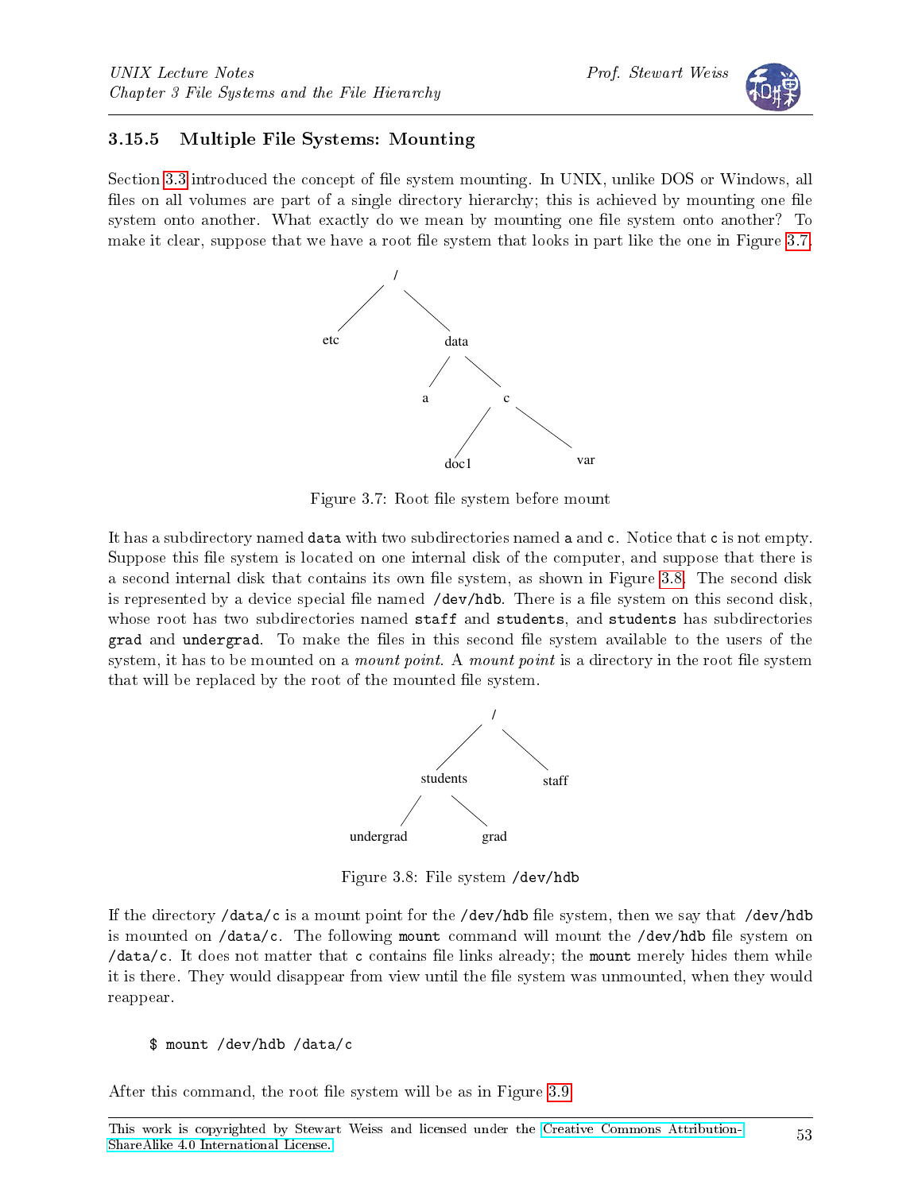### 3.15.5 Multiple File Systems: Mounting

Section 3.3 introduced the concept of file system mounting. In UNIX, unlike DOS or Windows, all files on all volumes are part of a single directory hierarchy; this is achieved by mounting one file system onto another. What exactly do we mean by mounting one file system onto another? To make it clear, suppose that we have a root file system that looks in part like the one in Figure 3.7.

Figure 3.7: Root file system before mount

It has a subdirectory named `data` with two subdirectories named `a` and `c`. Notice that `c` is not empty. Suppose this file system is located on one internal disk of the computer, and suppose that there is a second internal disk that contains its own file system, as shown in Figure 3.8. The second disk is represented by a device special file named `/dev/hdb`. There is a file system on this second disk, whose root has two subdirectories named `staff` and `students`, and `students` has subdirectories `grad` and `undergrad`. To make the files in this second file system available to the users of the system, it has to be mounted on a *mount point*. A *mount point* is a directory in the root file system that will be replaced by the root of the mounted file system.

Figure 3.8: File system `/dev/hdb`

If the directory `/data/c` is a mount point for the `/dev/hdb` file system, then we say that `/dev/hdb` is mounted on `/data/c`. The following `mount` command will mount the `/dev/hdb` file system on `/data/c`. It does not matter that `c` contains file links already; the `mount` merely hides them while it is there. They would disappear from view until the file system was unmounted, when they would reappear.

```
$ mount /dev/hdb /data/c
```

After this command, the root file system will be as in Figure 3.9.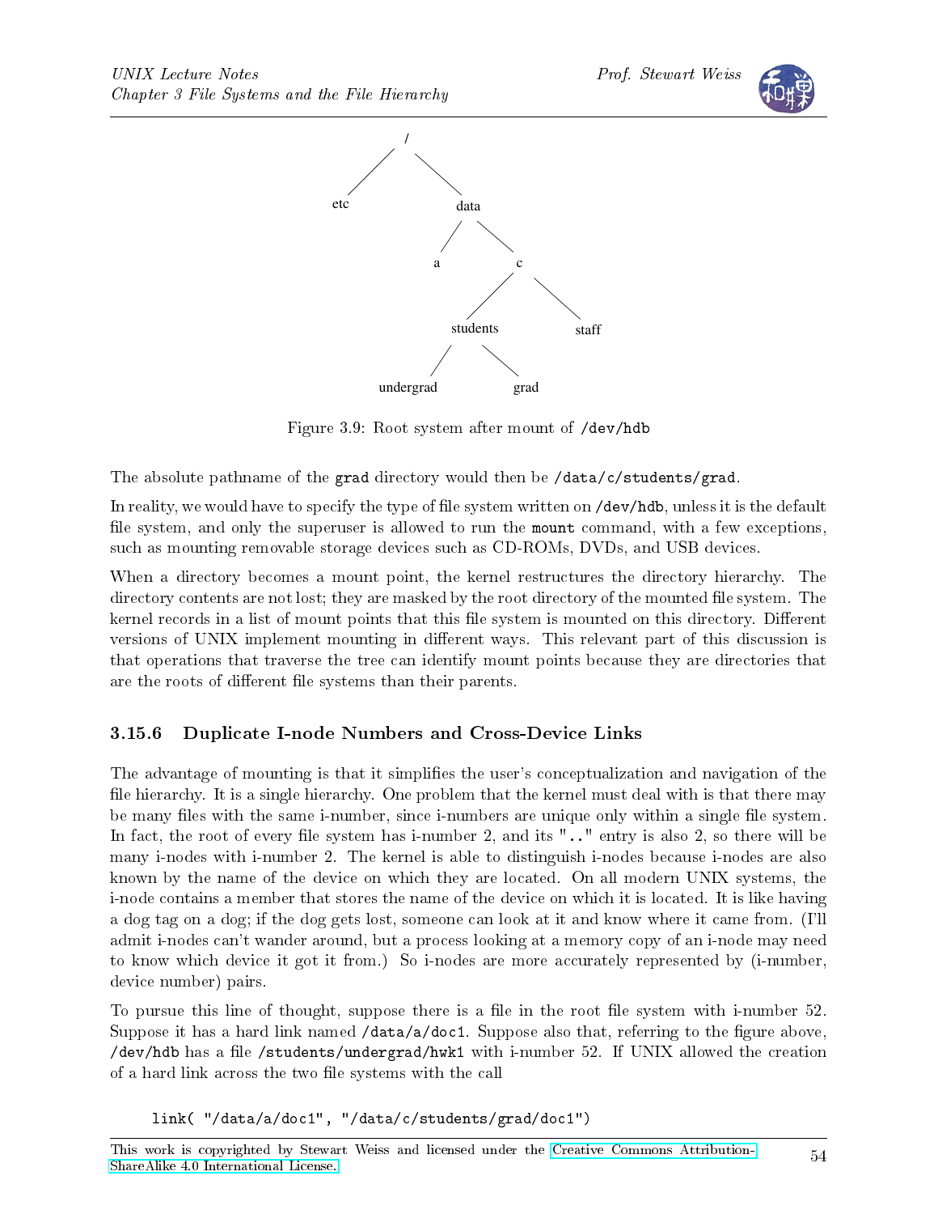Figure 3.9: Root system after mount of /dev/hdb

The absolute pathname of the grad directory would then be /data/c/students/grad.

In reality, we would have to specify the type of file system written on /dev/hdb, unless it is the default file system, and only the superuser is allowed to run the mount command, with a few exceptions, such as mounting removable storage devices such as CD-ROMs, DVDs, and USB devices.

When a directory becomes a mount point, the kernel restructures the directory hierarchy. The directory contents are not lost; they are masked by the root directory of the mounted file system. The kernel records in a list of mount points that this file system is mounted on this directory. Different versions of UNIX implement mounting in different ways. This relevant part of this discussion is that operations that traverse the tree can identify mount points because they are directories that are the roots of different file systems than their parents.

### 3.15.6 Duplicate I-node Numbers and Cross-Device Links

The advantage of mounting is that it simplifies the user's conceptualization and navigation of the file hierarchy. It is a single hierarchy. One problem that the kernel must deal with is that there may be many files with the same i-number, since i-numbers are unique only within a single file system. In fact, the root of every file system has i-number 2, and its ".." entry is also 2, so there will be many i-nodes with i-number 2. The kernel is able to distinguish i-nodes because i-nodes are also known by the name of the device on which they are located. On all modern UNIX systems, the i-node contains a member that stores the name of the device on which it is located. It is like having a dog tag on a dog; if the dog gets lost, someone can look at it and know where it came from. (I'll admit i-nodes can't wander around, but a process looking at a memory copy of an i-node may need to know which device it got it from.) So i-nodes are more accurately represented by (i-number, device number) pairs.

To pursue this line of thought, suppose there is a file in the root file system with i-number 52. Suppose it has a hard link named /data/a/doc1. Suppose also that, referring to the figure above, /dev/hdb has a file /students/undergrad/hwk1 with i-number 52. If UNIX allowed the creation of a hard link across the two file systems with the call

```
link( "/data/a/doc1", "/data/c/students/grad/doc1")
```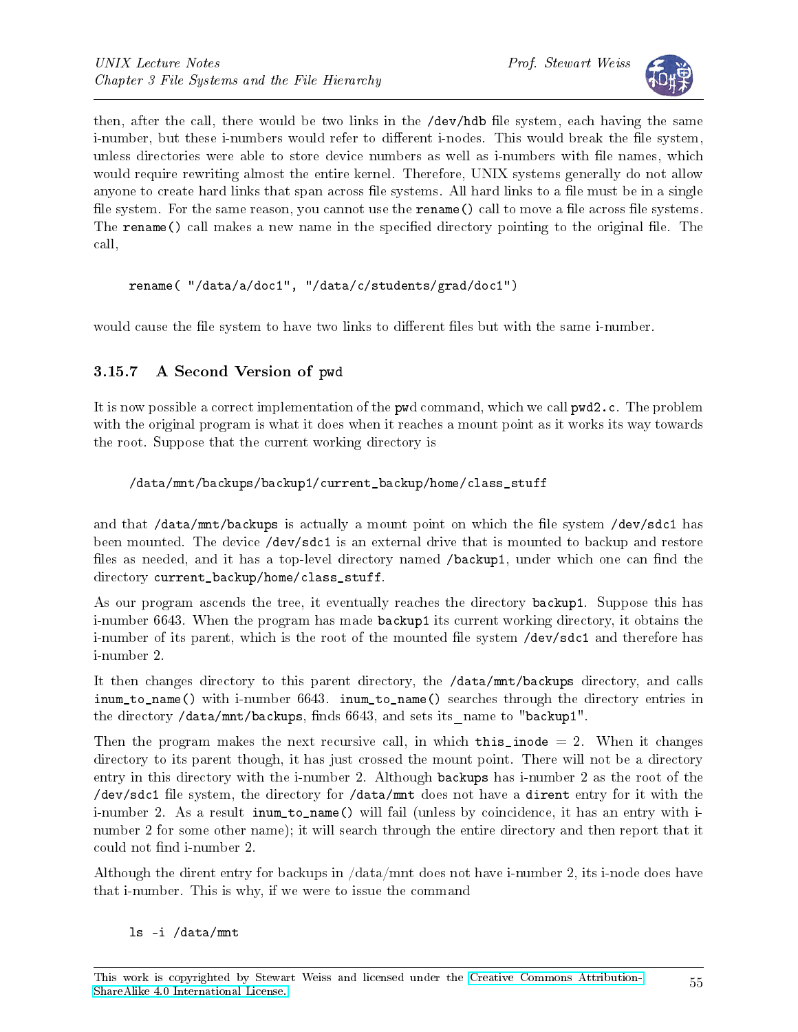then, after the call, there would be two links in the /dev/hdb file system, each having the same i-number, but these i-numbers would refer to different i-nodes. This would break the file system, unless directories were able to store device numbers as well as i-numbers with file names, which would require rewriting almost the entire kernel. Therefore, UNIX systems generally do not allow anyone to create hard links that span across file systems. All hard links to a file must be in a single file system. For the same reason, you cannot use the rename() call to move a file across file systems. The rename() call makes a new name in the specified directory pointing to the original file. The call,

```
rename( "/data/a/doc1", "/data/c/students/grad/doc1")
```

would cause the file system to have two links to different files but with the same i-number.

### 3.15.7 A Second Version of pwd

It is now possible a correct implementation of the pwd command, which we call pwd2.c. The problem with the original program is what it does when it reaches a mount point as it works its way towards the root. Suppose that the current working directory is

```
/data/mnt/backups/backup1/current_backup/home/class_stuff
```

and that /data/mnt/backups is actually a mount point on which the file system /dev/sdc1 has been mounted. The device /dev/sdc1 is an external drive that is mounted to backup and restore files as needed, and it has a top-level directory named /backup1, under which one can find the directory current_backup/home/class_stuff.

As our program ascends the tree, it eventually reaches the directory backup1. Suppose this has i-number 6643. When the program has made backup1 its current working directory, it obtains the i-number of its parent, which is the root of the mounted file system /dev/sdc1 and therefore has i-number 2.

It then changes directory to this parent directory, the /data/mnt/backups directory, and calls inum_to_name() with i-number 6643. inum_to_name() searches through the directory entries in the directory /data/mnt/backups, finds 6643, and sets its_name to "backup1".

Then the program makes the next recursive call, in which this_inode = 2. When it changes directory to its parent though, it has just crossed the mount point. There will not be a directory entry in this directory with the i-number 2. Although backups has i-number 2 as the root of the /dev/sdc1 file system, the directory for /data/mnt does not have a dirent entry for it with the i-number 2. As a result inum_to_name() will fail (unless by coincidence, it has an entry with i-number 2 for some other name); it will search through the entire directory and then report that it could not find i-number 2.

Although the dirent entry for backups in /data/mnt does not have i-number 2, its i-node does have that i-number. This is why, if we were to issue the command

```
ls -i /data/mnt
```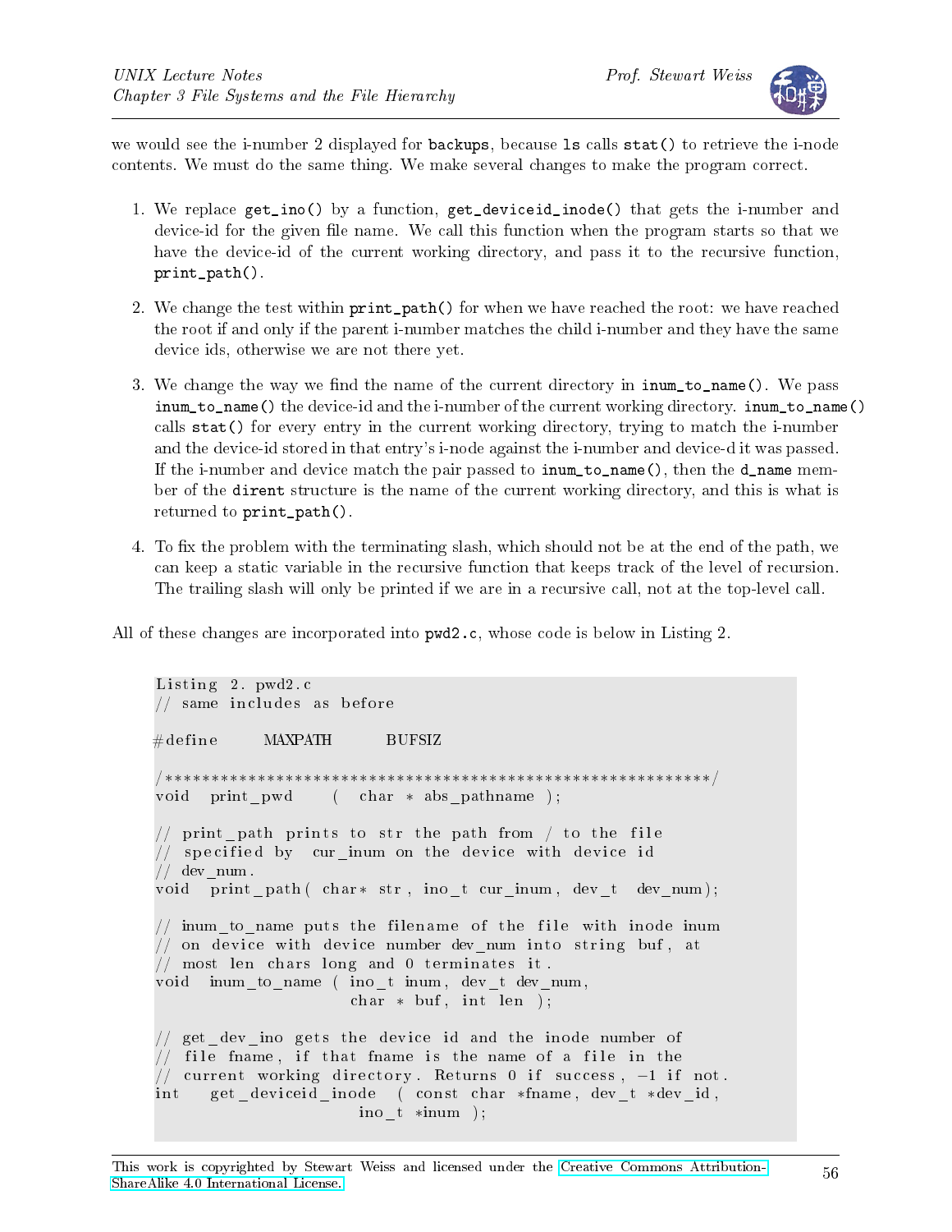we would see the i-number 2 displayed for `backups`, because `ls` calls `stat()` to retrieve the i-node contents. We must do the same thing. We make several changes to make the program correct.

1. We replace `get_ino()` by a function, `get_deviceid_inode()` that gets the i-number and device-id for the given file name. We call this function when the program starts so that we have the device-id of the current working directory, and pass it to the recursive function, `print_path()`.

2. We change the test within `print_path()` for when we have reached the root: we have reached the root if and only if the parent i-number matches the child i-number and they have the same device ids, otherwise we are not there yet.

3. We change the way we find the name of the current directory in `inum_to_name()`. We pass `inum_to_name()` the device-id and the i-number of the current working directory. `inum_to_name()` calls `stat()` for every entry in the current working directory, trying to match the i-number and the device-id stored in that entry's i-node against the i-number and device-d it was passed. If the i-number and device match the pair passed to `inum_to_name()`, then the `d_name` member of the `dirent` structure is the name of the current working directory, and this is what is returned to `print_path()`.

4. To fix the problem with the terminating slash, which should not be at the end of the path, we can keep a static variable in the recursive function that keeps track of the level of recursion. The trailing slash will only be printed if we are in a recursive call, not at the top-level call.

All of these changes are incorporated into `pwd2.c`, whose code is below in Listing 2.

```
Listing 2. pwd2.c
// same includes as before

#define    MAXPATH    BUFSIZ

/***********************************************************/
void  print_pwd    ( char * abs_pathname );

// print_path prints to str the path from / to the file
// specified by  cur_inum on the device with device id
// dev_num.
void  print_path( char* str, ino_t cur_inum, dev_t  dev_num);

// inum_to_name puts the filename of the file with inode inum
// on device with device number dev_num into string buf, at
// most len chars long and 0 terminates it.
void  inum_to_name ( ino_t inum, dev_t dev_num,
                     char * buf, int len );

// get_dev_ino gets the device id and the inode number of
// file fname, if that fname is the name of a file in the
// current working directory. Returns 0 if success, -1 if not.
int   get_deviceid_inode  ( const char *fname, dev_t *dev_id,
                            ino_t *inum );
```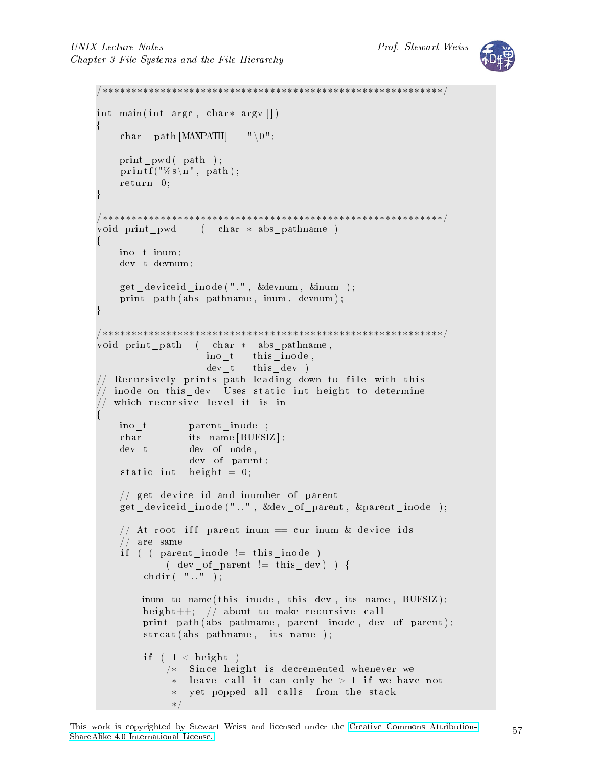```c
/***********************************************************/

int main(int argc, char* argv[])
{
    char   path[MAXPATH] = "\0";

    print_pwd( path );
    printf("%s\n", path);
    return 0;
}

/***********************************************************/
void print_pwd    (  char * abs_pathname )
{
    ino_t inum;
    dev_t devnum;

    get_deviceid_inode(".", &devnum, &inum );
    print_path(abs_pathname, inum, devnum);
}

/***********************************************************/
void print_path  (  char *  abs_pathname,
                    ino_t   this_inode,
                    dev_t   this_dev )
// Recursively prints path leading down to file with this
// inode on this_dev  Uses static int height to determine
// which recursive level it is in
{
    ino_t        parent_inode ;
    char         its_name[BUFSIZ];
    dev_t        dev_of_node,
                 dev_of_parent;
    static int   height = 0;

    // get device id and inumber of parent
    get_deviceid_inode("..", &dev_of_parent, &parent_inode );

    // At root iff parent inum == cur inum & device ids
    // are same
    if ( ( parent_inode != this_inode )
         || ( dev_of_parent != this_dev) ) {
        chdir( ".." );

        inum_to_name(this_inode, this_dev, its_name, BUFSIZ);
        height++;  // about to make recursive call
        print_path(abs_pathname, parent_inode, dev_of_parent);
        strcat(abs_pathname,  its_name );

        if ( 1 < height )
            /*  Since height is decremented whenever we
             *  leave call it can only be > 1 if we have not
             *  yet popped all calls  from the stack
             */
```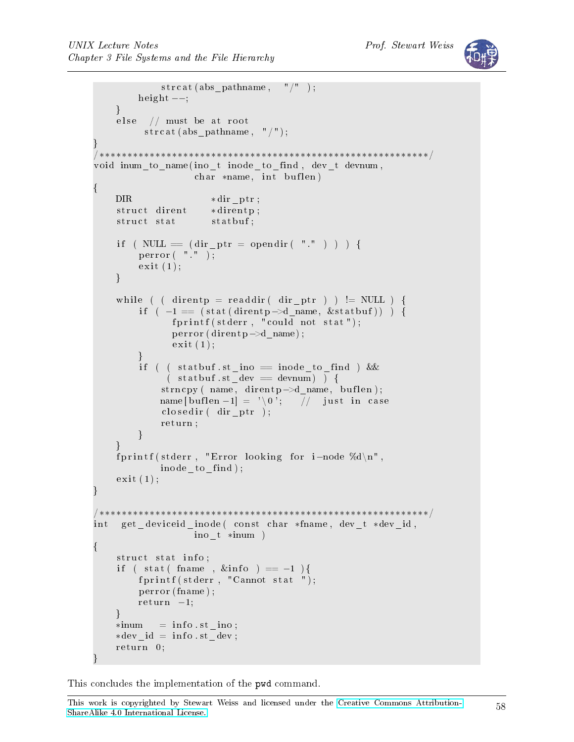```
            strcat(abs_pathname, "/" );
        height--;
    }
    else   // must be at root
        strcat(abs_pathname, "/");
}
/************************************************************/
void inum_to_name(ino_t inode_to_find, dev_t devnum,
                  char *name, int buflen)
{
    DIR              *dir_ptr;
    struct dirent    *direntp;
    struct stat      statbuf;

    if ( NULL == (dir_ptr = opendir( "." ) ) ) {
        perror( "." );
        exit(1);
    }

    while ( ( direntp = readdir( dir_ptr ) ) != NULL ) {
        if ( -1 == (stat(direntp->d_name, &statbuf)) ) {
              fprintf(stderr, "could not stat");
              perror(direntp->d_name);
              exit(1);
        }
        if ( ( statbuf.st_ino == inode_to_find ) &&
             ( statbuf.st_dev == devnum) ) {
            strncpy( name, direntp->d_name, buflen);
            name[buflen-1] = '\0';    //  just in case
            closedir( dir_ptr );
            return;
        }
    }
    fprintf(stderr, "Error looking for i-node %d\n",
            inode_to_find);
    exit(1);
}

/************************************************************/
int   get_deviceid_inode( const char *fname, dev_t *dev_id,
                  ino_t *inum )
{
    struct stat info;
    if ( stat( fname , &info ) == -1 ){
        fprintf(stderr, "Cannot stat ");
        perror(fname);
        return -1;
    }
    *inum    = info.st_ino;
    *dev_id = info.st_dev;
    return 0;
}
```

This concludes the implementation of the `pwd` command.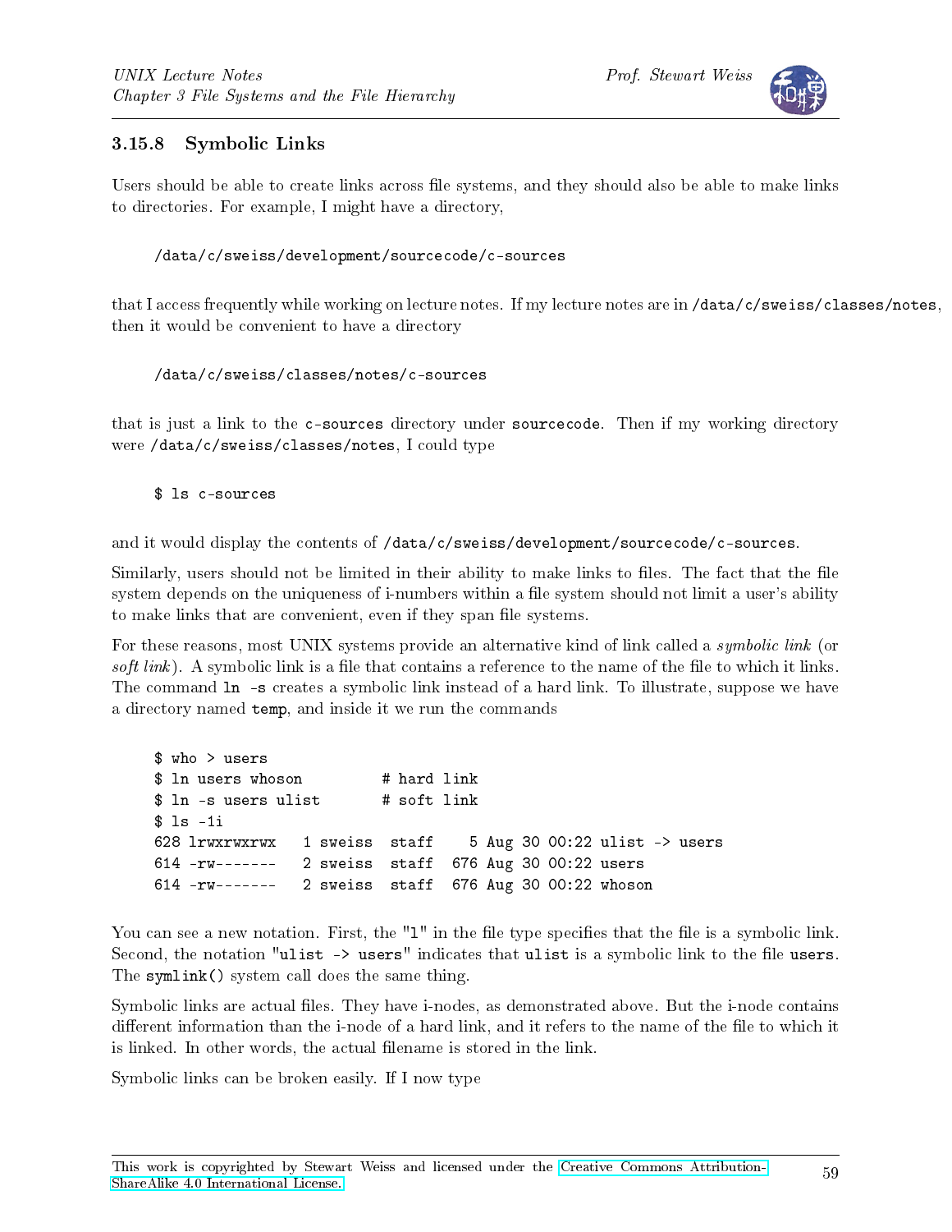### 3.15.8 Symbolic Links

Users should be able to create links across file systems, and they should also be able to make links to directories. For example, I might have a directory,

```
/data/c/sweiss/development/sourcecode/c-sources
```

that I access frequently while working on lecture notes. If my lecture notes are in `/data/c/sweiss/classes/notes`, then it would be convenient to have a directory

```
/data/c/sweiss/classes/notes/c-sources
```

that is just a link to the `c-sources` directory under `sourcecode`. Then if my working directory were `/data/c/sweiss/classes/notes`, I could type

```
$ ls c-sources
```

and it would display the contents of `/data/c/sweiss/development/sourcecode/c-sources`.

Similarly, users should not be limited in their ability to make links to files. The fact that the file system depends on the uniqueness of i-numbers within a file system should not limit a user's ability to make links that are convenient, even if they span file systems.

For these reasons, most UNIX systems provide an alternative kind of link called a *symbolic link* (or *soft link*). A symbolic link is a file that contains a reference to the name of the file to which it links. The command `ln -s` creates a symbolic link instead of a hard link. To illustrate, suppose we have a directory named `temp`, and inside it we run the commands

```
$ who > users
$ ln users whoson         # hard link
$ ln -s users ulist       # soft link
$ ls -1i
628 lrwxrwxrwx   1 sweiss  staff    5 Aug 30 00:22 ulist -> users
614 -rw-------   2 sweiss  staff  676 Aug 30 00:22 users
614 -rw-------   2 sweiss  staff  676 Aug 30 00:22 whoson
```

You can see a new notation. First, the "`l`" in the file type specifies that the file is a symbolic link. Second, the notation "`ulist -> users`" indicates that `ulist` is a symbolic link to the file `users`. The `symlink()` system call does the same thing.

Symbolic links are actual files. They have i-nodes, as demonstrated above. But the i-node contains different information than the i-node of a hard link, and it refers to the name of the file to which it is linked. In other words, the actual filename is stored in the link.

Symbolic links can be broken easily. If I now type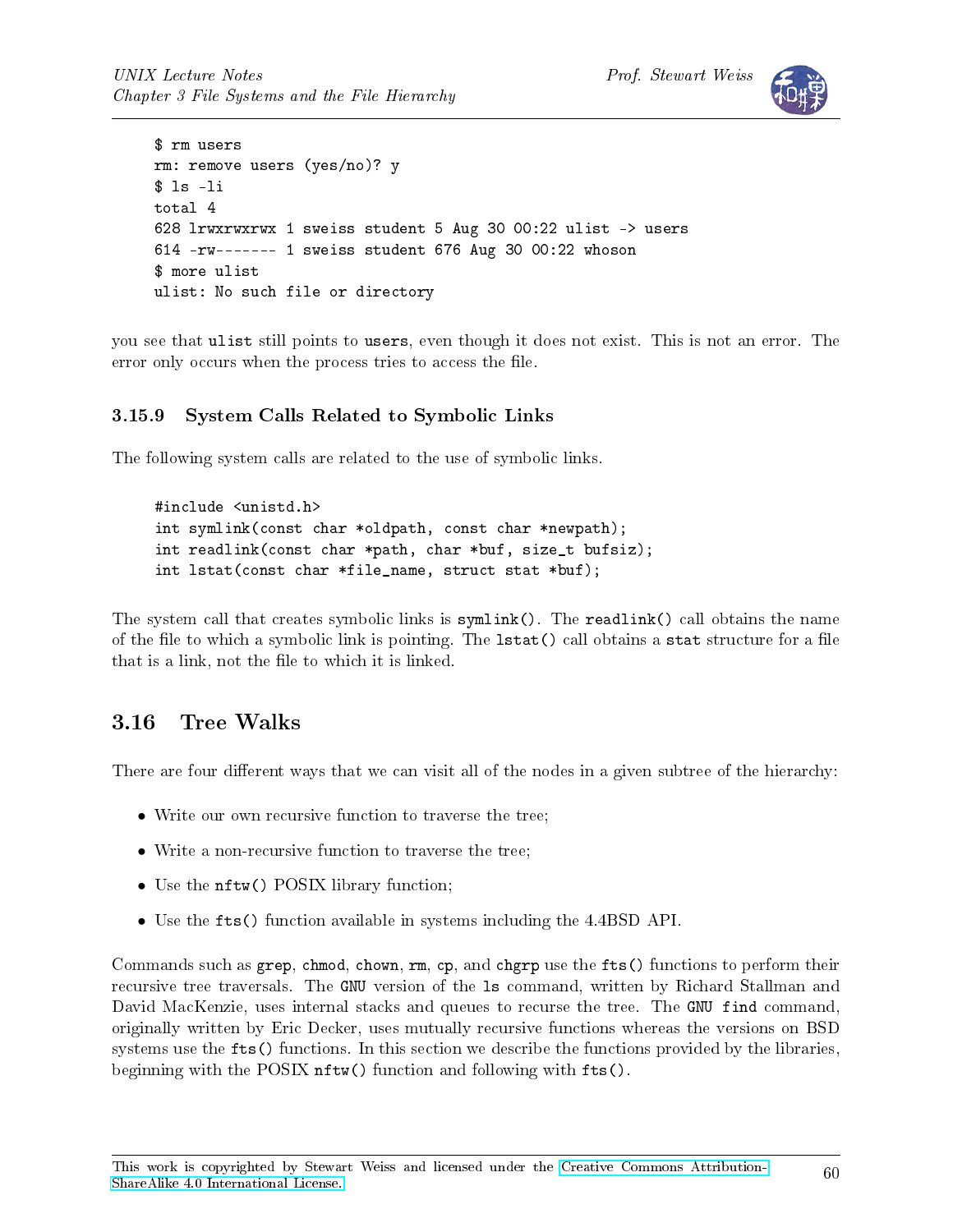```
$ rm users
rm: remove users (yes/no)? y
$ ls -li
total 4
628 lrwxrwxrwx 1 sweiss student 5 Aug 30 00:22 ulist -> users
614 -rw------- 1 sweiss student 676 Aug 30 00:22 whoson
$ more ulist
ulist: No such file or directory
```

you see that `ulist` still points to `users`, even though it does not exist. This is not an error. The error only occurs when the process tries to access the file.

### 3.15.9 System Calls Related to Symbolic Links

The following system calls are related to the use of symbolic links.

```
#include <unistd.h>
int symlink(const char *oldpath, const char *newpath);
int readlink(const char *path, char *buf, size_t bufsiz);
int lstat(const char *file_name, struct stat *buf);
```

The system call that creates symbolic links is `symlink()`. The `readlink()` call obtains the name of the file to which a symbolic link is pointing. The `lstat()` call obtains a `stat` structure for a file that is a link, not the file to which it is linked.

## 3.16 Tree Walks

There are four different ways that we can visit all of the nodes in a given subtree of the hierarchy:

- Write our own recursive function to traverse the tree;
- Write a non-recursive function to traverse the tree;
- Use the `nftw()` POSIX library function;
- Use the `fts()` function available in systems including the 4.4BSD API.

Commands such as `grep`, `chmod`, `chown`, `rm`, `cp`, and `chgrp` use the `fts()` functions to perform their recursive tree traversals. The `GNU` version of the `ls` command, written by Richard Stallman and David MacKenzie, uses internal stacks and queues to recurse the tree. The `GNU find` command, originally written by Eric Decker, uses mutually recursive functions whereas the versions on BSD systems use the `fts()` functions. In this section we describe the functions provided by the libraries, beginning with the POSIX `nftw()` function and following with `fts()`.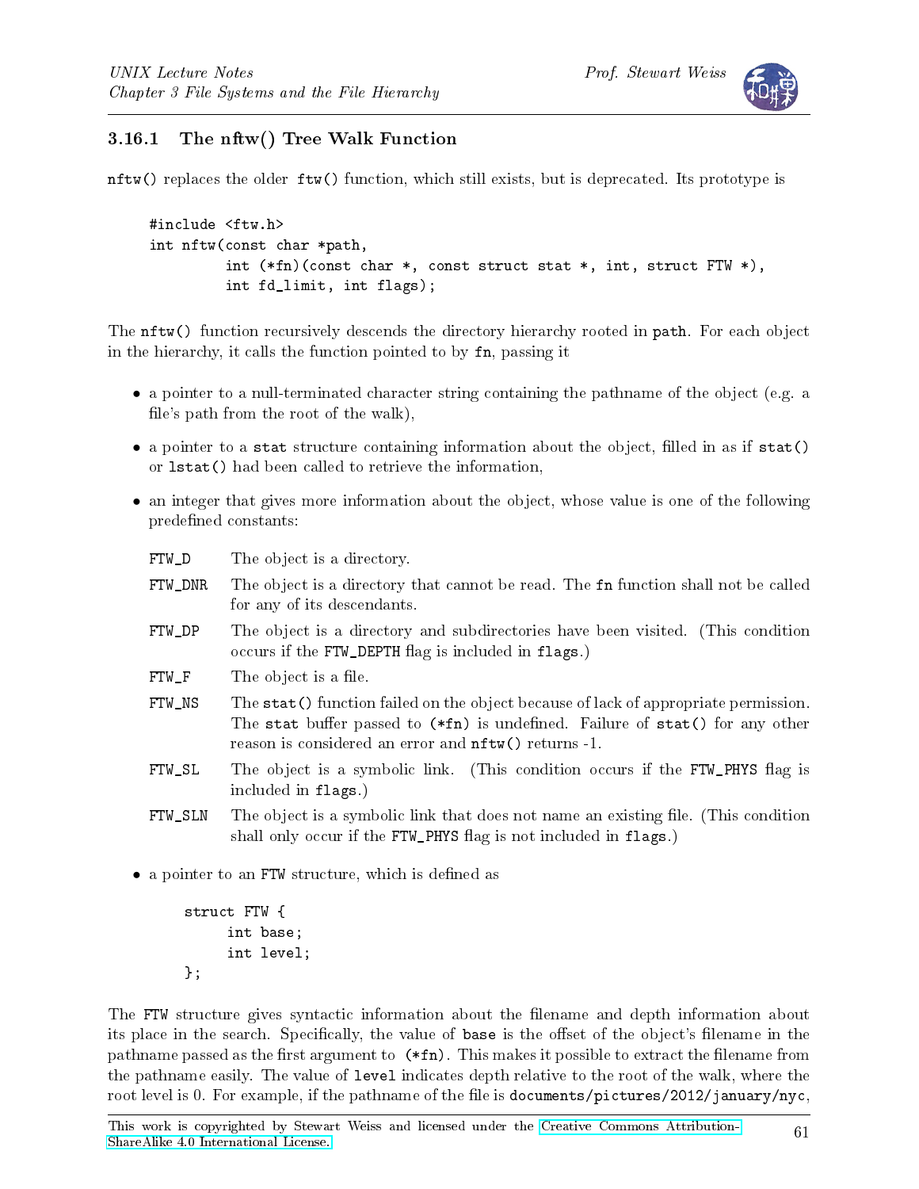### 3.16.1 The nftw() Tree Walk Function

`nftw()` replaces the older `ftw()` function, which still exists, but is deprecated. Its prototype is

```
#include <ftw.h>
int nftw(const char *path,
        int (*fn)(const char *, const struct stat *, int, struct FTW *),
        int fd_limit, int flags);
```

The `nftw()` function recursively descends the directory hierarchy rooted in `path`. For each object in the hierarchy, it calls the function pointed to by `fn`, passing it

- a pointer to a null-terminated character string containing the pathname of the object (e.g. a file's path from the root of the walk),
- a pointer to a `stat` structure containing information about the object, filled in as if `stat()` or `lstat()` had been called to retrieve the information,
- an integer that gives more information about the object, whose value is one of the following predefined constants:

  `FTW_D` The object is a directory.

  `FTW_DNR` The object is a directory that cannot be read. The `fn` function shall not be called for any of its descendants.

  `FTW_DP` The object is a directory and subdirectories have been visited. (This condition occurs if the `FTW_DEPTH` flag is included in `flags`.)

  `FTW_F` The object is a file.

  `FTW_NS` The `stat()` function failed on the object because of lack of appropriate permission. The `stat` buffer passed to `(*fn)` is undefined. Failure of `stat()` for any other reason is considered an error and `nftw()` returns -1.

  `FTW_SL` The object is a symbolic link. (This condition occurs if the `FTW_PHYS` flag is included in `flags`.)

  `FTW_SLN` The object is a symbolic link that does not name an existing file. (This condition shall only occur if the `FTW_PHYS` flag is not included in `flags`.)

- a pointer to an `FTW` structure, which is defined as

```
struct FTW {
     int base;
     int level;
};
```

The `FTW` structure gives syntactic information about the filename and depth information about its place in the search. Specifically, the value of `base` is the offset of the object's filename in the pathname passed as the first argument to `(*fn)`. This makes it possible to extract the filename from the pathname easily. The value of `level` indicates depth relative to the root of the walk, where the root level is 0. For example, if the pathname of the file is `documents/pictures/2012/january/nyc`,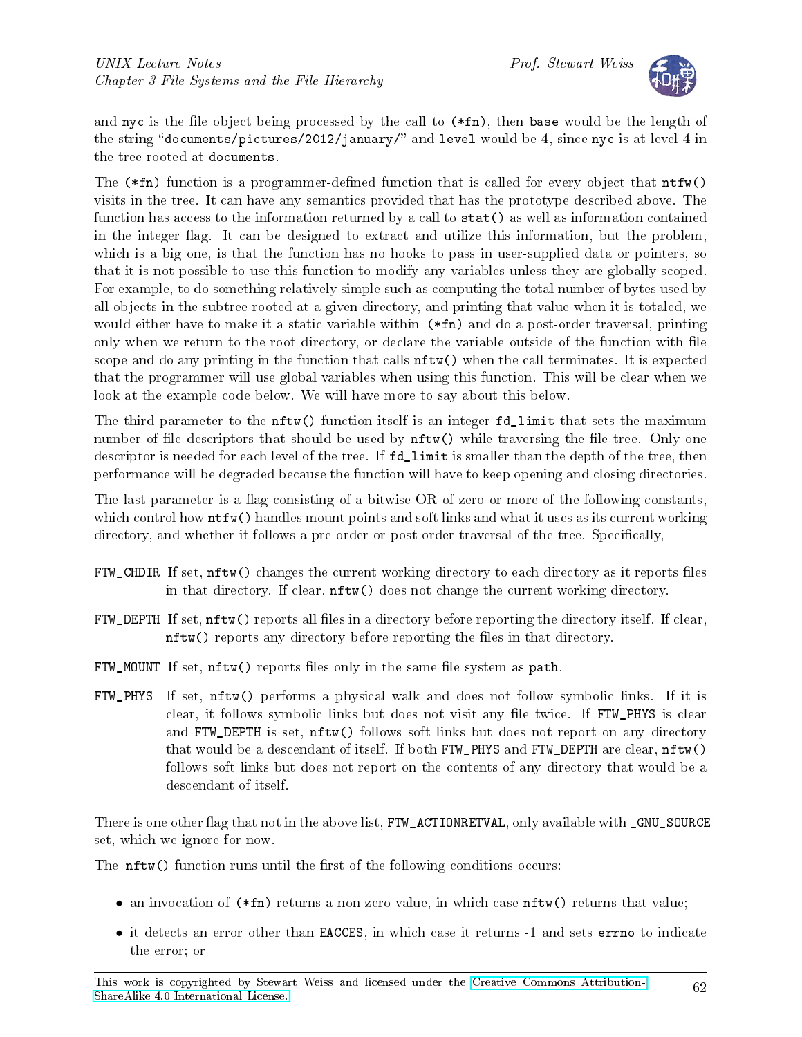and nyc is the file object being processed by the call to (*fn), then base would be the length of the string "documents/pictures/2012/january/" and level would be 4, since nyc is at level 4 in the tree rooted at documents.

The (*fn) function is a programmer-defined function that is called for every object that ntfw() visits in the tree. It can have any semantics provided that has the prototype described above. The function has access to the information returned by a call to stat() as well as information contained in the integer flag. It can be designed to extract and utilize this information, but the problem, which is a big one, is that the function has no hooks to pass in user-supplied data or pointers, so that it is not possible to use this function to modify any variables unless they are globally scoped. For example, to do something relatively simple such as computing the total number of bytes used by all objects in the subtree rooted at a given directory, and printing that value when it is totaled, we would either have to make it a static variable within (*fn) and do a post-order traversal, printing only when we return to the root directory, or declare the variable outside of the function with file scope and do any printing in the function that calls nftw() when the call terminates. It is expected that the programmer will use global variables when using this function. This will be clear when we look at the example code below. We will have more to say about this below.

The third parameter to the nftw() function itself is an integer fd_limit that sets the maximum number of file descriptors that should be used by nftw() while traversing the file tree. Only one descriptor is needed for each level of the tree. If fd_limit is smaller than the depth of the tree, then performance will be degraded because the function will have to keep opening and closing directories.

The last parameter is a flag consisting of a bitwise-OR of zero or more of the following constants, which control how ntfw() handles mount points and soft links and what it uses as its current working directory, and whether it follows a pre-order or post-order traversal of the tree. Specifically,

**FTW_CHDIR** If set, nftw() changes the current working directory to each directory as it reports files in that directory. If clear, nftw() does not change the current working directory.

**FTW_DEPTH** If set, nftw() reports all files in a directory before reporting the directory itself. If clear, nftw() reports any directory before reporting the files in that directory.

**FTW_MOUNT** If set, nftw() reports files only in the same file system as path.

**FTW_PHYS** If set, nftw() performs a physical walk and does not follow symbolic links. If it is clear, it follows symbolic links but does not visit any file twice. If FTW_PHYS is clear and FTW_DEPTH is set, nftw() follows soft links but does not report on any directory that would be a descendant of itself. If both FTW_PHYS and FTW_DEPTH are clear, nftw() follows soft links but does not report on the contents of any directory that would be a descendant of itself.

There is one other flag that not in the above list, FTW_ACTIONRETVAL, only available with _GNU_SOURCE set, which we ignore for now.

The nftw() function runs until the first of the following conditions occurs:

- an invocation of (*fn) returns a non-zero value, in which case nftw() returns that value;
- it detects an error other than EACCES, in which case it returns -1 and sets errno to indicate the error; or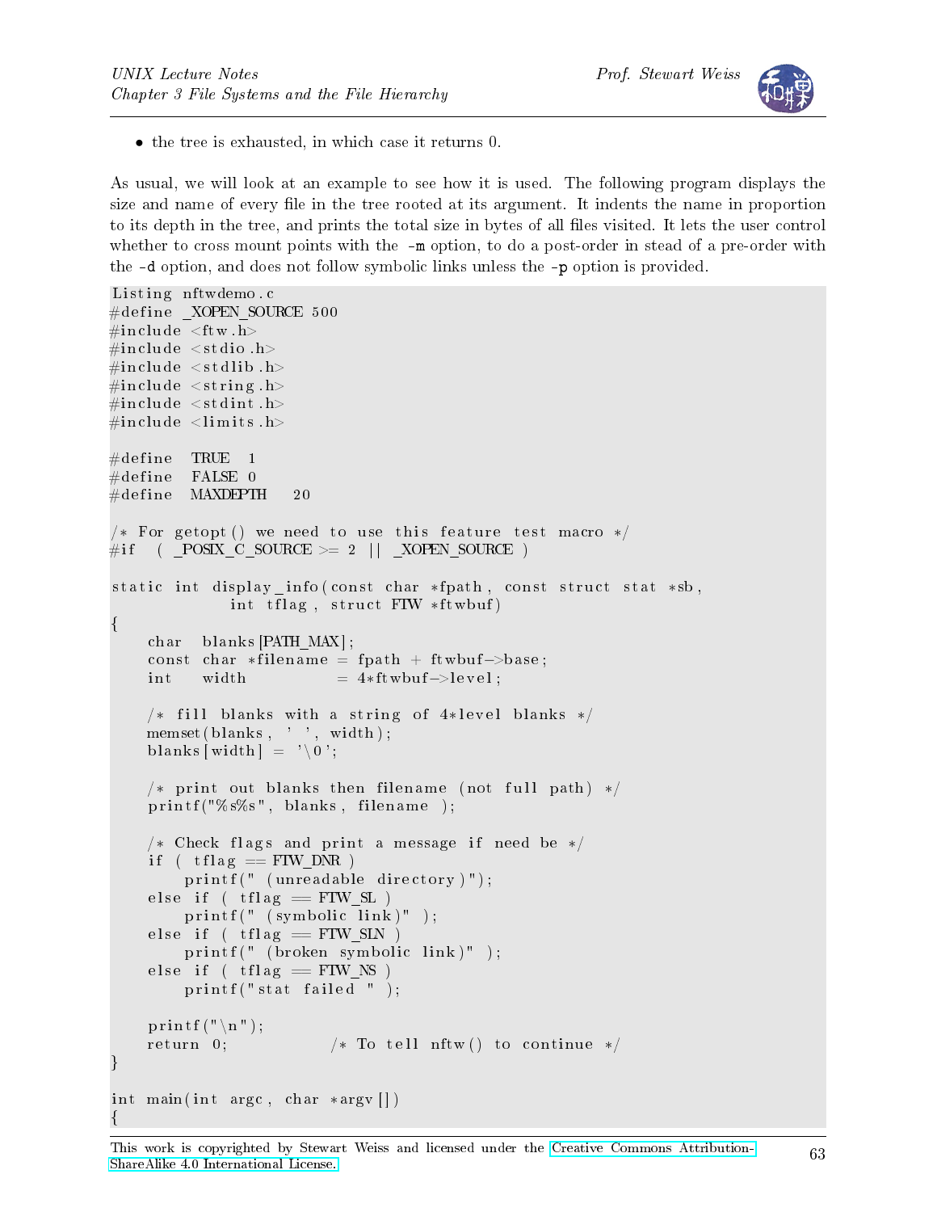- the tree is exhausted, in which case it returns 0.

As usual, we will look at an example to see how it is used. The following program displays the size and name of every file in the tree rooted at its argument. It indents the name in proportion to its depth in the tree, and prints the total size in bytes of all files visited. It lets the user control whether to cross mount points with the `-m` option, to do a post-order in stead of a pre-order with the `-d` option, and does not follow symbolic links unless the `-p` option is provided.

```
Listing nftwdemo.c
#define _XOPEN_SOURCE 500
#include <ftw.h>
#include <stdio.h>
#include <stdlib.h>
#include <string.h>
#include <stdint.h>
#include <limits.h>

#define  TRUE   1
#define  FALSE  0
#define  MAXDEPTH   20

/* For getopt() we need to use this feature test macro */
#if  ( _POSIX_C_SOURCE >= 2 || _XOPEN_SOURCE )

static int display_info(const char *fpath, const struct stat *sb,
             int tflag, struct FTW *ftwbuf)
{
    char   blanks[PATH_MAX];
    const char *filename = fpath + ftwbuf->base;
    int    width          = 4*ftwbuf->level;

    /* fill blanks with a string of 4*level blanks */
    memset(blanks, ' ', width);
    blanks[width] = '\0';

    /* print out blanks then filename (not full path) */
    printf("%s%s", blanks, filename );

    /* Check flags and print a message if need be */
    if ( tflag == FTW_DNR )
        printf(" (unreadable directory)");
    else if ( tflag == FTW_SL )
        printf(" (symbolic link)" );
    else if ( tflag == FTW_SLN )
        printf(" (broken symbolic link)" );
    else if ( tflag == FTW_NS )
        printf("stat failed " );

    printf("\n");
    return 0;           /* To tell nftw() to continue */
}

int main(int argc, char *argv[])
{
```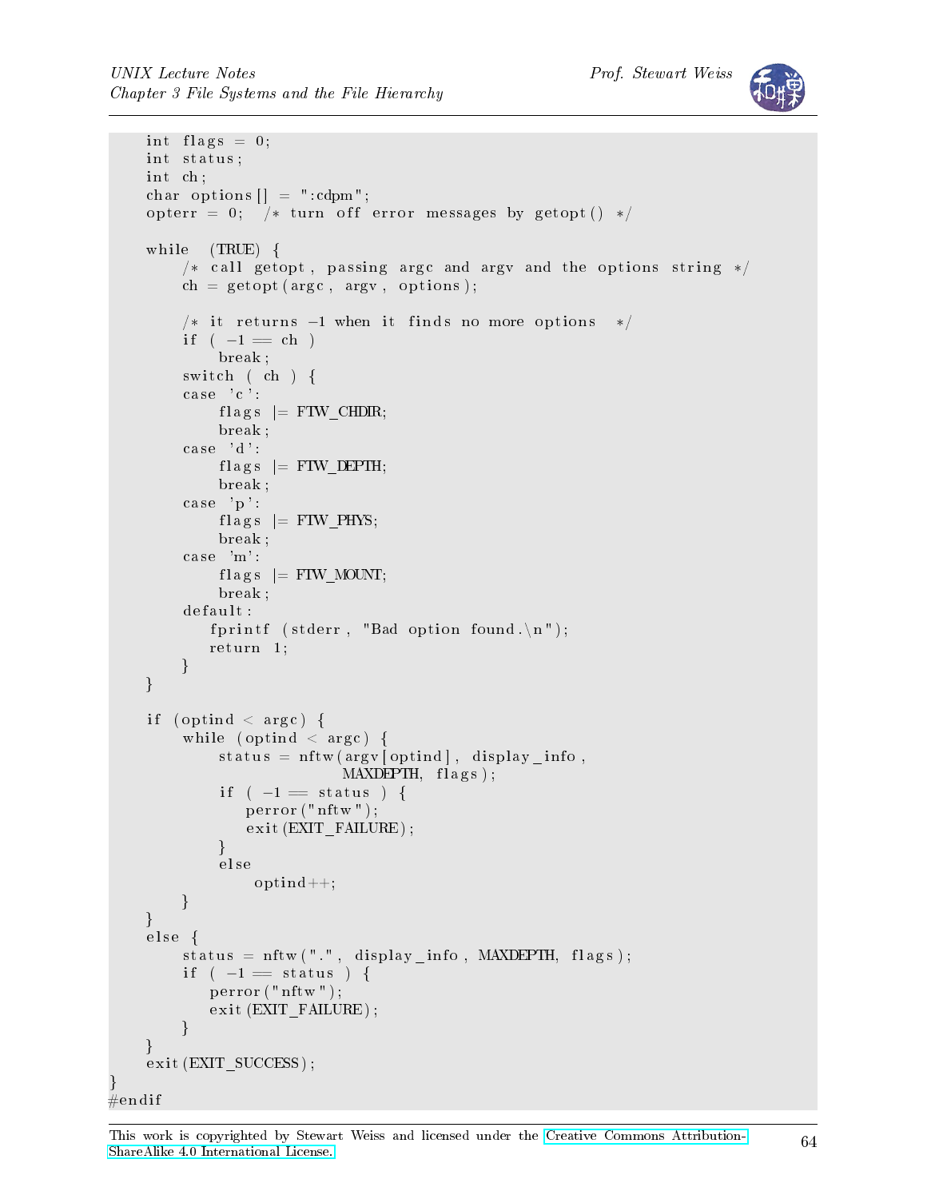```
    int flags = 0;
    int status;
    int ch;
    char options[] = ":cdpm";
    opterr = 0;  /* turn off error messages by getopt() */

    while  (TRUE) {
        /* call getopt, passing argc and argv and the options string */
        ch = getopt(argc, argv, options);

        /* it returns -1 when it finds no more options  */
        if ( -1 == ch )
            break;
        switch ( ch ) {
        case 'c':
            flags |= FTW_CHDIR;
            break;
        case 'd':
            flags |= FTW_DEPTH;
            break;
        case 'p':
            flags |= FTW_PHYS;
            break;
        case 'm':
            flags |= FTW_MOUNT;
            break;
        default:
           fprintf (stderr, "Bad option found.\n");
           return 1;
        }
    }

    if (optind < argc) {
        while (optind < argc) {
            status = nftw(argv[optind], display_info,
                          MAXDEPTH, flags);
            if ( -1 == status ) {
               perror("nftw");
               exit(EXIT_FAILURE);
            }
            else
                optind++;
        }
    }
    else {
        status = nftw(".", display_info, MAXDEPTH, flags);
        if ( -1 == status ) {
           perror("nftw");
           exit(EXIT_FAILURE);
        }
    }
    exit(EXIT_SUCCESS);
}
#endif
```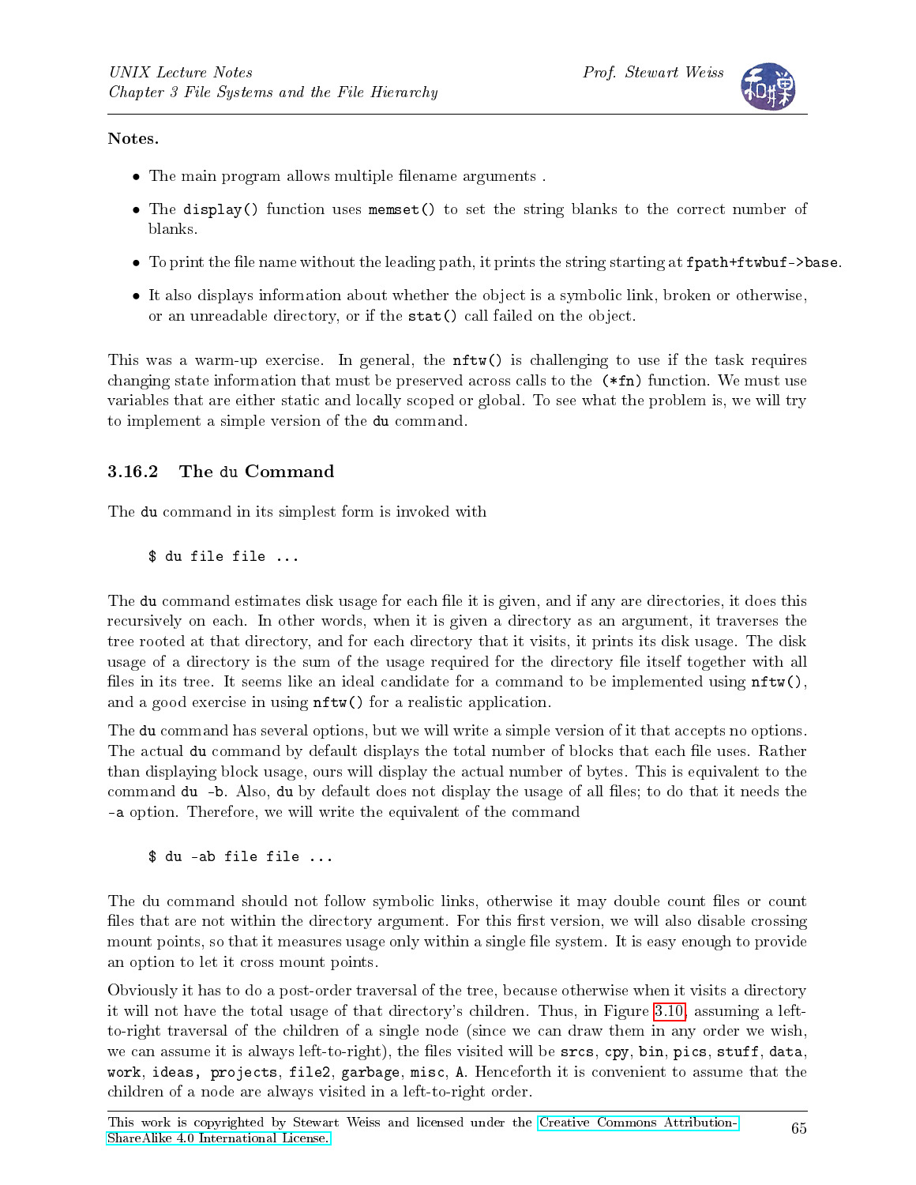**Notes.**

- The main program allows multiple filename arguments .
- The `display()` function uses `memset()` to set the string blanks to the correct number of blanks.
- To print the file name without the leading path, it prints the string starting at `fpath+ftwbuf->base`.
- It also displays information about whether the object is a symbolic link, broken or otherwise, or an unreadable directory, or if the `stat()` call failed on the object.

This was a warm-up exercise. In general, the `nftw()` is challenging to use if the task requires changing state information that must be preserved across calls to the `(*fn)` function. We must use variables that are either static and locally scoped or global. To see what the problem is, we will try to implement a simple version of the `du` command.

### 3.16.2 The du Command

The `du` command in its simplest form is invoked with

```
$ du file file ...
```

The `du` command estimates disk usage for each file it is given, and if any are directories, it does this recursively on each. In other words, when it is given a directory as an argument, it traverses the tree rooted at that directory, and for each directory that it visits, it prints its disk usage. The disk usage of a directory is the sum of the usage required for the directory file itself together with all files in its tree. It seems like an ideal candidate for a command to be implemented using `nftw()`, and a good exercise in using `nftw()` for a realistic application.

The `du` command has several options, but we will write a simple version of it that accepts no options. The actual `du` command by default displays the total number of blocks that each file uses. Rather than displaying block usage, ours will display the actual number of bytes. This is equivalent to the command `du -b`. Also, `du` by default does not display the usage of all files; to do that it needs the `-a` option. Therefore, we will write the equivalent of the command

```
$ du -ab file file ...
```

The du command should not follow symbolic links, otherwise it may double count files or count files that are not within the directory argument. For this first version, we will also disable crossing mount points, so that it measures usage only within a single file system. It is easy enough to provide an option to let it cross mount points.

Obviously it has to do a post-order traversal of the tree, because otherwise when it visits a directory it will not have the total usage of that directory's children. Thus, in Figure 3.10, assuming a left-to-right traversal of the children of a single node (since we can draw them in any order we wish, we can assume it is always left-to-right), the files visited will be `srcs`, `cpy`, `bin`, `pics`, `stuff`, `data`, `work`, `ideas`, `projects`, `file2`, `garbage`, `misc`, `A`. Henceforth it is convenient to assume that the children of a node are always visited in a left-to-right order.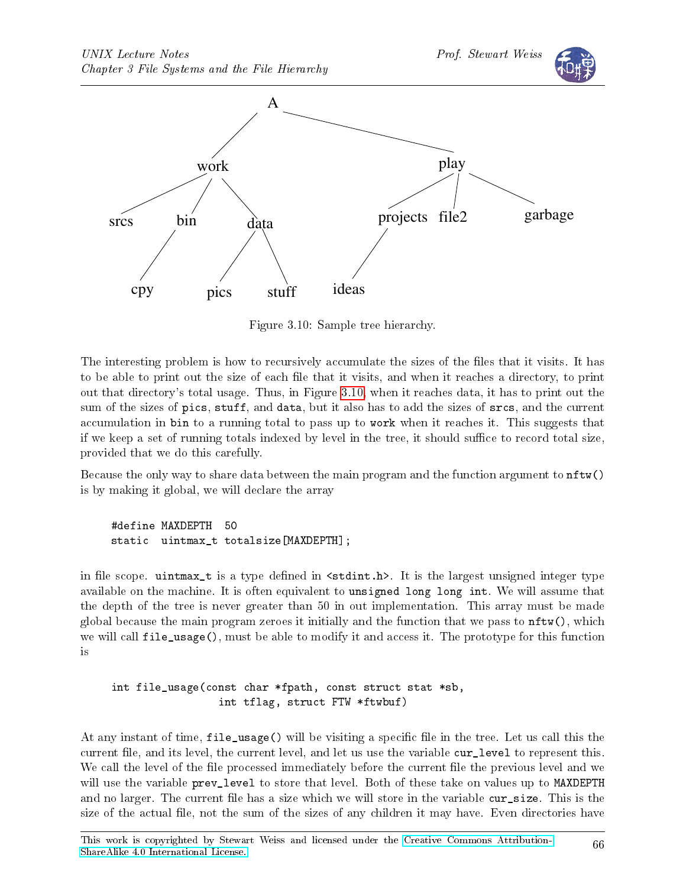Figure 3.10: Sample tree hierarchy.

The interesting problem is how to recursively accumulate the sizes of the files that it visits. It has to be able to print out the size of each file that it visits, and when it reaches a directory, to print out that directory's total usage. Thus, in Figure 3.10, when it reaches data, it has to print out the sum of the sizes of `pics`, `stuff`, and `data`, but it also has to add the sizes of `srcs`, and the current accumulation in `bin` to a running total to pass up to `work` when it reaches it. This suggests that if we keep a set of running totals indexed by level in the tree, it should suffice to record total size, provided that we do this carefully.

Because the only way to share data between the main program and the function argument to `nftw()` is by making it global, we will declare the array

```
#define MAXDEPTH  50
static  uintmax_t totalsize[MAXDEPTH];
```

in file scope. `uintmax_t` is a type defined in `<stdint.h>`. It is the largest unsigned integer type available on the machine. It is often equivalent to `unsigned long long int`. We will assume that the depth of the tree is never greater than 50 in out implementation. This array must be made global because the main program zeroes it initially and the function that we pass to `nftw()`, which we will call `file_usage()`, must be able to modify it and access it. The prototype for this function is

```
int file_usage(const char *fpath, const struct stat *sb,
               int tflag, struct FTW *ftwbuf)
```

At any instant of time, `file_usage()` will be visiting a specific file in the tree. Let us call this the current file, and its level, the current level, and let us use the variable `cur_level` to represent this. We call the level of the file processed immediately before the current file the previous level and we will use the variable `prev_level` to store that level. Both of these take on values up to `MAXDEPTH` and no larger. The current file has a size which we will store in the variable `cur_size`. This is the size of the actual file, not the sum of the sizes of any children it may have. Even directories have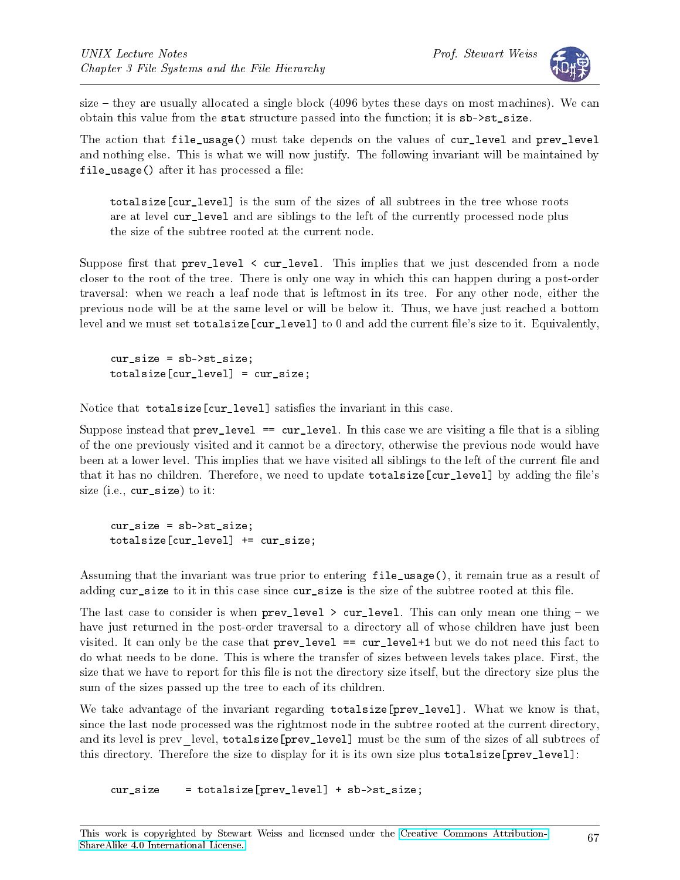size – they are usually allocated a single block (4096 bytes these days on most machines). We can obtain this value from the `stat` structure passed into the function; it is `sb->st_size`.

The action that `file_usage()` must take depends on the values of `cur_level` and `prev_level` and nothing else. This is what we will now justify. The following invariant will be maintained by `file_usage()` after it has processed a file:

> `totalsize[cur_level]` is the sum of the sizes of all subtrees in the tree whose roots are at level `cur_level` and are siblings to the left of the currently processed node plus the size of the subtree rooted at the current node.

Suppose first that `prev_level < cur_level`. This implies that we just descended from a node closer to the root of the tree. There is only one way in which this can happen during a post-order traversal: when we reach a leaf node that is leftmost in its tree. For any other node, either the previous node will be at the same level or will be below it. Thus, we have just reached a bottom level and we must set `totalsize[cur_level]` to 0 and add the current file's size to it. Equivalently,

```
cur_size = sb->st_size;
totalsize[cur_level] = cur_size;
```

Notice that `totalsize[cur_level]` satisfies the invariant in this case.

Suppose instead that `prev_level == cur_level`. In this case we are visiting a file that is a sibling of the one previously visited and it cannot be a directory, otherwise the previous node would have been at a lower level. This implies that we have visited all siblings to the left of the current file and that it has no children. Therefore, we need to update `totalsize[cur_level]` by adding the file's size (i.e., `cur_size`) to it:

```
cur_size = sb->st_size;
totalsize[cur_level] += cur_size;
```

Assuming that the invariant was true prior to entering `file_usage()`, it remain true as a result of adding `cur_size` to it in this case since `cur_size` is the size of the subtree rooted at this file.

The last case to consider is when `prev_level > cur_level`. This can only mean one thing – we have just returned in the post-order traversal to a directory all of whose children have just been visited. It can only be the case that `prev_level == cur_level+1` but we do not need this fact to do what needs to be done. This is where the transfer of sizes between levels takes place. First, the size that we have to report for this file is not the directory size itself, but the directory size plus the sum of the sizes passed up the tree to each of its children.

We take advantage of the invariant regarding `totalsize[prev_level]`. What we know is that, since the last node processed was the rightmost node in the subtree rooted at the current directory, and its level is prev_level, `totalsize[prev_level]` must be the sum of the sizes of all subtrees of this directory. Therefore the size to display for it is its own size plus `totalsize[prev_level]`:

```
cur_size    = totalsize[prev_level] + sb->st_size;
```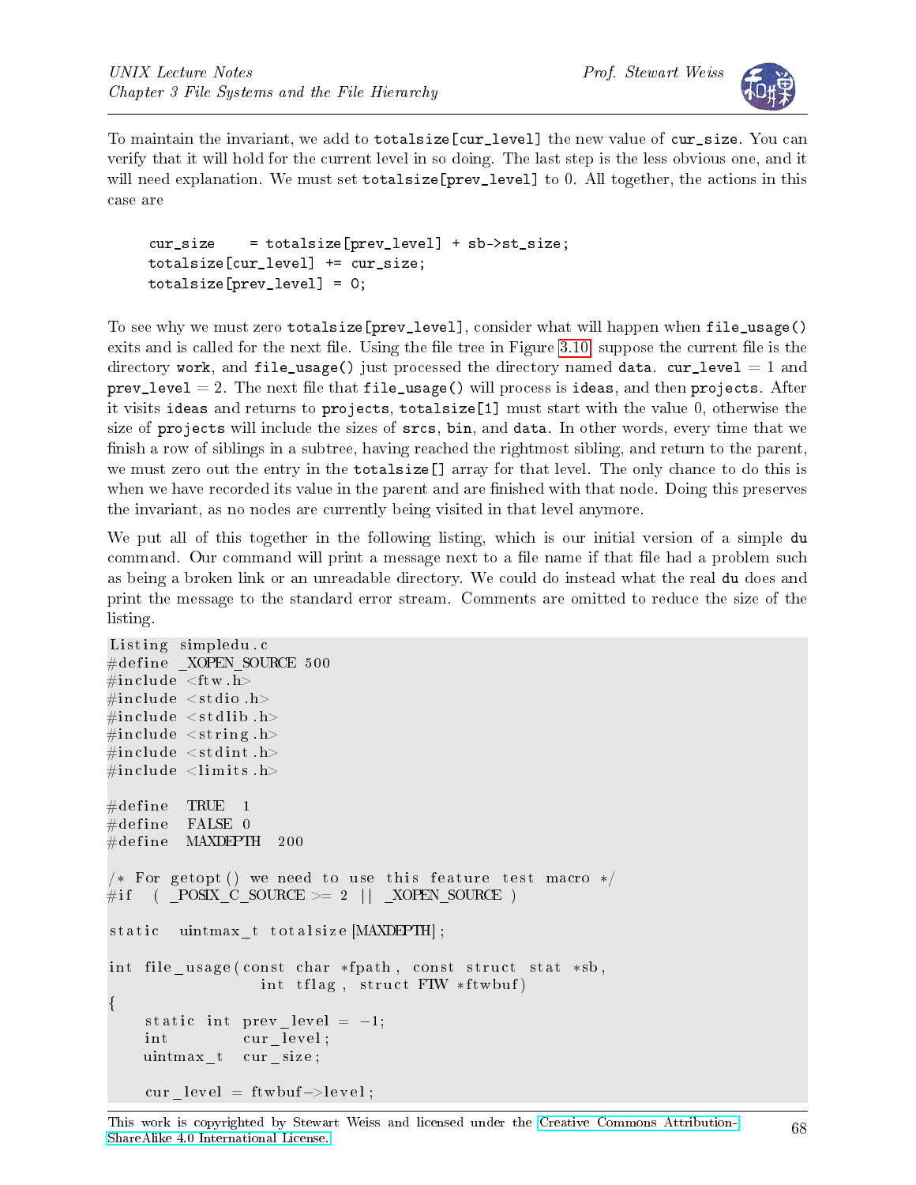To maintain the invariant, we add to `totalsize[cur_level]` the new value of `cur_size`. You can verify that it will hold for the current level in so doing. The last step is the less obvious one, and it will need explanation. We must set `totalsize[prev_level]` to 0. All together, the actions in this case are

```
cur_size    = totalsize[prev_level] + sb->st_size;
totalsize[cur_level] += cur_size;
totalsize[prev_level] = 0;
```

To see why we must zero `totalsize[prev_level]`, consider what will happen when `file_usage()` exits and is called for the next file. Using the file tree in Figure 3.10, suppose the current file is the directory `work`, and `file_usage()` just processed the directory named `data`. `cur_level` = 1 and `prev_level` = 2. The next file that `file_usage()` will process is `ideas`, and then `projects`. After it visits `ideas` and returns to `projects`, `totalsize[1]` must start with the value 0, otherwise the size of `projects` will include the sizes of `srcs`, `bin`, and `data`. In other words, every time that we finish a row of siblings in a subtree, having reached the rightmost sibling, and return to the parent, we must zero out the entry in the `totalsize[]` array for that level. The only chance to do this is when we have recorded its value in the parent and are finished with that node. Doing this preserves the invariant, as no nodes are currently being visited in that level anymore.

We put all of this together in the following listing, which is our initial version of a simple `du` command. Our command will print a message next to a file name if that file had a problem such as being a broken link or an unreadable directory. We could do instead what the real `du` does and print the message to the standard error stream. Comments are omitted to reduce the size of the listing.

```
Listing simpledu.c
#define _XOPEN_SOURCE 500
#include <ftw.h>
#include <stdio.h>
#include <stdlib.h>
#include <string.h>
#include <stdint.h>
#include <limits.h>

#define  TRUE   1
#define  FALSE  0
#define  MAXDEPTH   200

/* For getopt() we need to use this feature test macro */
#if  ( _POSIX_C_SOURCE >= 2  ||  _XOPEN_SOURCE )

static   uintmax_t  totalsize[MAXDEPTH];

int file_usage(const char *fpath, const struct stat *sb,
               int tflag, struct FTW *ftwbuf)
{
    static int prev_level = -1;
    int        cur_level;
    uintmax_t  cur_size;

    cur_level = ftwbuf->level;
```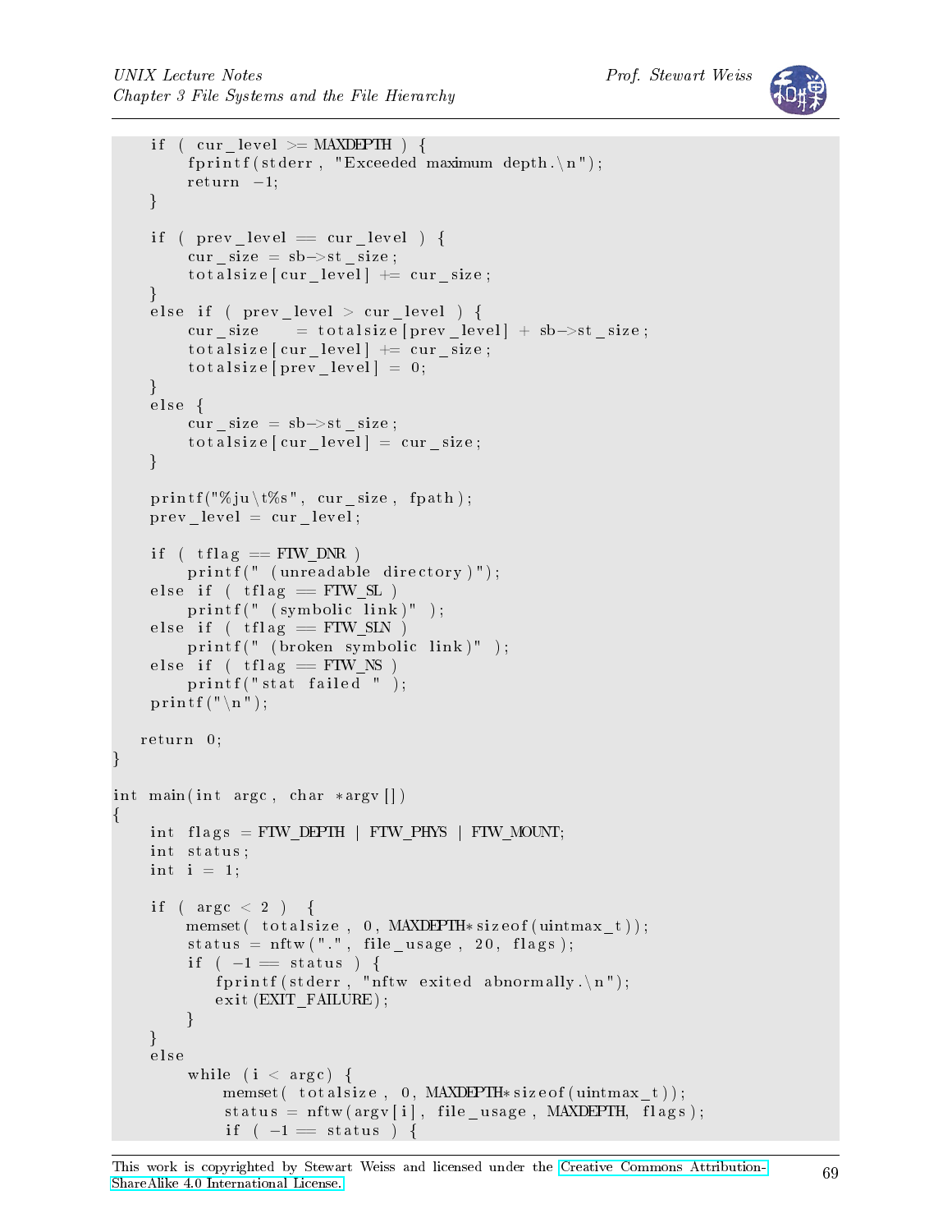```
    if ( cur_level >= MAXDEPTH ) {
        fprintf(stderr, "Exceeded maximum depth.\n");
        return -1;
    }

    if ( prev_level == cur_level ) {
        cur_size = sb->st_size;
        totalsize[cur_level] += cur_size;
    }
    else if ( prev_level > cur_level ) {
        cur_size    = totalsize[prev_level] + sb->st_size;
        totalsize[cur_level] += cur_size;
        totalsize[prev_level] = 0;
    }
    else {
        cur_size = sb->st_size;
        totalsize[cur_level] = cur_size;
    }

    printf("%ju\t%s", cur_size, fpath);
    prev_level = cur_level;

    if ( tflag == FTW_DNR )
        printf(" (unreadable directory)");
    else if ( tflag == FTW_SL )
        printf(" (symbolic link)" );
    else if ( tflag == FTW_SLN )
        printf(" (broken symbolic link)" );
    else if ( tflag == FTW_NS )
        printf("stat failed " );
    printf("\n");

   return 0;
}

int main(int argc, char *argv[])
{
    int flags = FTW_DEPTH | FTW_PHYS | FTW_MOUNT;
    int status;
    int i = 1;

    if ( argc < 2 )  {
        memset( totalsize, 0, MAXDEPTH*sizeof(uintmax_t));
        status = nftw(".", file_usage, 20, flags);
        if ( -1 == status ) {
            fprintf(stderr, "nftw exited abnormally.\n");
            exit(EXIT_FAILURE);
        }
    }
    else
        while (i < argc) {
            memset( totalsize, 0, MAXDEPTH*sizeof(uintmax_t));
            status = nftw(argv[i], file_usage, MAXDEPTH, flags);
            if ( -1 == status ) {
```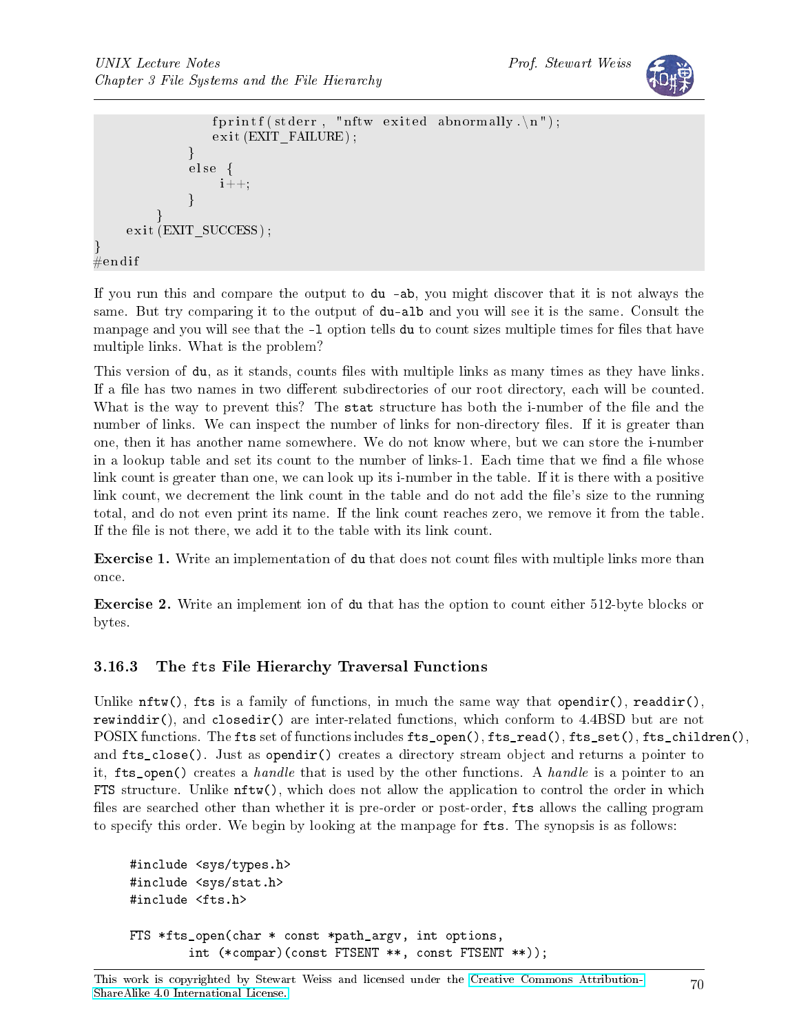```
                fprintf(stderr, "nftw exited abnormally.\n");
                exit(EXIT_FAILURE);
            }
            else {
                i++;
            }
        }
    exit(EXIT_SUCCESS);
}
#endif
```

If you run this and compare the output to `du -ab`, you might discover that it is not always the same. But try comparing it to the output of `du-alb` and you will see it is the same. Consult the manpage and you will see that the `-l` option tells `du` to count sizes multiple times for files that have multiple links. What is the problem?

This version of `du`, as it stands, counts files with multiple links as many times as they have links. If a file has two names in two different subdirectories of our root directory, each will be counted. What is the way to prevent this? The `stat` structure has both the i-number of the file and the number of links. We can inspect the number of links for non-directory files. If it is greater than one, then it has another name somewhere. We do not know where, but we can store the i-number in a lookup table and set its count to the number of links-1. Each time that we find a file whose link count is greater than one, we can look up its i-number in the table. If it is there with a positive link count, we decrement the link count in the table and do not add the file's size to the running total, and do not even print its name. If the link count reaches zero, we remove it from the table. If the file is not there, we add it to the table with its link count.

**Exercise 1.** Write an implementation of `du` that does not count files with multiple links more than once.

**Exercise 2.** Write an implement ion of `du` that has the option to count either 512-byte blocks or bytes.

### 3.16.3 The `fts` File Hierarchy Traversal Functions

Unlike `nftw()`, `fts` is a family of functions, in much the same way that `opendir()`, `readdir()`, `rewinddir()`, and `closedir()` are inter-related functions, which conform to 4.4BSD but are not POSIX functions. The `fts` set of functions includes `fts_open()`, `fts_read()`, `fts_set()`, `fts_children()`, and `fts_close()`. Just as `opendir()` creates a directory stream object and returns a pointer to it, `fts_open()` creates a *handle* that is used by the other functions. A *handle* is a pointer to an `FTS` structure. Unlike `nftw()`, which does not allow the application to control the order in which files are searched other than whether it is pre-order or post-order, `fts` allows the calling program to specify this order. We begin by looking at the manpage for `fts`. The synopsis is as follows:

```
#include <sys/types.h>
#include <sys/stat.h>
#include <fts.h>

FTS *fts_open(char * const *path_argv, int options,
        int (*compar)(const FTSENT **, const FTSENT **));
```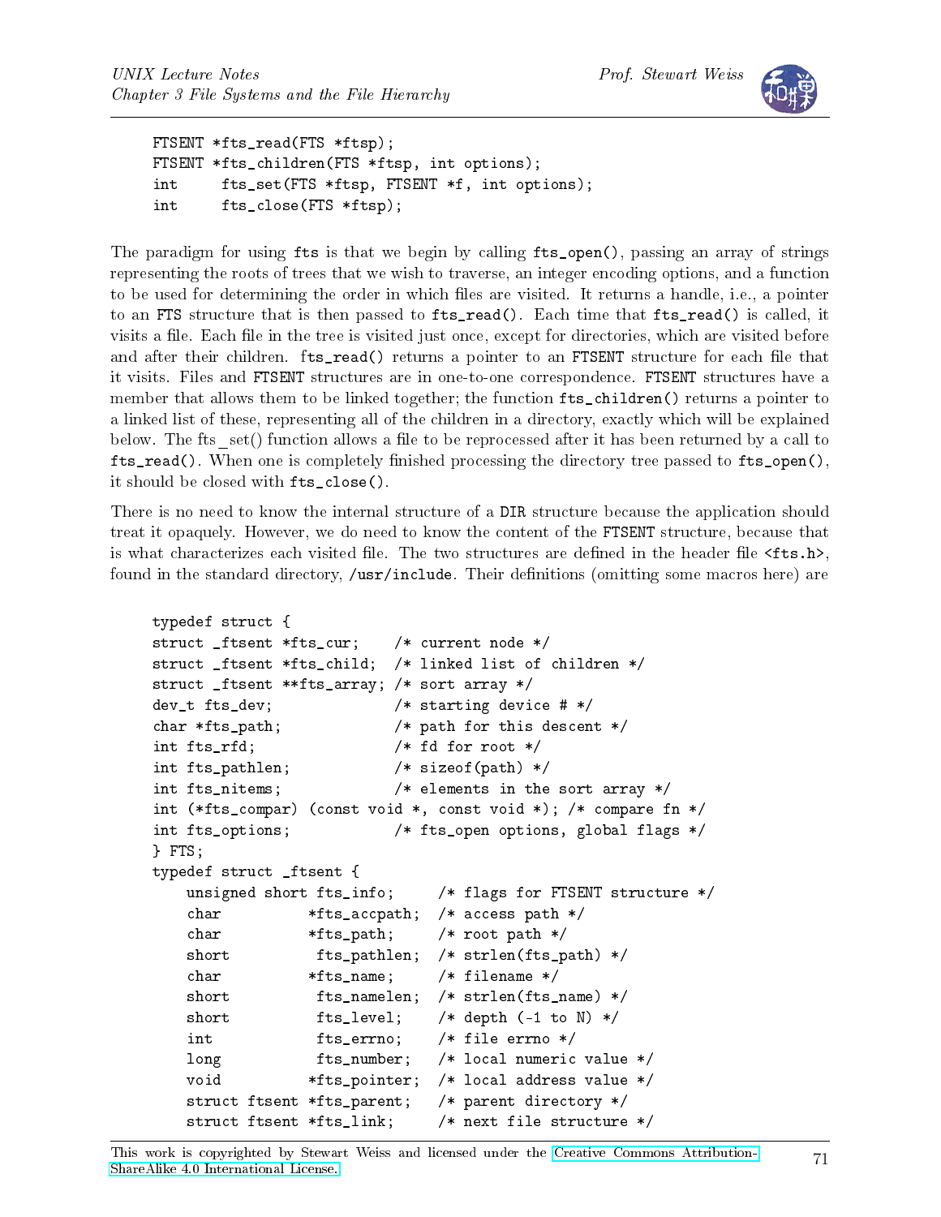```
FTSENT *fts_read(FTS *ftsp);
FTSENT *fts_children(FTS *ftsp, int options);
int     fts_set(FTS *ftsp, FTSENT *f, int options);
int     fts_close(FTS *ftsp);
```

The paradigm for using `fts` is that we begin by calling `fts_open()`, passing an array of strings representing the roots of trees that we wish to traverse, an integer encoding options, and a function to be used for determining the order in which files are visited. It returns a handle, i.e., a pointer to an `FTS` structure that is then passed to `fts_read()`. Each time that `fts_read()` is called, it visits a file. Each file in the tree is visited just once, except for directories, which are visited before and after their children. `fts_read()` returns a pointer to an `FTSENT` structure for each file that it visits. Files and `FTSENT` structures are in one-to-one correspondence. `FTSENT` structures have a member that allows them to be linked together; the function `fts_children()` returns a pointer to a linked list of these, representing all of the children in a directory, exactly which will be explained below. The fts_set() function allows a file to be reprocessed after it has been returned by a call to `fts_read()`. When one is completely finished processing the directory tree passed to `fts_open()`, it should be closed with `fts_close()`.

There is no need to know the internal structure of a `DIR` structure because the application should treat it opaquely. However, we do need to know the content of the `FTSENT` structure, because that is what characterizes each visited file. The two structures are defined in the header file `<fts.h>`, found in the standard directory, `/usr/include`. Their definitions (omitting some macros here) are

```
typedef struct {
struct _ftsent *fts_cur;    /* current node */
struct _ftsent *fts_child;  /* linked list of children */
struct _ftsent **fts_array; /* sort array */
dev_t fts_dev;              /* starting device # */
char *fts_path;             /* path for this descent */
int fts_rfd;                /* fd for root */
int fts_pathlen;            /* sizeof(path) */
int fts_nitems;             /* elements in the sort array */
int (*fts_compar) (const void *, const void *); /* compare fn */
int fts_options;            /* fts_open options, global flags */
} FTS;
typedef struct _ftsent {
    unsigned short fts_info;     /* flags for FTSENT structure */
    char          *fts_accpath;  /* access path */
    char          *fts_path;     /* root path */
    short          fts_pathlen;  /* strlen(fts_path) */
    char          *fts_name;     /* filename */
    short          fts_namelen;  /* strlen(fts_name) */
    short          fts_level;    /* depth (-1 to N) */
    int            fts_errno;    /* file errno */
    long           fts_number;   /* local numeric value */
    void          *fts_pointer;  /* local address value */
    struct ftsent *fts_parent;   /* parent directory */
    struct ftsent *fts_link;     /* next file structure */
```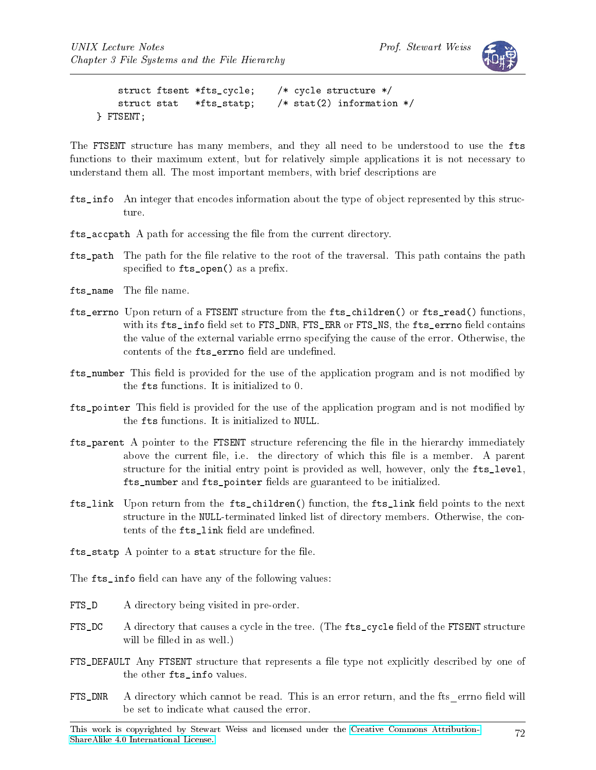```
    struct ftsent *fts_cycle;    /* cycle structure */
    struct stat   *fts_statp;    /* stat(2) information */
} FTSENT;
```

The FTSENT structure has many members, and they all need to be understood to use the fts functions to their maximum extent, but for relatively simple applications it is not necessary to understand them all. The most important members, with brief descriptions are

**fts_info** An integer that encodes information about the type of object represented by this structure.

**fts_accpath** A path for accessing the file from the current directory.

**fts_path** The path for the file relative to the root of the traversal. This path contains the path specified to `fts_open()` as a prefix.

**fts_name** The file name.

**fts_errno** Upon return of a FTSENT structure from the `fts_children()` or `fts_read()` functions, with its `fts_info` field set to FTS_DNR, FTS_ERR or FTS_NS, the `fts_errno` field contains the value of the external variable errno specifying the cause of the error. Otherwise, the contents of the `fts_errno` field are undefined.

**fts_number** This field is provided for the use of the application program and is not modified by the fts functions. It is initialized to 0.

**fts_pointer** This field is provided for the use of the application program and is not modified by the fts functions. It is initialized to NULL.

**fts_parent** A pointer to the FTSENT structure referencing the file in the hierarchy immediately above the current file, i.e. the directory of which this file is a member. A parent structure for the initial entry point is provided as well, however, only the `fts_level`, `fts_number` and `fts_pointer` fields are guaranteed to be initialized.

**fts_link** Upon return from the `fts_children()` function, the `fts_link` field points to the next structure in the NULL-terminated linked list of directory members. Otherwise, the contents of the `fts_link` field are undefined.

**fts_statp** A pointer to a stat structure for the file.

The `fts_info` field can have any of the following values:

**FTS_D** A directory being visited in pre-order.

**FTS_DC** A directory that causes a cycle in the tree. (The `fts_cycle` field of the FTSENT structure will be filled in as well.)

**FTS_DEFAULT** Any FTSENT structure that represents a file type not explicitly described by one of the other `fts_info` values.

**FTS_DNR** A directory which cannot be read. This is an error return, and the fts_errno field will be set to indicate what caused the error.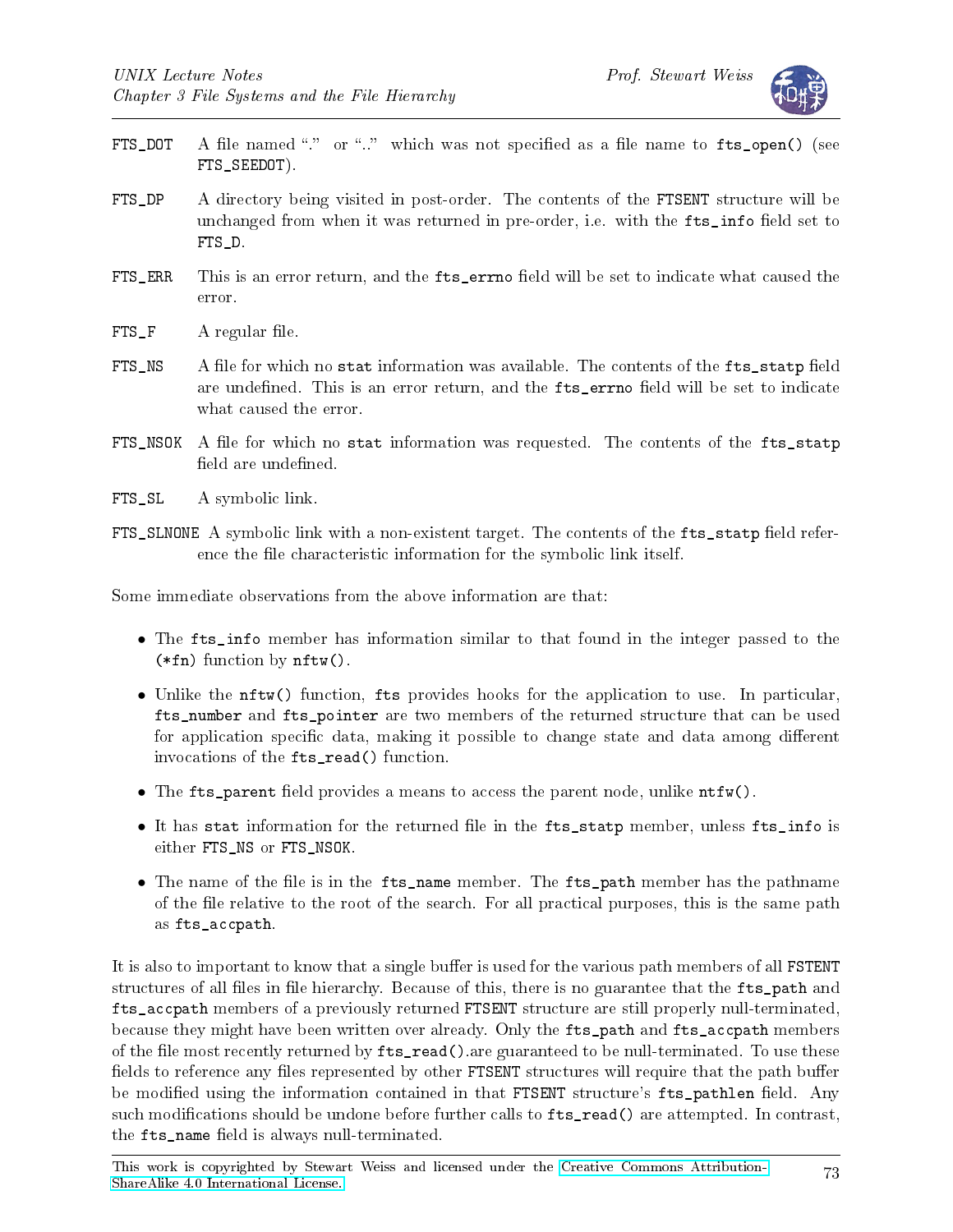FTS_DOT A file named "." or ".." which was not specified as a file name to `fts_open()` (see FTS_SEEDOT).

FTS_DP A directory being visited in post-order. The contents of the FTSENT structure will be unchanged from when it was returned in pre-order, i.e. with the `fts_info` field set to FTS_D.

FTS_ERR This is an error return, and the `fts_errno` field will be set to indicate what caused the error.

FTS_F A regular file.

FTS_NS A file for which no `stat` information was available. The contents of the `fts_statp` field are undefined. This is an error return, and the `fts_errno` field will be set to indicate what caused the error.

FTS_NSOK A file for which no `stat` information was requested. The contents of the `fts_statp` field are undefined.

FTS_SL A symbolic link.

FTS_SLNONE A symbolic link with a non-existent target. The contents of the `fts_statp` field reference the file characteristic information for the symbolic link itself.

Some immediate observations from the above information are that:

- The `fts_info` member has information similar to that found in the integer passed to the `(*fn)` function by `nftw()`.
- Unlike the `nftw()` function, `fts` provides hooks for the application to use. In particular, `fts_number` and `fts_pointer` are two members of the returned structure that can be used for application specific data, making it possible to change state and data among different invocations of the `fts_read()` function.
- The `fts_parent` field provides a means to access the parent node, unlike `ntfw()`.
- It has `stat` information for the returned file in the `fts_statp` member, unless `fts_info` is either FTS_NS or FTS_NSOK.
- The name of the file is in the `fts_name` member. The `fts_path` member has the pathname of the file relative to the root of the search. For all practical purposes, this is the same path as `fts_accpath`.

It is also to important to know that a single buffer is used for the various path members of all FSTENT structures of all files in file hierarchy. Because of this, there is no guarantee that the `fts_path` and `fts_accpath` members of a previously returned FTSENT structure are still properly null-terminated, because they might have been written over already. Only the `fts_path` and `fts_accpath` members of the file most recently returned by `fts_read()`.are guaranteed to be null-terminated. To use these fields to reference any files represented by other FTSENT structures will require that the path buffer be modified using the information contained in that FTSENT structure's `fts_pathlen` field. Any such modifications should be undone before further calls to `fts_read()` are attempted. In contrast, the `fts_name` field is always null-terminated.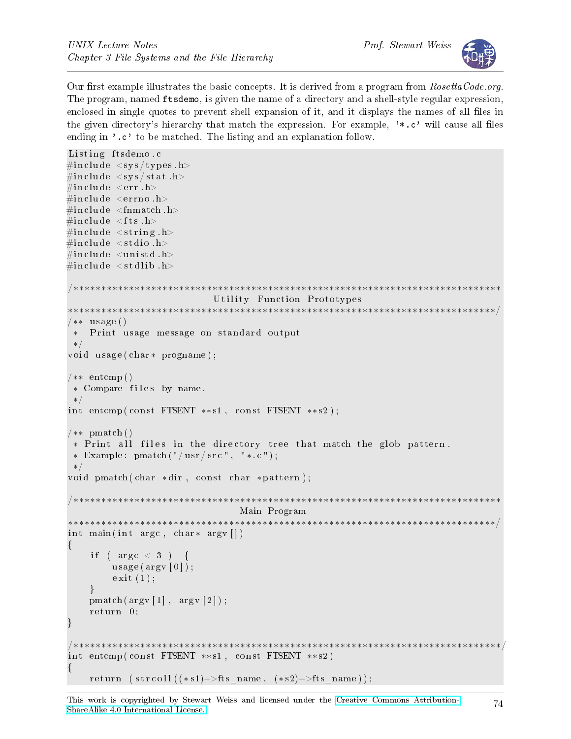Our first example illustrates the basic concepts. It is derived from a program from *RosettaCode.org*. The program, named `ftsdemo`, is given the name of a directory and a shell-style regular expression, enclosed in single quotes to prevent shell expansion of it, and it displays the names of all files in the given directory's hierarchy that match the expression. For example, `'*.c'` will cause all files ending in `'.c'` to be matched. The listing and an explanation follow.

```
Listing ftsdemo.c
#include <sys/types.h>
#include <sys/stat.h>
#include <err.h>
#include <errno.h>
#include <fnmatch.h>
#include <fts.h>
#include <string.h>
#include <stdio.h>
#include <unistd.h>
#include <stdlib.h>

/******************************************************************************
                          Utility Function Prototypes
******************************************************************************/
/** usage()
 *  Print usage message on standard output
 */
void usage(char* progname);

/** entcmp()
 * Compare files by name.
 */
int entcmp(const FTSENT **s1, const FTSENT **s2);

/** pmatch()
 * Print all files in the directory tree that match the glob pattern.
 * Example: pmatch("/usr/src", "*.c");
 */
void pmatch(char *dir, const char *pattern);

/******************************************************************************
                               Main Program
******************************************************************************/
int main(int argc, char* argv[])
{
    if ( argc < 3 )  {
        usage(argv[0]);
        exit(1);
    }
    pmatch(argv[1], argv[2]);
    return 0;
}

/******************************************************************************/
int entcmp(const FTSENT **s1, const FTSENT **s2)
{
    return (strcoll((*s1)->fts_name, (*s2)->fts_name));
```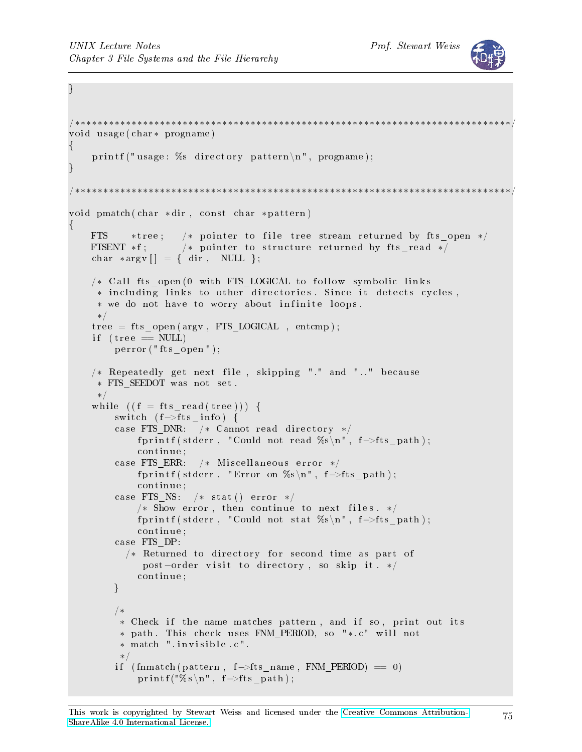```
}

/****************************************************************************/
void usage(char* progname)
{
    printf("usage: %s directory pattern\n", progname);
}

/****************************************************************************/

void pmatch(char *dir, const char *pattern)
{
    FTS     *tree;    /* pointer to file tree stream returned by fts_open */
    FTSENT *f;        /* pointer to structure returned by fts_read */
    char *argv[] = { dir, NULL };

    /* Call fts_open(0 with FTS_LOGICAL to follow symbolic links
     * including links to other directories. Since it detects cycles,
     * we do not have to worry about infinite loops.
     */
    tree = fts_open(argv, FTS_LOGICAL , entcmp);
    if (tree == NULL)
        perror("fts_open");

    /* Repeatedly get next file, skipping "." and ".." because
     * FTS_SEEDOT was not set.
     */
    while ((f = fts_read(tree))) {
        switch (f->fts_info) {
        case FTS_DNR:   /* Cannot read directory */
            fprintf(stderr, "Could not read %s\n", f->fts_path);
            continue;
        case FTS_ERR:   /* Miscellaneous error */
            fprintf(stderr, "Error on %s\n", f->fts_path);
            continue;
        case FTS_NS:   /* stat() error */
            /* Show error, then continue to next files. */
            fprintf(stderr, "Could not stat %s\n", f->fts_path);
            continue;
        case FTS_DP:
          /* Returned to directory for second time as part of
             post-order visit to directory, so skip it. */
            continue;
        }

        /*
         * Check if the name matches pattern, and if so, print out its
         * path. This check uses FNM_PERIOD, so "*.c" will not
         * match ".invisible.c".
         */
        if (fnmatch(pattern, f->fts_name, FNM_PERIOD) == 0)
            printf("%s\n", f->fts_path);
```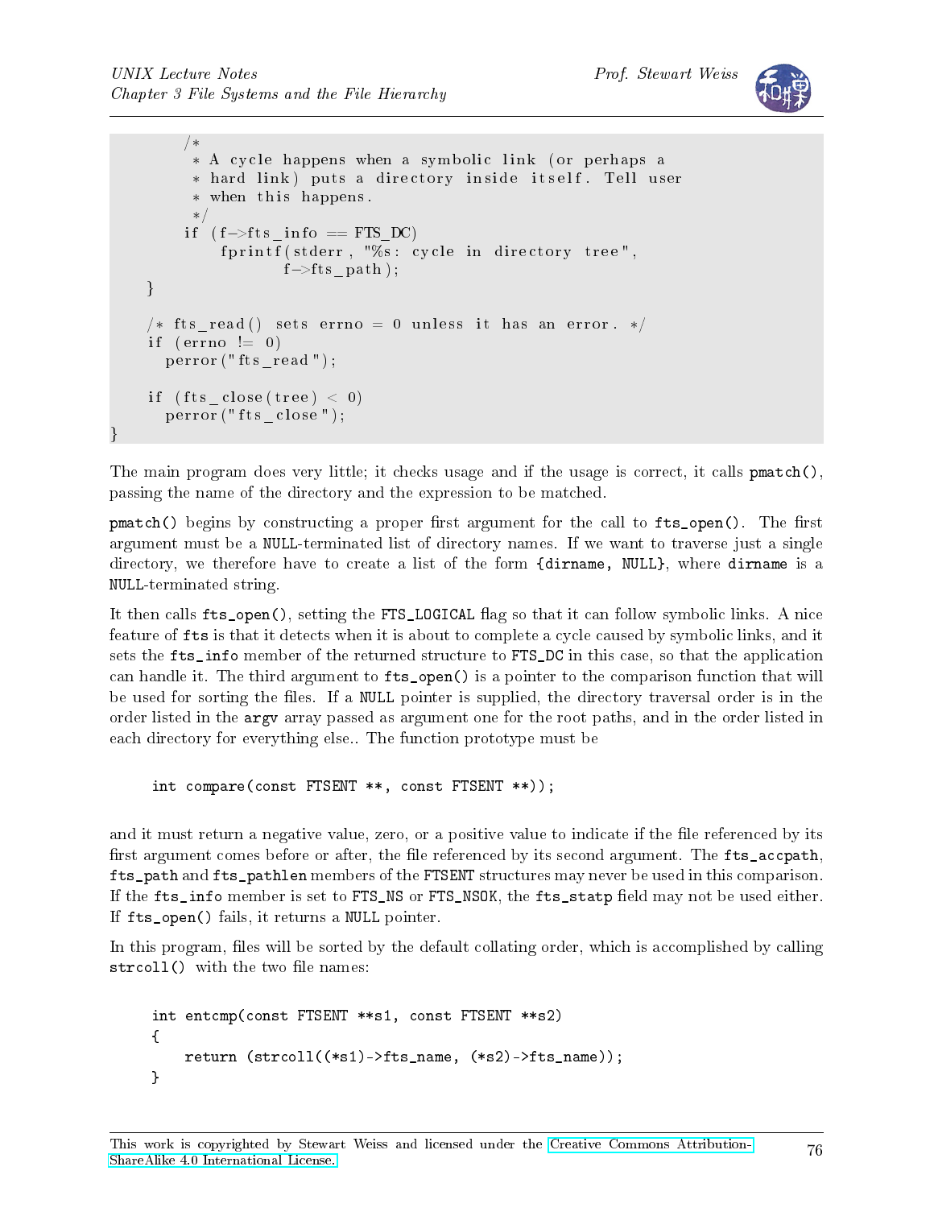```
        /*
         * A cycle happens when a symbolic link (or perhaps a
         * hard link) puts a directory inside itself. Tell user
         * when this happens.
         */
        if (f->fts_info == FTS_DC)
            fprintf(stderr, "%s: cycle in directory tree",
                    f->fts_path);
    }

    /* fts_read() sets errno = 0 unless it has an error. */
    if (errno != 0)
      perror("fts_read");

    if (fts_close(tree) < 0)
      perror("fts_close");
}
```

The main program does very little; it checks usage and if the usage is correct, it calls `pmatch()`, passing the name of the directory and the expression to be matched.

`pmatch()` begins by constructing a proper first argument for the call to `fts_open()`. The first argument must be a `NULL`-terminated list of directory names. If we want to traverse just a single directory, we therefore have to create a list of the form `{dirname, NULL}`, where `dirname` is a `NULL`-terminated string.

It then calls `fts_open()`, setting the `FTS_LOGICAL` flag so that it can follow symbolic links. A nice feature of `fts` is that it detects when it is about to complete a cycle caused by symbolic links, and it sets the `fts_info` member of the returned structure to `FTS_DC` in this case, so that the application can handle it. The third argument to `fts_open()` is a pointer to the comparison function that will be used for sorting the files. If a `NULL` pointer is supplied, the directory traversal order is in the order listed in the `argv` array passed as argument one for the root paths, and in the order listed in each directory for everything else.. The function prototype must be

```
int compare(const FTSENT **, const FTSENT **));
```

and it must return a negative value, zero, or a positive value to indicate if the file referenced by its first argument comes before or after, the file referenced by its second argument. The `fts_accpath`, `fts_path` and `fts_pathlen` members of the `FTSENT` structures may never be used in this comparison. If the `fts_info` member is set to `FTS_NS` or `FTS_NSOK`, the `fts_statp` field may not be used either. If `fts_open()` fails, it returns a `NULL` pointer.

In this program, files will be sorted by the default collating order, which is accomplished by calling `strcoll()` with the two file names:

```
int entcmp(const FTSENT **s1, const FTSENT **s2)
{
    return (strcoll((*s1)->fts_name, (*s2)->fts_name));
}
```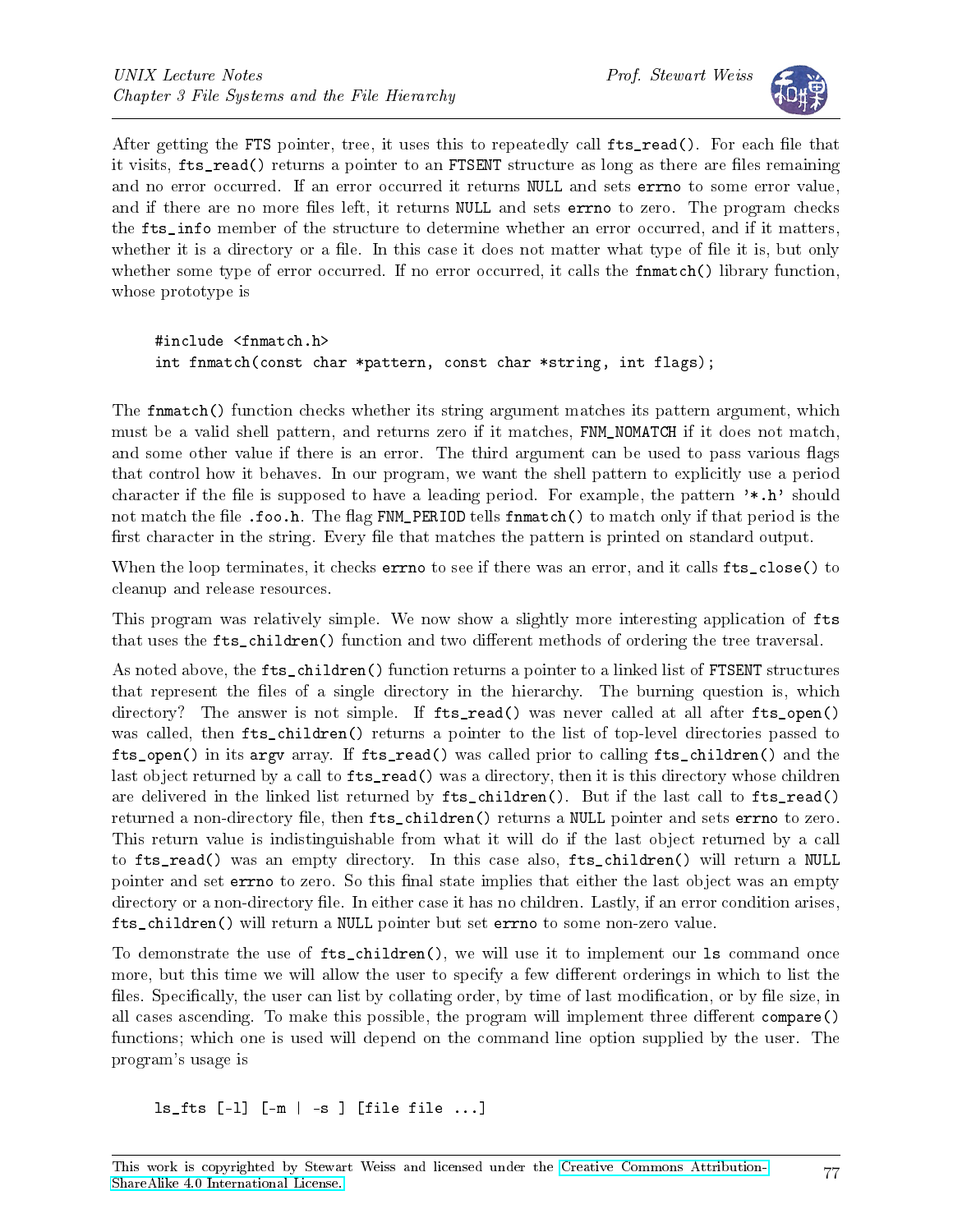After getting the FTS pointer, tree, it uses this to repeatedly call fts_read(). For each file that it visits, fts_read() returns a pointer to an FTSENT structure as long as there are files remaining and no error occurred. If an error occurred it returns NULL and sets errno to some error value, and if there are no more files left, it returns NULL and sets errno to zero. The program checks the fts_info member of the structure to determine whether an error occurred, and if it matters, whether it is a directory or a file. In this case it does not matter what type of file it is, but only whether some type of error occurred. If no error occurred, it calls the fnmatch() library function, whose prototype is

```
#include <fnmatch.h>
int fnmatch(const char *pattern, const char *string, int flags);
```

The fnmatch() function checks whether its string argument matches its pattern argument, which must be a valid shell pattern, and returns zero if it matches, FNM_NOMATCH if it does not match, and some other value if there is an error. The third argument can be used to pass various flags that control how it behaves. In our program, we want the shell pattern to explicitly use a period character if the file is supposed to have a leading period. For example, the pattern '*.h' should not match the file .foo.h. The flag FNM_PERIOD tells fnmatch() to match only if that period is the first character in the string. Every file that matches the pattern is printed on standard output.

When the loop terminates, it checks errno to see if there was an error, and it calls fts_close() to cleanup and release resources.

This program was relatively simple. We now show a slightly more interesting application of fts that uses the fts_children() function and two different methods of ordering the tree traversal.

As noted above, the fts_children() function returns a pointer to a linked list of FTSENT structures that represent the files of a single directory in the hierarchy. The burning question is, which directory? The answer is not simple. If fts_read() was never called at all after fts_open() was called, then fts_children() returns a pointer to the list of top-level directories passed to fts_open() in its argv array. If fts_read() was called prior to calling fts_children() and the last object returned by a call to fts_read() was a directory, then it is this directory whose children are delivered in the linked list returned by fts_children(). But if the last call to fts_read() returned a non-directory file, then fts_children() returns a NULL pointer and sets errno to zero. This return value is indistinguishable from what it will do if the last object returned by a call to fts_read() was an empty directory. In this case also, fts_children() will return a NULL pointer and set errno to zero. So this final state implies that either the last object was an empty directory or a non-directory file. In either case it has no children. Lastly, if an error condition arises, fts_children() will return a NULL pointer but set errno to some non-zero value.

To demonstrate the use of fts_children(), we will use it to implement our ls command once more, but this time we will allow the user to specify a few different orderings in which to list the files. Specifically, the user can list by collating order, by time of last modification, or by file size, in all cases ascending. To make this possible, the program will implement three different compare() functions; which one is used will depend on the command line option supplied by the user. The program's usage is

```
ls_fts [-l] [-m | -s ] [file file ...]
```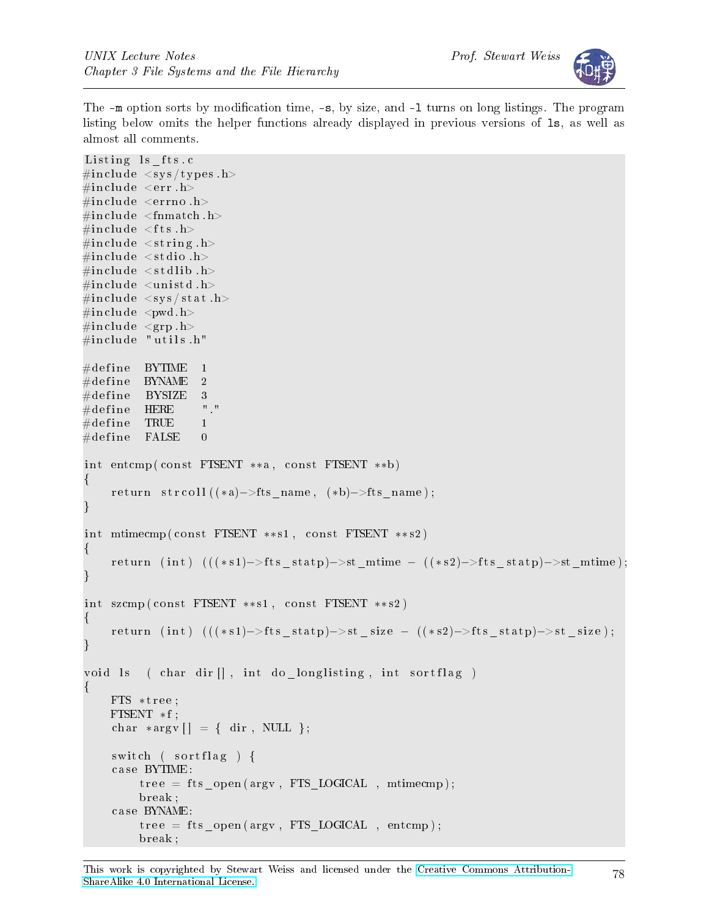The `-m` option sorts by modification time, `-s`, by size, and `-l` turns on long listings. The program listing below omits the helper functions already displayed in previous versions of `ls`, as well as almost all comments.

```
Listing ls_fts.c
#include <sys/types.h>
#include <err.h>
#include <errno.h>
#include <fnmatch.h>
#include <fts.h>
#include <string.h>
#include <stdio.h>
#include <stdlib.h>
#include <unistd.h>
#include <sys/stat.h>
#include <pwd.h>
#include <grp.h>
#include "utils.h"

#define  BYTIME   1
#define  BYNAME   2
#define  BYSIZE   3
#define  HERE     "."
#define  TRUE     1
#define  FALSE    0

int entcmp(const FTSENT **a, const FTSENT **b)
{
    return strcoll((*a)->fts_name, (*b)->fts_name);
}

int mtimecmp(const FTSENT **s1, const FTSENT **s2)
{
    return (int) (((*s1)->fts_statp)->st_mtime - ((*s2)->fts_statp)->st_mtime);
}

int szcmp(const FTSENT **s1, const FTSENT **s2)
{
    return (int) (((*s1)->fts_statp)->st_size - ((*s2)->fts_statp)->st_size);
}

void ls  ( char dir[], int do_longlisting, int sortflag )
{
    FTS *tree;
    FTSENT *f;
    char *argv[] = { dir, NULL };

    switch ( sortflag ) {
    case BYTIME:
        tree = fts_open(argv, FTS_LOGICAL , mtimecmp);
        break;
    case BYNAME:
        tree = fts_open(argv, FTS_LOGICAL , entcmp);
        break;
```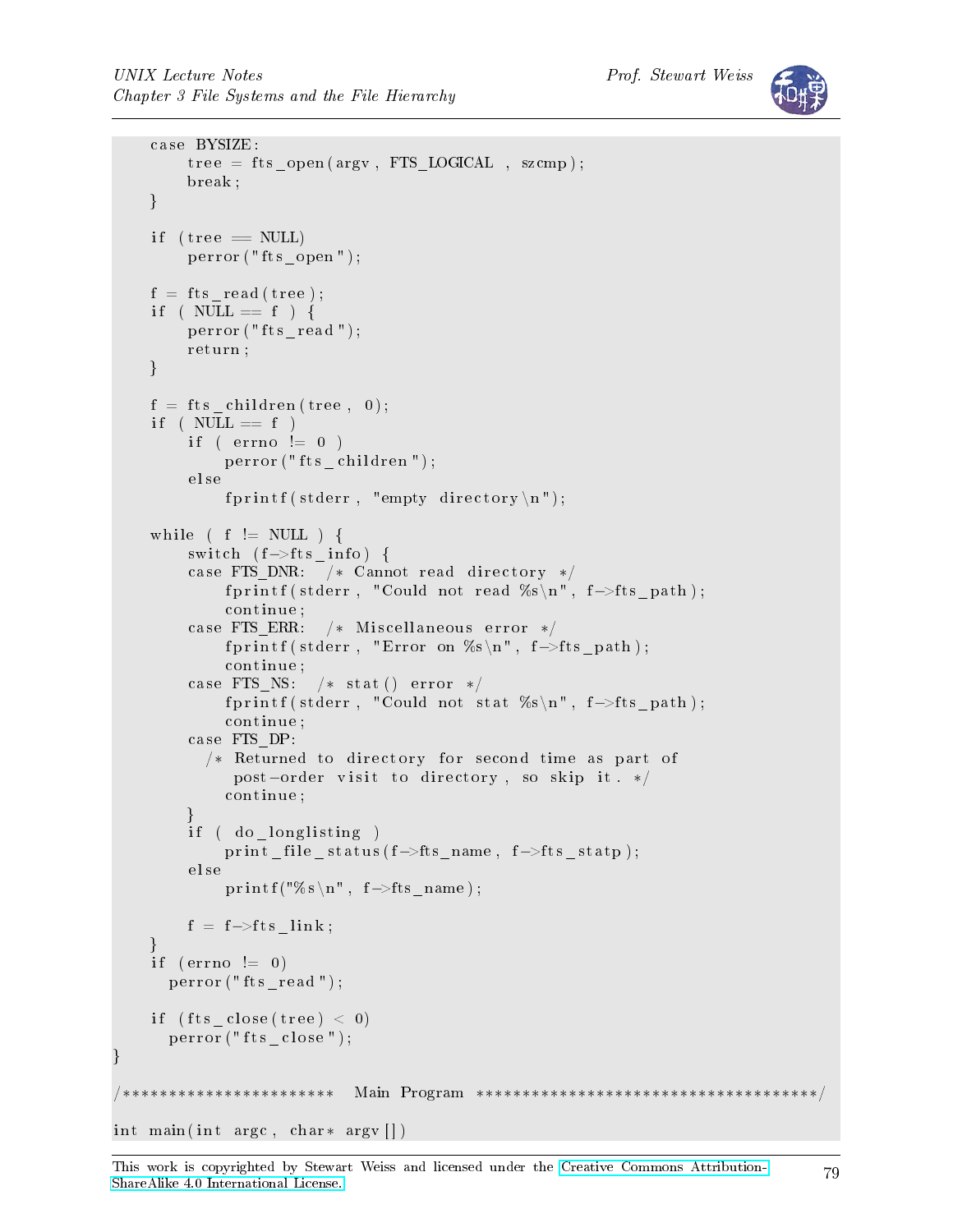```
    case BYSIZE:
        tree = fts_open(argv, FTS_LOGICAL , szcmp);
        break;
    }

    if (tree == NULL)
        perror("fts_open");

    f = fts_read(tree);
    if ( NULL == f ) {
        perror("fts_read");
        return;
    }

    f = fts_children(tree, 0);
    if ( NULL == f )
        if ( errno != 0 )
            perror("fts_children");
        else
            fprintf(stderr, "empty directory\n");

    while ( f != NULL ) {
        switch (f->fts_info) {
        case FTS_DNR:   /* Cannot read directory */
            fprintf(stderr, "Could not read %s\n", f->fts_path);
            continue;
        case FTS_ERR:   /* Miscellaneous error */
            fprintf(stderr, "Error on %s\n", f->fts_path);
            continue;
        case FTS_NS:   /* stat() error */
            fprintf(stderr, "Could not stat %s\n", f->fts_path);
            continue;
        case FTS_DP:
          /* Returned to directory for second time as part of
             post-order visit to directory, so skip it. */
            continue;
        }
        if ( do_longlisting )
            print_file_status(f->fts_name, f->fts_statp);
        else
            printf("%s\n", f->fts_name);

        f = f->fts_link;
    }
    if (errno != 0)
      perror("fts_read");

    if (fts_close(tree) < 0)
      perror("fts_close");
}

/**********************  Main Program  ************************************/

int main(int argc, char* argv[])
```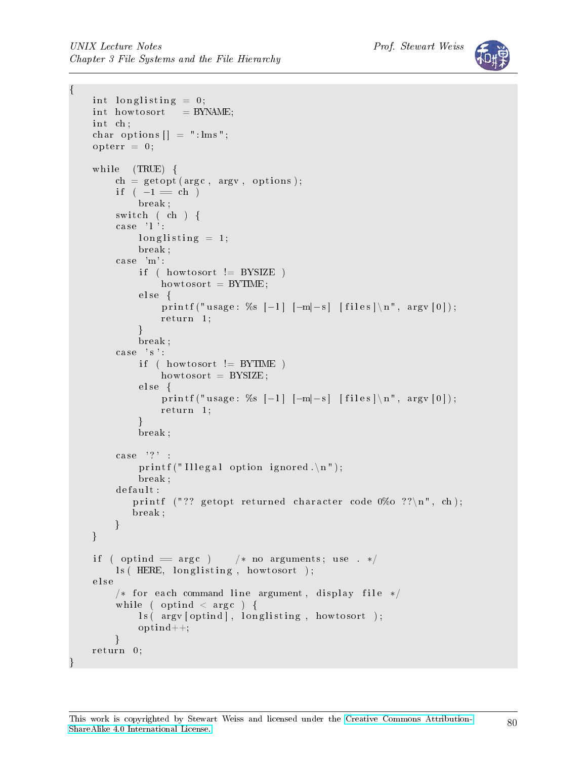```
{
    int longlisting = 0;
    int howtosort   = BYNAME;
    int ch;
    char options[] = ":lms";
    opterr = 0;

    while  (TRUE) {
        ch = getopt(argc, argv, options);
        if ( -1 == ch )
            break;
        switch ( ch ) {
        case 'l':
            longlisting = 1;
            break;
        case 'm':
            if ( howtosort != BYSIZE )
                howtosort = BYTIME;
            else {
                printf("usage: %s [-l] [-m|-s] [files]\n", argv[0]);
                return 1;
            }
            break;
        case 's':
            if ( howtosort != BYTIME )
                howtosort = BYSIZE;
            else {
                printf("usage: %s [-l] [-m|-s] [files]\n", argv[0]);
                return 1;
            }
            break;

        case '?' :
            printf("Illegal option ignored.\n");
            break;
        default:
           printf ("?? getopt returned character code 0%o ??\n", ch);
           break;
        }
    }

    if ( optind == argc )     /* no arguments; use . */
        ls( HERE, longlisting, howtosort );
    else
        /* for each command line argument, display file */
        while ( optind < argc ) {
            ls( argv[optind], longlisting, howtosort );
            optind++;
        }
    return 0;
}
```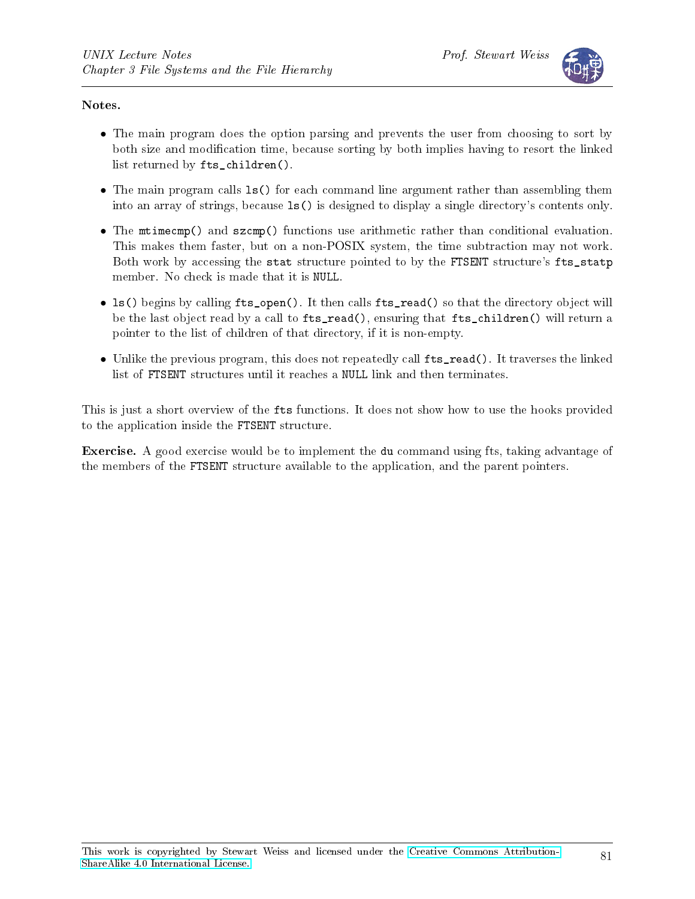**Notes.**

- The main program does the option parsing and prevents the user from choosing to sort by both size and modification time, because sorting by both implies having to resort the linked list returned by `fts_children()`.

- The main program calls `ls()` for each command line argument rather than assembling them into an array of strings, because `ls()` is designed to display a single directory's contents only.

- The `mtimecmp()` and `szcmp()` functions use arithmetic rather than conditional evaluation. This makes them faster, but on a non-POSIX system, the time subtraction may not work. Both work by accessing the `stat` structure pointed to by the `FTSENT` structure's `fts_statp` member. No check is made that it is `NULL`.

- `ls()` begins by calling `fts_open()`. It then calls `fts_read()` so that the directory object will be the last object read by a call to `fts_read()`, ensuring that `fts_children()` will return a pointer to the list of children of that directory, if it is non-empty.

- Unlike the previous program, this does not repeatedly call `fts_read()`. It traverses the linked list of `FTSENT` structures until it reaches a `NULL` link and then terminates.

This is just a short overview of the `fts` functions. It does not show how to use the hooks provided to the application inside the `FTSENT` structure.

**Exercise.** A good exercise would be to implement the `du` command using fts, taking advantage of the members of the `FTSENT` structure available to the application, and the parent pointers.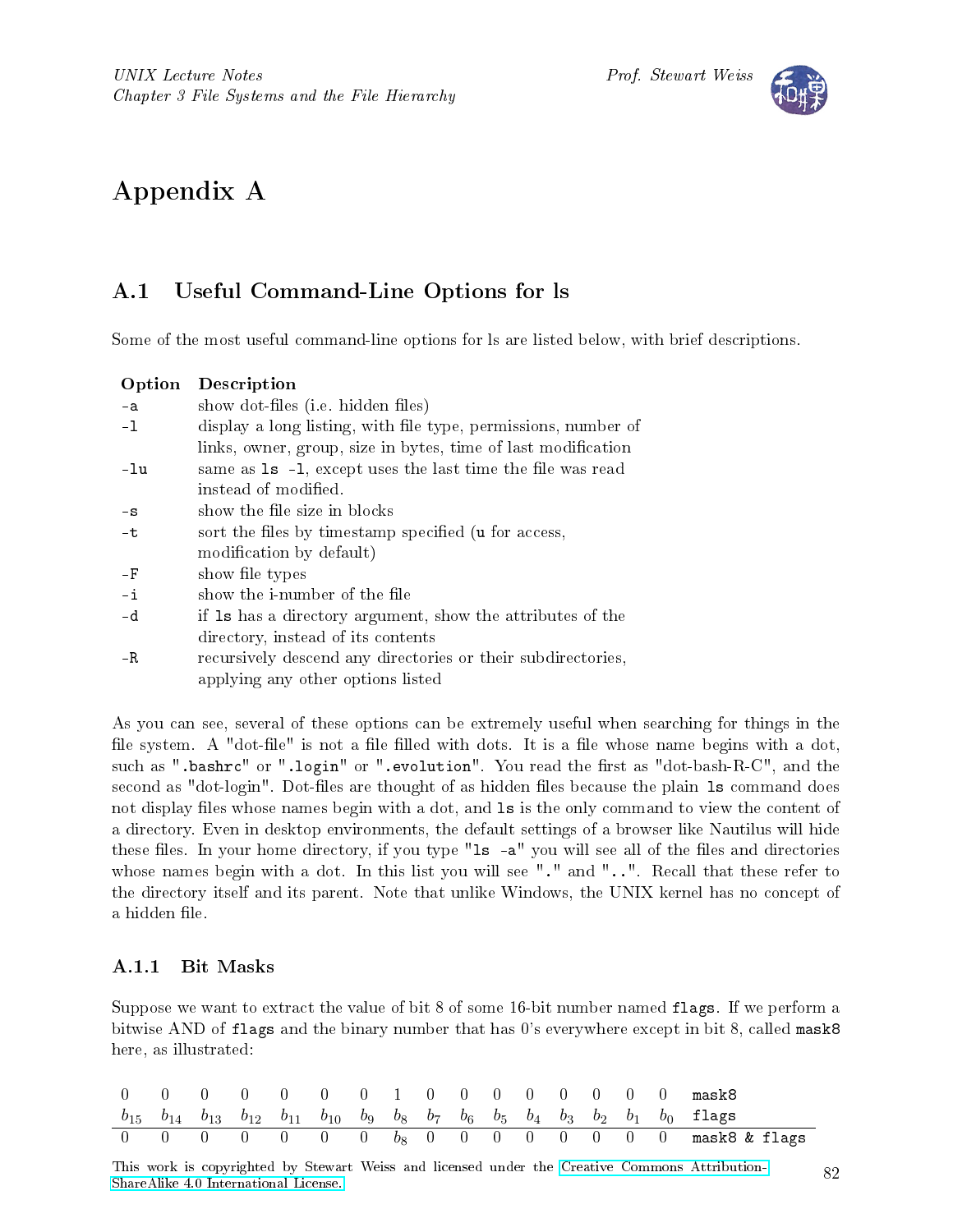# Appendix A

## A.1 Useful Command-Line Options for ls

Some of the most useful command-line options for ls are listed below, with brief descriptions.

| Option | Description |
|---|---|
| `-a` | show dot-files (i.e. hidden files) |
| `-l` | display a long listing, with file type, permissions, number of links, owner, group, size in bytes, time of last modification |
| `-lu` | same as `ls -l`, except uses the last time the file was read instead of modified. |
| `-s` | show the file size in blocks |
| `-t` | sort the files by timestamp specified (`u` for access, modification by default) |
| `-F` | show file types |
| `-i` | show the i-number of the file |
| `-d` | if `ls` has a directory argument, show the attributes of the directory, instead of its contents |
| `-R` | recursively descend any directories or their subdirectories, applying any other options listed |

As you can see, several of these options can be extremely useful when searching for things in the file system. A "dot-file" is not a file filled with dots. It is a file whose name begins with a dot, such as "`.bashrc`" or "`.login`" or "`.evolution`". You read the first as "dot-bash-R-C", and the second as "dot-login". Dot-files are thought of as hidden files because the plain `ls` command does not display files whose names begin with a dot, and `ls` is the only command to view the content of a directory. Even in desktop environments, the default settings of a browser like Nautilus will hide these files. In your home directory, if you type "`ls -a`" you will see all of the files and directories whose names begin with a dot. In this list you will see "`.`" and "`..`". Recall that these refer to the directory itself and its parent. Note that unlike Windows, the UNIX kernel has no concept of a hidden file.

### A.1.1 Bit Masks

Suppose we want to extract the value of bit 8 of some 16-bit number named `flags`. If we perform a bitwise AND of `flags` and the binary number that has 0's everywhere except in bit 8, called `mask8` here, as illustrated:

| | | | | | | | | | | | | | | | | |
|---|---|---|---|---|---|---|---|---|---|---|---|---|---|---|---|---|
| 0 | 0 | 0 | 0 | 0 | 0 | 0 | 1 | 0 | 0 | 0 | 0 | 0 | 0 | 0 | 0 | `mask8` |
| $b_{15}$ | $b_{14}$ | $b_{13}$ | $b_{12}$ | $b_{11}$ | $b_{10}$ | $b_9$ | $b_8$ | $b_7$ | $b_6$ | $b_5$ | $b_4$ | $b_3$ | $b_2$ | $b_1$ | $b_0$ | `flags` |
| 0 | 0 | 0 | 0 | 0 | 0 | 0 | $b_8$ | 0 | 0 | 0 | 0 | 0 | 0 | 0 | 0 | `mask8 & flags` |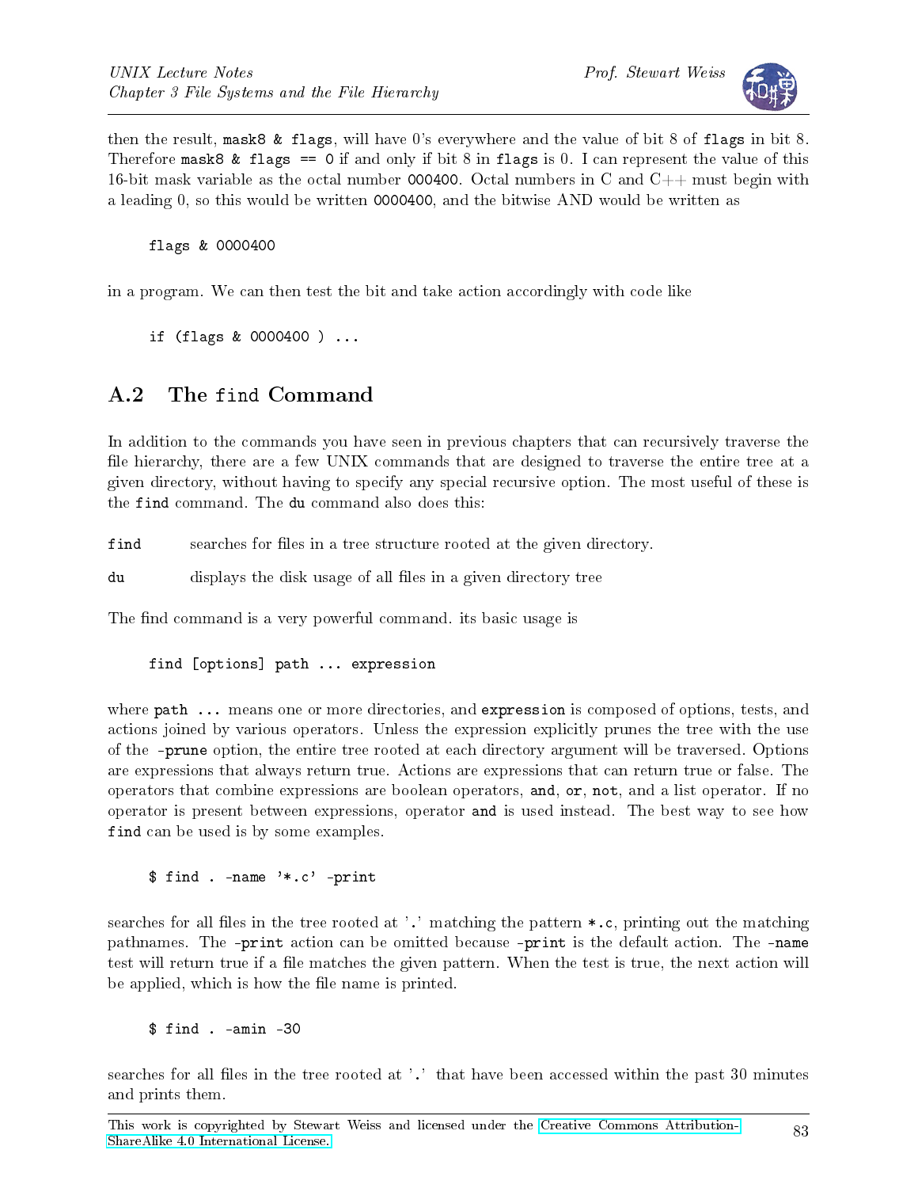then the result, `mask8 & flags`, will have 0's everywhere and the value of bit 8 of `flags` in bit 8. Therefore `mask8 & flags == 0` if and only if bit 8 in `flags` is 0. I can represent the value of this 16-bit mask variable as the octal number `000400`. Octal numbers in C and C++ must begin with a leading 0, so this would be written `0000400`, and the bitwise AND would be written as

```
flags & 0000400
```

in a program. We can then test the bit and take action accordingly with code like

```
if (flags & 0000400 ) ...
```

## A.2 The `find` Command

In addition to the commands you have seen in previous chapters that can recursively traverse the file hierarchy, there are a few UNIX commands that are designed to traverse the entire tree at a given directory, without having to specify any special recursive option. The most useful of these is the `find` command. The `du` command also does this:

`find` searches for files in a tree structure rooted at the given directory.

`du` displays the disk usage of all files in a given directory tree

The find command is a very powerful command. its basic usage is

```
find [options] path ... expression
```

where `path ...` means one or more directories, and `expression` is composed of options, tests, and actions joined by various operators. Unless the expression explicitly prunes the tree with the use of the `-prune` option, the entire tree rooted at each directory argument will be traversed. Options are expressions that always return true. Actions are expressions that can return true or false. The operators that combine expressions are boolean operators, **and**, **or**, **not**, and a list operator. If no operator is present between expressions, operator **and** is used instead. The best way to see how `find` can be used is by some examples.

```
$ find . -name '*.c' -print
```

searches for all files in the tree rooted at '.' matching the pattern `*.c`, printing out the matching pathnames. The `-print` action can be omitted because `-print` is the default action. The `-name` test will return true if a file matches the given pattern. When the test is true, the next action will be applied, which is how the file name is printed.

```
$ find . -amin -30
```

searches for all files in the tree rooted at '.' that have been accessed within the past 30 minutes and prints them.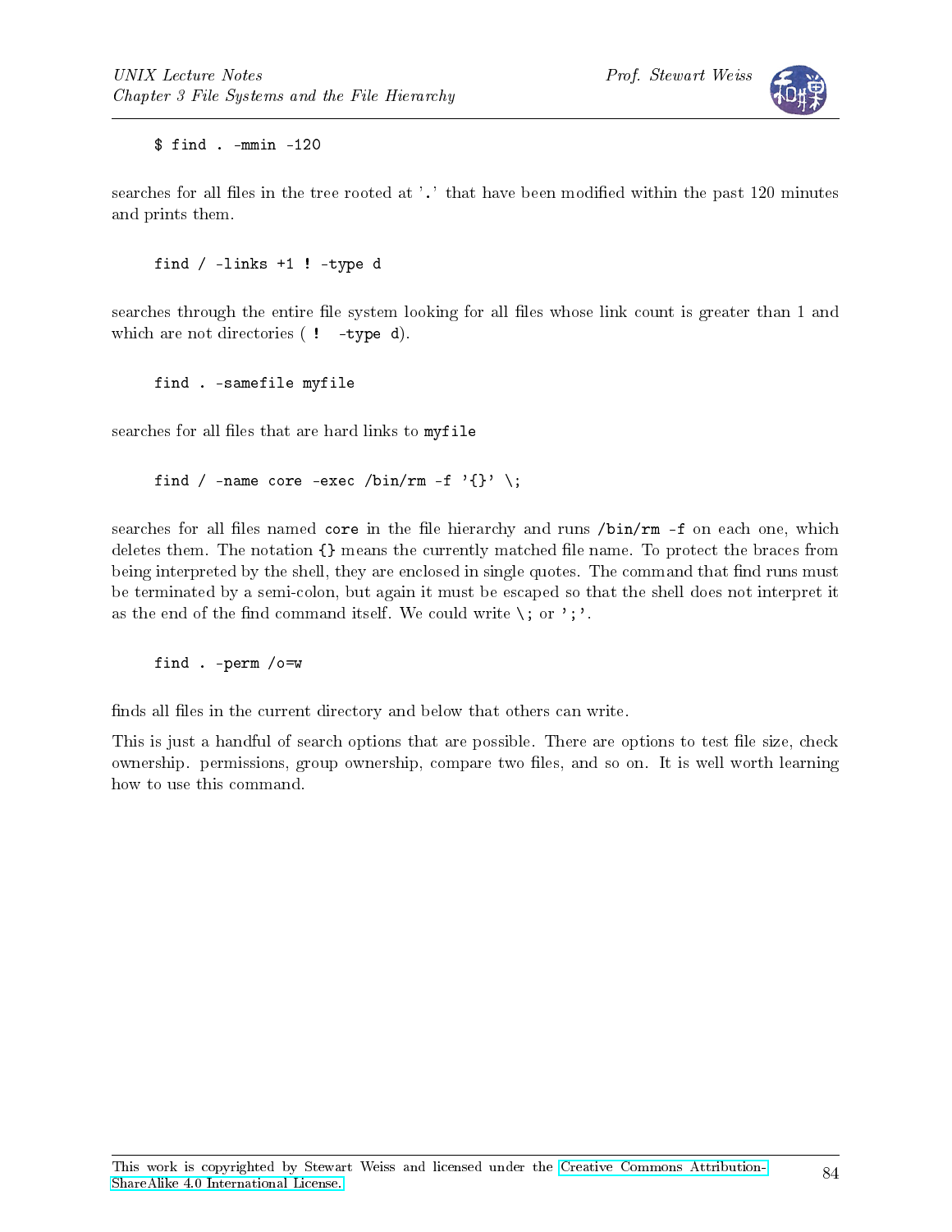```
$ find . -mmin -120
```

searches for all files in the tree rooted at '.' that have been modified within the past 120 minutes and prints them.

```
find / -links +1 ! -type d
```

searches through the entire file system looking for all files whose link count is greater than 1 and which are not directories ( `! -type d`).

```
find . -samefile myfile
```

searches for all files that are hard links to `myfile`

```
find / -name core -exec /bin/rm -f '{}' \;
```

searches for all files named `core` in the file hierarchy and runs `/bin/rm -f` on each one, which deletes them. The notation `{}` means the currently matched file name. To protect the braces from being interpreted by the shell, they are enclosed in single quotes. The command that find runs must be terminated by a semi-colon, but again it must be escaped so that the shell does not interpret it as the end of the find command itself. We could write `\;` or `';'`.

```
find . -perm /o=w
```

finds all files in the current directory and below that others can write.

This is just a handful of search options that are possible. There are options to test file size, check ownership. permissions, group ownership, compare two files, and so on. It is well worth learning how to use this command.